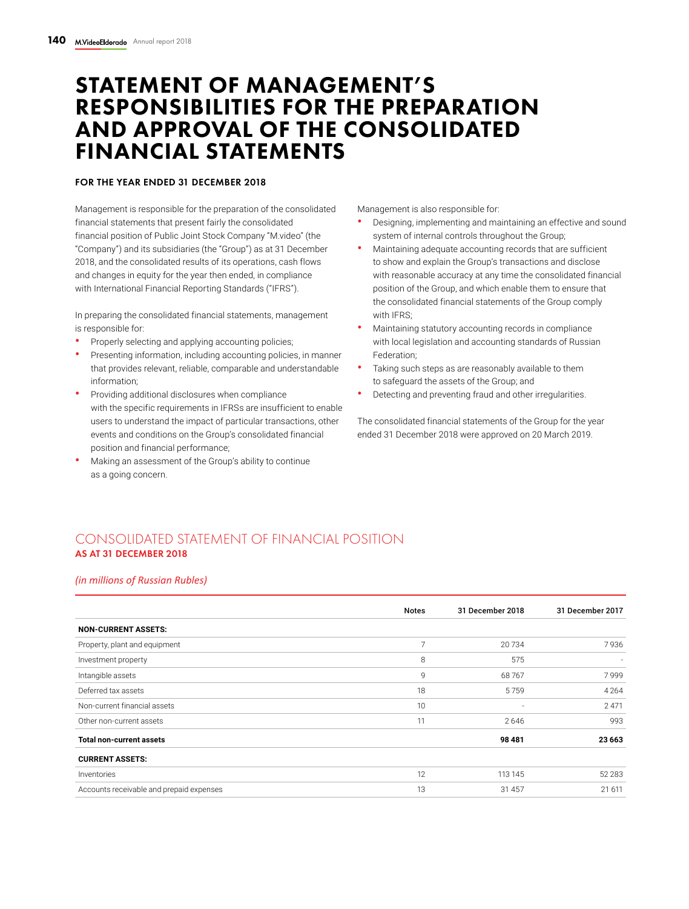# STATEMENT OF MANAGEMENT'S RESPONSIBILITIES FOR THE PREPARATION AND APPROVAL OF THE CONSOLIDATED FINANCIAL STATEMENTS

### FOR THE YEAR ENDED 31 DECEMBER 2018

Management is responsible for the preparation of the consolidated financial statements that present fairly the consolidated financial position of Public Joint Stock Company "M.video" (the "Company") and its subsidiaries (the "Group") as at 31 December 2018, and the consolidated results of its operations, cash flows and changes in equity for the year then ended, in compliance with International Financial Reporting Standards ("IFRS").

In preparing the consolidated financial statements, management is responsible for:

- Properly selecting and applying accounting policies;
- Presenting information, including accounting policies, in manner that provides relevant, reliable, comparable and understandable information;
- Providing additional disclosures when compliance with the specific requirements in IFRSs are insufficient to enable users to understand the impact of particular transactions, other events and conditions on the Group's consolidated financial position and financial performance;
- Making an assessment of the Group's ability to continue as a going concern.

Management is also responsible for:

- Designing, implementing and maintaining an effective and sound system of internal controls throughout the Group;
- Maintaining adequate accounting records that are sufficient to show and explain the Group's transactions and disclose with reasonable accuracy at any time the consolidated financial position of the Group, and which enable them to ensure that the consolidated financial statements of the Group comply with IFRS;
- Maintaining statutory accounting records in compliance with local legislation and accounting standards of Russian Federation;
- Taking such steps as are reasonably available to them to safeguard the assets of the Group; and
- Detecting and preventing fraud and other irregularities.

The consolidated financial statements of the Group for the year ended 31 December 2018 were approved on 20 March 2019.

## CONSOLIDATED STATEMENT OF FINANCIAL POSITION
### AS AT 31 DECEMBER 2018

*(in millions of Russian Rubles)*

| | Notes | 31 December 2018 | 31 December 2017 |
|---|---|---|---|
| **NON-CURRENT ASSETS:** | | | |
| Property, plant and equipment | 7 | 20 734 | 7 936 |
| Investment property | 8 | 575 | - |
| Intangible assets | 9 | 68 767 | 7 999 |
| Deferred tax assets | 18 | 5 759 | 4 264 |
| Non-current financial assets | 10 | - | 2 471 |
| Other non-current assets | 11 | 2 646 | 993 |
| **Total non-current assets** | | **98 481** | **23 663** |
| **CURRENT ASSETS:** | | | |
| Inventories | 12 | 113 145 | 52 283 |
| Accounts receivable and prepaid expenses | 13 | 31 457 | 21 611 |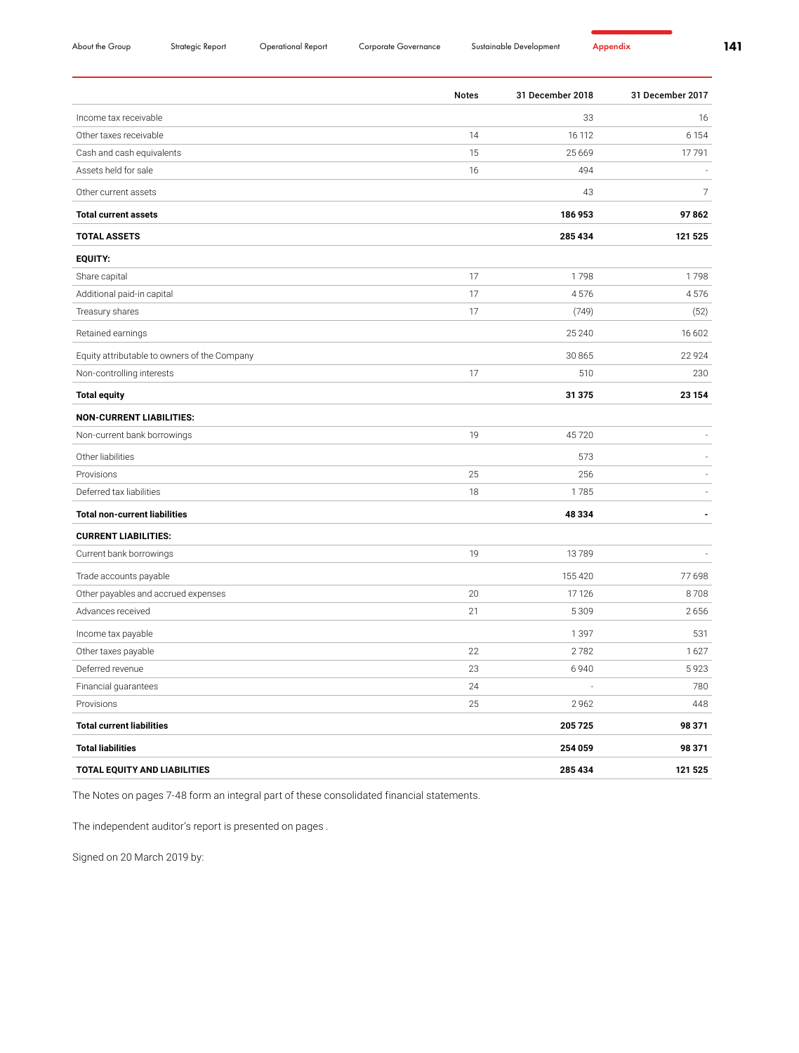| | Notes | 31 December 2018 | 31 December 2017 |
|---|---|---|---|
| Income tax receivable | | 33 | 16 |
| Other taxes receivable | 14 | 16 112 | 6 154 |
| Cash and cash equivalents | 15 | 25 669 | 17 791 |
| Assets held for sale | 16 | 494 | - |
| Other current assets | | 43 | 7 |
| **Total current assets** | | **186 953** | **97 862** |
| **TOTAL ASSETS** | | **285 434** | **121 525** |
| **EQUITY:** | | | |
| Share capital | 17 | 1 798 | 1 798 |
| Additional paid-in capital | 17 | 4 576 | 4 576 |
| Treasury shares | 17 | (749) | (52) |
| Retained earnings | | 25 240 | 16 602 |
| Equity attributable to owners of the Company | | 30 865 | 22 924 |
| Non-controlling interests | 17 | 510 | 230 |
| **Total equity** | | **31 375** | **23 154** |
| **NON-CURRENT LIABILITIES:** | | | |
| Non-current bank borrowings | 19 | 45 720 | - |
| Other liabilities | | 573 | - |
| Provisions | 25 | 256 | - |
| Deferred tax liabilities | 18 | 1 785 | - |
| **Total non-current liabilities** | | **48 334** | **-** |
| **CURRENT LIABILITIES:** | | | |
| Current bank borrowings | 19 | 13 789 | - |
| Trade accounts payable | | 155 420 | 77 698 |
| Other payables and accrued expenses | 20 | 17 126 | 8 708 |
| Advances received | 21 | 5 309 | 2 656 |
| Income tax payable | | 1 397 | 531 |
| Other taxes payable | 22 | 2 782 | 1 627 |
| Deferred revenue | 23 | 6 940 | 5 923 |
| Financial guarantees | 24 | - | 780 |
| Provisions | 25 | 2 962 | 448 |
| **Total current liabilities** | | **205 725** | **98 371** |
| **Total liabilities** | | **254 059** | **98 371** |
| **TOTAL EQUITY AND LIABILITIES** | | **285 434** | **121 525** |

The Notes on pages 7-48 form an integral part of these consolidated financial statements.

The independent auditor's report is presented on pages .

Signed on 20 March 2019 by: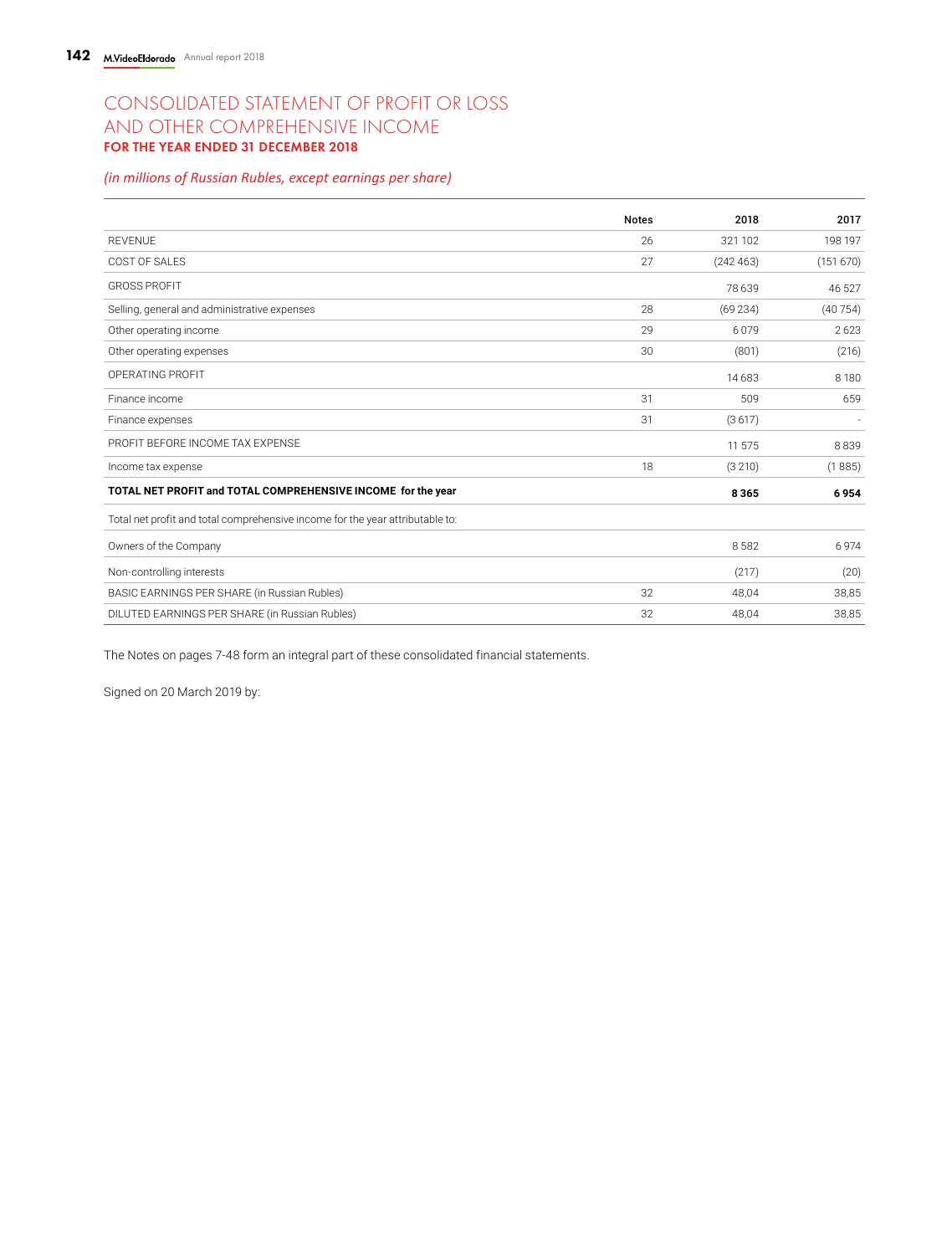# CONSOLIDATED STATEMENT OF PROFIT OR LOSS AND OTHER COMPREHENSIVE INCOME

**FOR THE YEAR ENDED 31 DECEMBER 2018**

*(in millions of Russian Rubles, except earnings per share)*

| | Notes | 2018 | 2017 |
|---|---|---|---|
| REVENUE | 26 | 321 102 | 198 197 |
| COST OF SALES | 27 | (242 463) | (151 670) |
| GROSS PROFIT | | 78 639 | 46 527 |
| Selling, general and administrative expenses | 28 | (69 234) | (40 754) |
| Other operating income | 29 | 6 079 | 2 623 |
| Other operating expenses | 30 | (801) | (216) |
| OPERATING PROFIT | | 14 683 | 8 180 |
| Finance income | 31 | 509 | 659 |
| Finance expenses | 31 | (3 617) | - |
| PROFIT BEFORE INCOME TAX EXPENSE | | 11 575 | 8 839 |
| Income tax expense | 18 | (3 210) | (1 885) |
| **TOTAL NET PROFIT and TOTAL COMPREHENSIVE INCOME for the year** | | **8 365** | **6 954** |
| Total net profit and total comprehensive income for the year attributable to: | | | |
| Owners of the Company | | 8 582 | 6 974 |
| Non-controlling interests | | (217) | (20) |
| BASIC EARNINGS PER SHARE (in Russian Rubles) | 32 | 48,04 | 38,85 |
| DILUTED EARNINGS PER SHARE (in Russian Rubles) | 32 | 48,04 | 38,85 |

The Notes on pages 7-48 form an integral part of these consolidated financial statements.

Signed on 20 March 2019 by: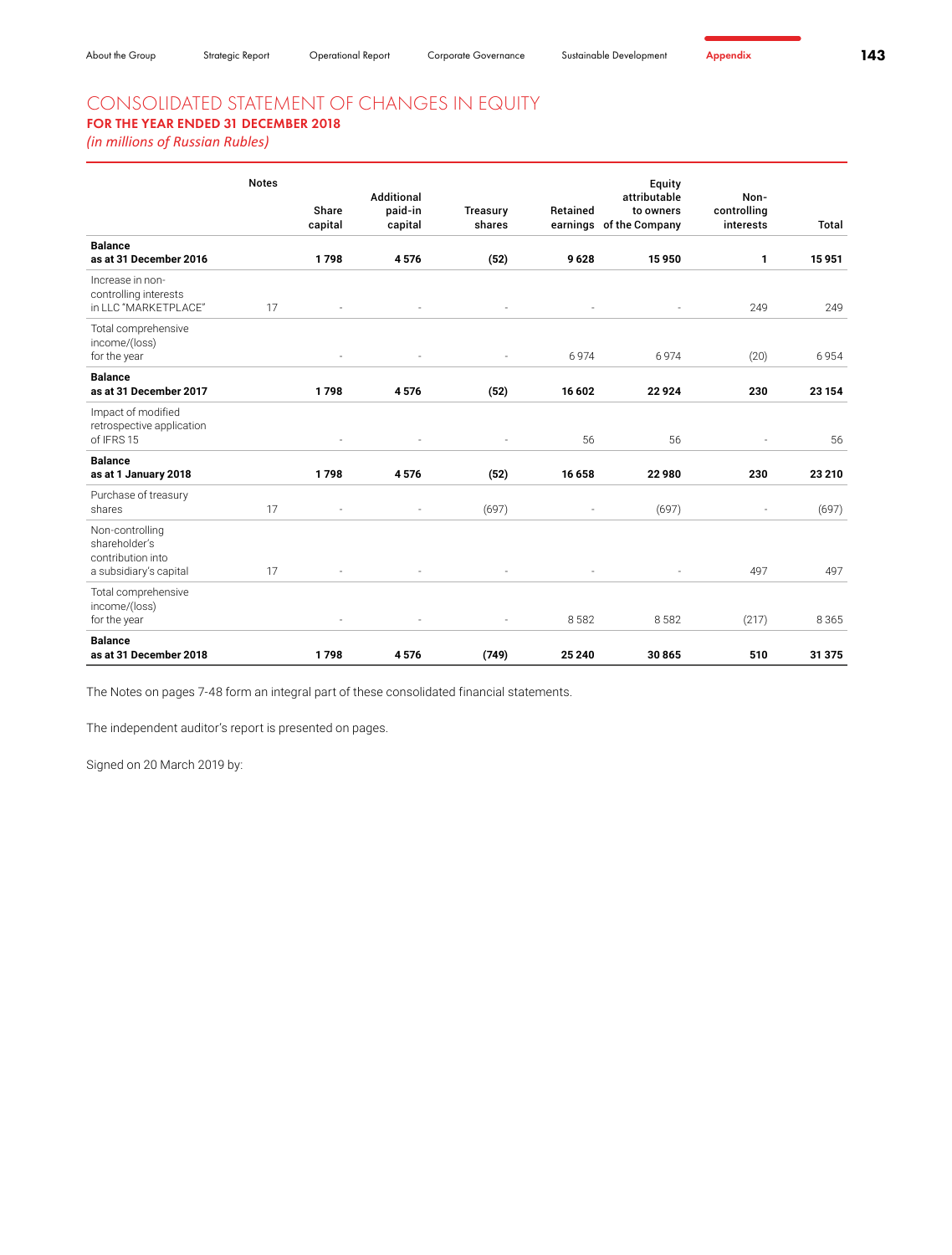# CONSOLIDATED STATEMENT OF CHANGES IN EQUITY

## FOR THE YEAR ENDED 31 DECEMBER 2018

*(in millions of Russian Rubles)*

| | Notes | Share capital | Additional paid-in capital | Treasury shares | Retained earnings | Equity attributable to owners of the Company | Non-controlling interests | Total |
|---|---|---|---|---|---|---|---|---|
| **Balance as at 31 December 2016** | | **1 798** | **4 576** | **(52)** | **9 628** | **15 950** | **1** | **15 951** |
| Increase in non-controlling interests in LLC "MARKETPLACE" | 17 | - | - | - | - | - | 249 | 249 |
| Total comprehensive income/(loss) for the year | | - | - | - | 6 974 | 6 974 | (20) | 6 954 |
| **Balance as at 31 December 2017** | | **1 798** | **4 576** | **(52)** | **16 602** | **22 924** | **230** | **23 154** |
| Impact of modified retrospective application of IFRS 15 | | - | - | - | 56 | 56 | - | 56 |
| **Balance as at 1 January 2018** | | **1 798** | **4 576** | **(52)** | **16 658** | **22 980** | **230** | **23 210** |
| Purchase of treasury shares | 17 | - | - | (697) | - | (697) | - | (697) |
| Non-controlling shareholder's contribution into a subsidiary's capital | 17 | - | - | - | - | - | 497 | 497 |
| Total comprehensive income/(loss) for the year | | - | - | - | 8 582 | 8 582 | (217) | 8 365 |
| **Balance as at 31 December 2018** | | **1 798** | **4 576** | **(749)** | **25 240** | **30 865** | **510** | **31 375** |

The Notes on pages 7-48 form an integral part of these consolidated financial statements.

The independent auditor's report is presented on pages.

Signed on 20 March 2019 by: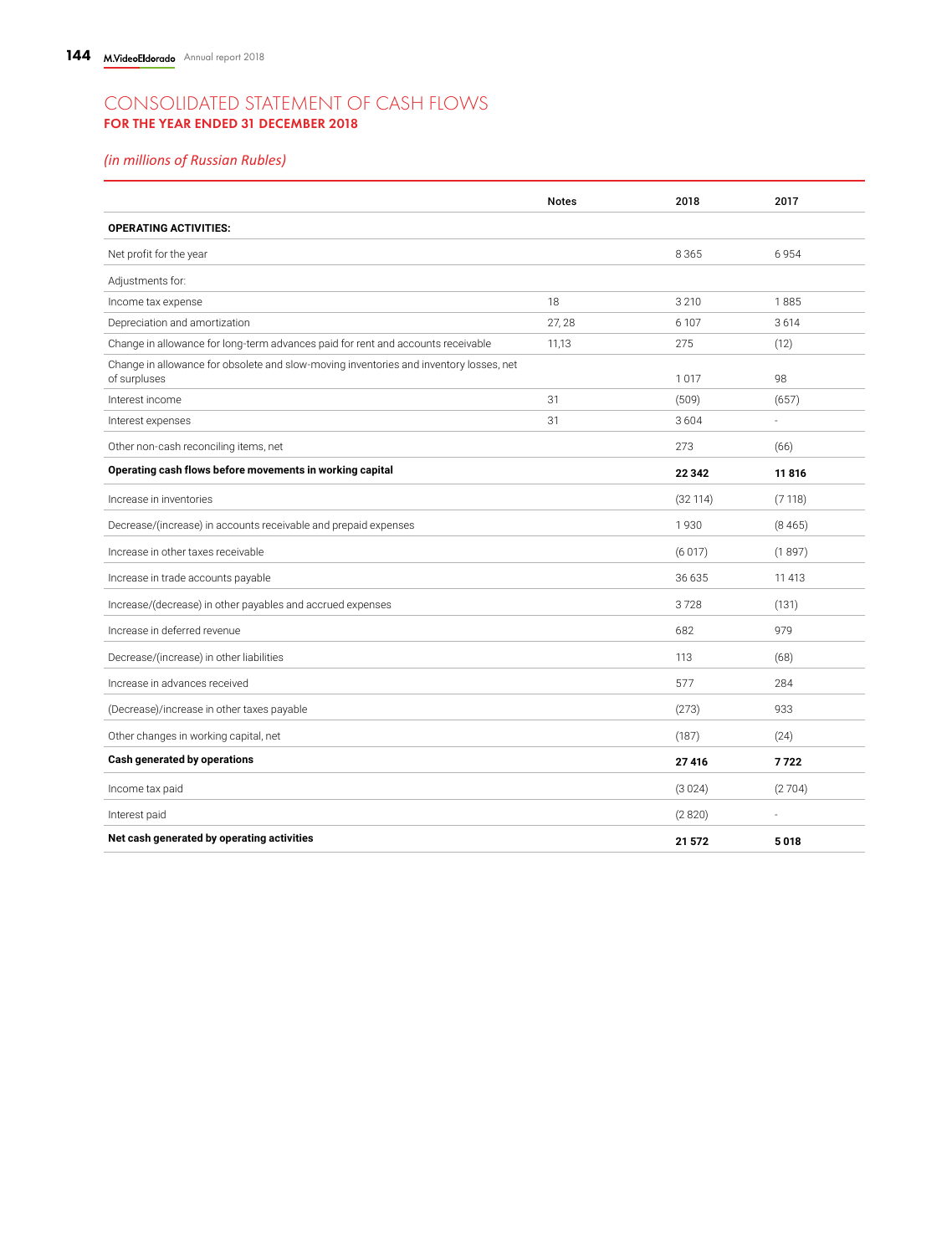# CONSOLIDATED STATEMENT OF CASH FLOWS

## FOR THE YEAR ENDED 31 DECEMBER 2018

*(in millions of Russian Rubles)*

| | Notes | 2018 | 2017 |
|---|---|---|---|
| **OPERATING ACTIVITIES:** | | | |
| Net profit for the year | | 8 365 | 6 954 |
| Adjustments for: | | | |
| Income tax expense | 18 | 3 210 | 1 885 |
| Depreciation and amortization | 27, 28 | 6 107 | 3 614 |
| Change in allowance for long-term advances paid for rent and accounts receivable | 11,13 | 275 | (12) |
| Change in allowance for obsolete and slow-moving inventories and inventory losses, net of surpluses | | 1 017 | 98 |
| Interest income | 31 | (509) | (657) |
| Interest expenses | 31 | 3 604 | - |
| Other non-cash reconciling items, net | | 273 | (66) |
| **Operating cash flows before movements in working capital** | | **22 342** | **11 816** |
| Increase in inventories | | (32 114) | (7 118) |
| Decrease/(increase) in accounts receivable and prepaid expenses | | 1 930 | (8 465) |
| Increase in other taxes receivable | | (6 017) | (1 897) |
| Increase in trade accounts payable | | 36 635 | 11 413 |
| Increase/(decrease) in other payables and accrued expenses | | 3 728 | (131) |
| Increase in deferred revenue | | 682 | 979 |
| Decrease/(increase) in other liabilities | | 113 | (68) |
| Increase in advances received | | 577 | 284 |
| (Decrease)/increase in other taxes payable | | (273) | 933 |
| Other changes in working capital, net | | (187) | (24) |
| **Cash generated by operations** | | **27 416** | **7 722** |
| Income tax paid | | (3 024) | (2 704) |
| Interest paid | | (2 820) | - |
| **Net cash generated by operating activities** | | **21 572** | **5 018** |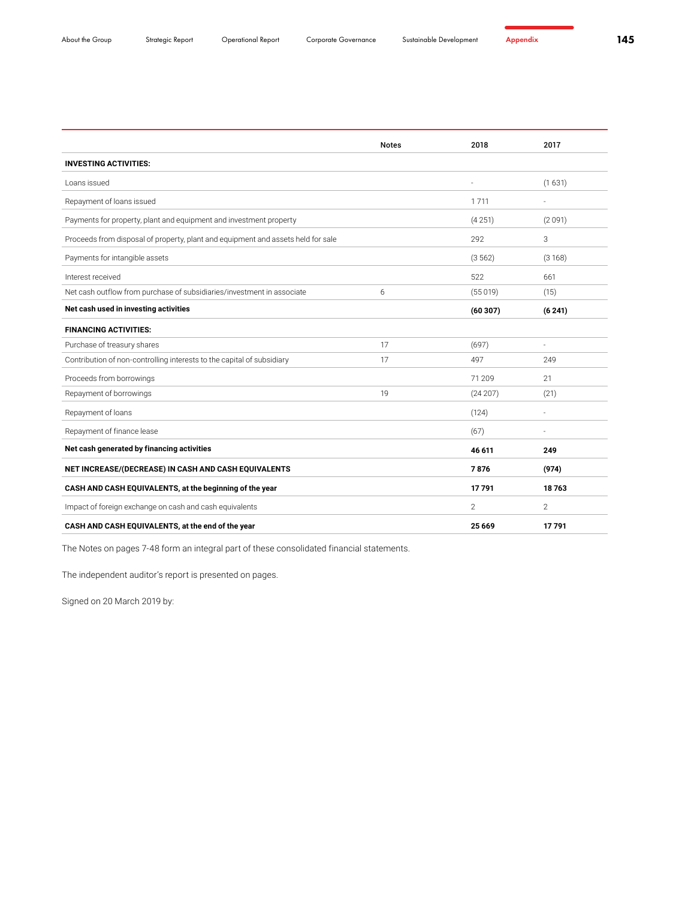| | Notes | 2018 | 2017 |
|---|---|---|---|
| **INVESTING ACTIVITIES:** | | | |
| Loans issued | | - | (1 631) |
| Repayment of loans issued | | 1 711 | - |
| Payments for property, plant and equipment and investment property | | (4 251) | (2 091) |
| Proceeds from disposal of property, plant and equipment and assets held for sale | | 292 | 3 |
| Payments for intangible assets | | (3 562) | (3 168) |
| Interest received | | 522 | 661 |
| Net cash outflow from purchase of subsidiaries/investment in associate | 6 | (55 019) | (15) |
| **Net cash used in investing activities** | | **(60 307)** | **(6 241)** |
| **FINANCING ACTIVITIES:** | | | |
| Purchase of treasury shares | 17 | (697) | - |
| Contribution of non-controlling interests to the capital of subsidiary | 17 | 497 | 249 |
| Proceeds from borrowings | | 71 209 | 21 |
| Repayment of borrowings | 19 | (24 207) | (21) |
| Repayment of loans | | (124) | - |
| Repayment of finance lease | | (67) | - |
| **Net cash generated by financing activities** | | **46 611** | **249** |
| **NET INCREASE/(DECREASE) IN CASH AND CASH EQUIVALENTS** | | **7 876** | **(974)** |
| **CASH AND CASH EQUIVALENTS, at the beginning of the year** | | **17 791** | **18 763** |
| Impact of foreign exchange on cash and cash equivalents | | 2 | 2 |
| **CASH AND CASH EQUIVALENTS, at the end of the year** | | **25 669** | **17 791** |

The Notes on pages 7-48 form an integral part of these consolidated financial statements.

The independent auditor's report is presented on pages.

Signed on 20 March 2019 by: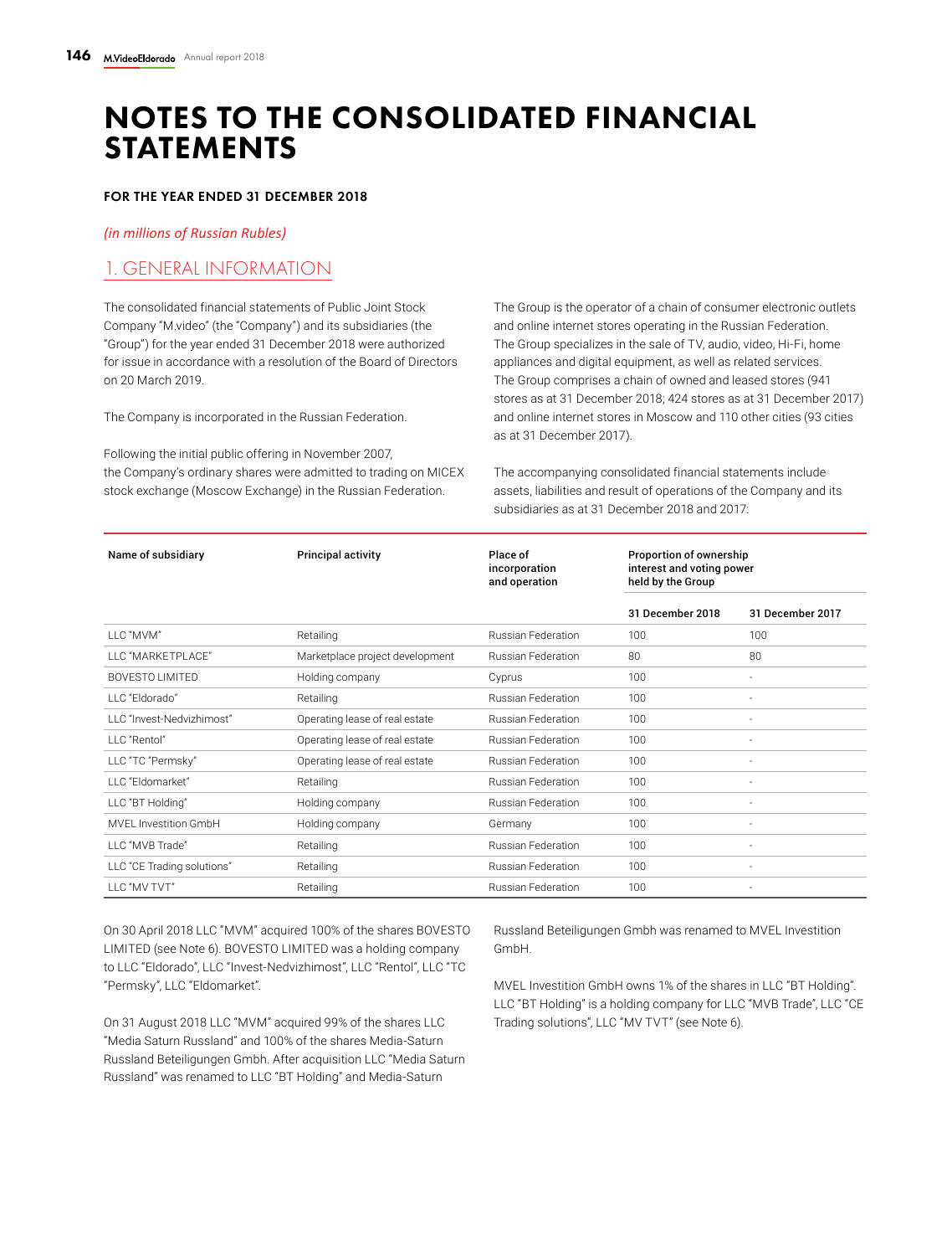# NOTES TO THE CONSOLIDATED FINANCIAL STATEMENTS

**FOR THE YEAR ENDED 31 DECEMBER 2018**

*(in millions of Russian Rubles)*

## 1. GENERAL INFORMATION

The consolidated financial statements of Public Joint Stock Company "M.video" (the "Company") and its subsidiaries (the "Group") for the year ended 31 December 2018 were authorized for issue in accordance with a resolution of the Board of Directors on 20 March 2019.

The Company is incorporated in the Russian Federation.

Following the initial public offering in November 2007, the Company's ordinary shares were admitted to trading on MICEX stock exchange (Moscow Exchange) in the Russian Federation.

The Group is the operator of a chain of consumer electronic outlets and online internet stores operating in the Russian Federation. The Group specializes in the sale of TV, audio, video, Hi-Fi, home appliances and digital equipment, as well as related services. The Group comprises a chain of owned and leased stores (941 stores as at 31 December 2018; 424 stores as at 31 December 2017) and online internet stores in Moscow and 110 other cities (93 cities as at 31 December 2017).

The accompanying consolidated financial statements include assets, liabilities and result of operations of the Company and its subsidiaries as at 31 December 2018 and 2017:

| Name of subsidiary | Principal activity | Place of incorporation and operation | Proportion of ownership interest and voting power held by the Group | |
|---|---|---|---|---|
| | | | 31 December 2018 | 31 December 2017 |
| LLC "MVM" | Retailing | Russian Federation | 100 | 100 |
| LLC "MARKETPLACE" | Marketplace project development | Russian Federation | 80 | 80 |
| BOVESTO LIMITED | Holding company | Cyprus | 100 | - |
| LLC "Eldorado" | Retailing | Russian Federation | 100 | - |
| LLC "Invest-Nedvizhimost" | Operating lease of real estate | Russian Federation | 100 | - |
| LLC "Rentol" | Operating lease of real estate | Russian Federation | 100 | - |
| LLC "TC "Permsky" | Operating lease of real estate | Russian Federation | 100 | - |
| LLC "Eldomarket" | Retailing | Russian Federation | 100 | - |
| LLC "BT Holding" | Holding company | Russian Federation | 100 | - |
| MVEL Investition GmbH | Holding company | Germany | 100 | - |
| LLC "MVB Trade" | Retailing | Russian Federation | 100 | - |
| LLC "CE Trading solutions" | Retailing | Russian Federation | 100 | - |
| LLC "MV TVT" | Retailing | Russian Federation | 100 | - |

On 30 April 2018 LLC "MVM" acquired 100% of the shares BOVESTO LIMITED (see Note 6). BOVESTO LIMITED was a holding company to LLC "Eldorado", LLC "Invest-Nedvizhimost", LLC "Rentol", LLC "TC "Permsky", LLC "Eldomarket".

On 31 August 2018 LLC "MVM" acquired 99% of the shares LLC "Media Saturn Russland" and 100% of the shares Media-Saturn Russland Beteiligungen Gmbh. After acquisition LLC "Media Saturn Russland" was renamed to LLC "BT Holding" and Media-Saturn Russland Beteiligungen Gmbh was renamed to MVEL Investition GmbH.

MVEL Investition GmbH owns 1% of the shares in LLC "BT Holding". LLC "BT Holding" is a holding company for LLC "MVB Trade", LLC "CE Trading solutions", LLC "MV TVT" (see Note 6).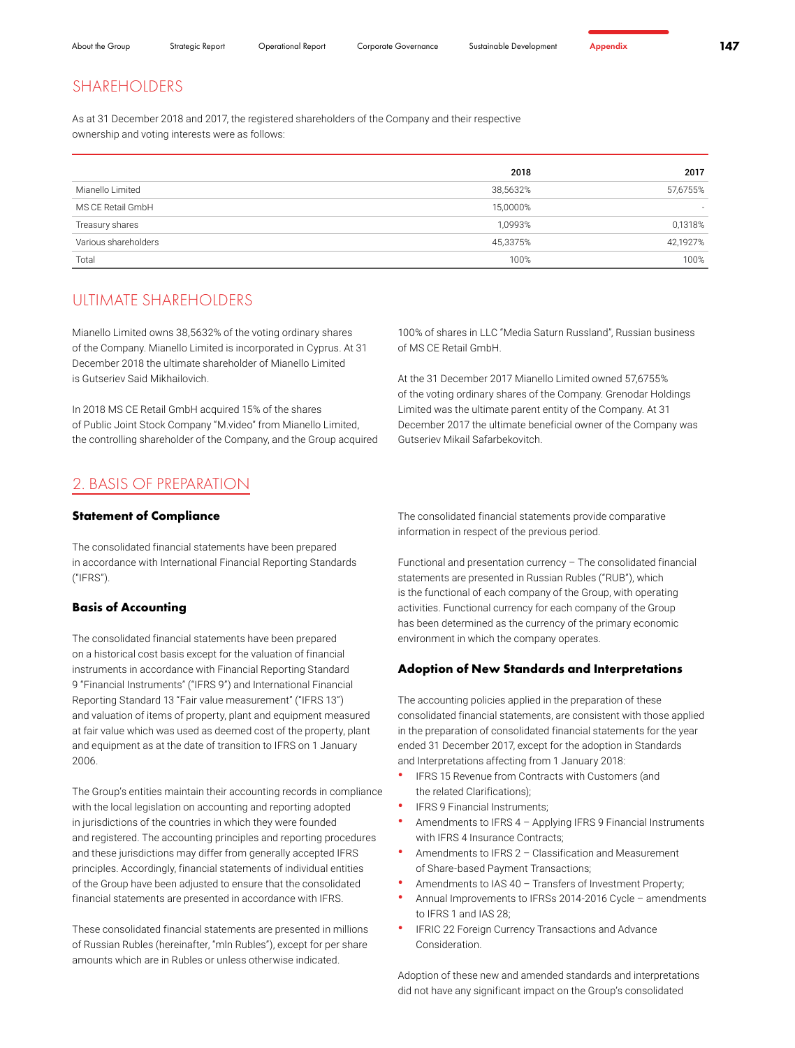## SHAREHOLDERS

As at 31 December 2018 and 2017, the registered shareholders of the Company and their respective ownership and voting interests were as follows:

| | 2018 | 2017 |
|---|---|---|
| Mianello Limited | 38,5632% | 57,6755% |
| MS CE Retail GmbH | 15,0000% | - |
| Treasury shares | 1,0993% | 0,1318% |
| Various shareholders | 45,3375% | 42,1927% |
| Total | 100% | 100% |

## ULTIMATE SHAREHOLDERS

Mianello Limited owns 38,5632% of the voting ordinary shares of the Company. Mianello Limited is incorporated in Cyprus. At 31 December 2018 the ultimate shareholder of Mianello Limited is Gutseriev Said Mikhailovich.

In 2018 MS CE Retail GmbH acquired 15% of the shares of Public Joint Stock Company "M.video" from Mianello Limited, the controlling shareholder of the Company, and the Group acquired 100% of shares in LLC "Media Saturn Russland", Russian business of MS CE Retail GmbH.

At the 31 December 2017 Mianello Limited owned 57,6755% of the voting ordinary shares of the Company. Grenodar Holdings Limited was the ultimate parent entity of the Company. At 31 December 2017 the ultimate beneficial owner of the Company was Gutseriev Mikail Safarbekovitch.

## 2. BASIS OF PREPARATION

### Statement of Compliance

The consolidated financial statements have been prepared in accordance with International Financial Reporting Standards ("IFRS").

### Basis of Accounting

The consolidated financial statements have been prepared on a historical cost basis except for the valuation of financial instruments in accordance with International Financial Reporting Standard 9 "Financial Instruments" ("IFRS 9") and International Financial Reporting Standard 13 "Fair value measurement" ("IFRS 13") and valuation of items of property, plant and equipment measured at fair value which was used as deemed cost of the property, plant and equipment as at the date of transition to IFRS on 1 January 2006.

The Group's entities maintain their accounting records in compliance with the local legislation on accounting and reporting adopted in jurisdictions of the countries in which they were founded and registered. The accounting principles and reporting procedures and these jurisdictions may differ from generally accepted IFRS principles. Accordingly, financial statements of individual entities of the Group have been adjusted to ensure that the consolidated financial statements are presented in accordance with IFRS.

These consolidated financial statements are presented in millions of Russian Rubles (hereinafter, "mln Rubles"), except for per share amounts which are in Rubles or unless otherwise indicated.

The consolidated financial statements provide comparative information in respect of the previous period.

Functional and presentation currency – The consolidated financial statements are presented in Russian Rubles ("RUB"), which is the functional of each company of the Group, with operating activities. Functional currency for each company of the Group has been determined as the currency of the primary economic environment in which the company operates.

### Adoption of New Standards and Interpretations

The accounting policies applied in the preparation of these consolidated financial statements, are consistent with those applied in the preparation of consolidated financial statements for the year ended 31 December 2017, except for the adoption in Standards and Interpretations affecting from 1 January 2018:

- IFRS 15 Revenue from Contracts with Customers (and the related Clarifications);
- IFRS 9 Financial Instruments;
- Amendments to IFRS 4 – Applying IFRS 9 Financial Instruments with IFRS 4 Insurance Contracts;
- Amendments to IFRS 2 – Classification and Measurement of Share-based Payment Transactions;
- Amendments to IAS 40 – Transfers of Investment Property;
- Annual Improvements to IFRSs 2014-2016 Cycle – amendments to IFRS 1 and IAS 28;
- IFRIC 22 Foreign Currency Transactions and Advance Consideration.

Adoption of these new and amended standards and interpretations did not have any significant impact on the Group's consolidated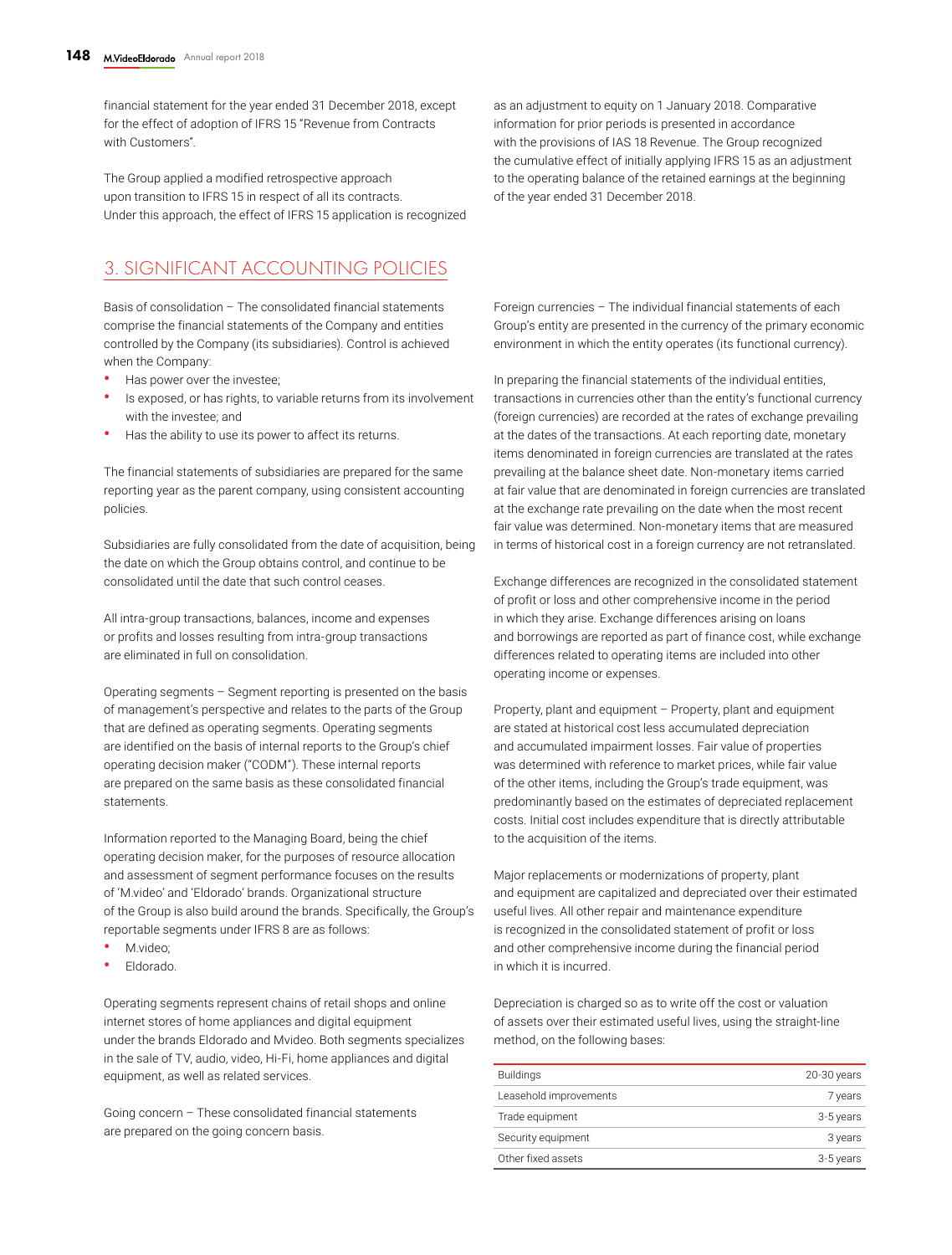financial statement for the year ended 31 December 2018, except for the effect of adoption of IFRS 15 "Revenue from Contracts with Customers".

The Group applied a modified retrospective approach upon transition to IFRS 15 in respect of all its contracts. Under this approach, the effect of IFRS 15 application is recognized as an adjustment to equity on 1 January 2018. Comparative information for prior periods is presented in accordance with the provisions of IAS 18 Revenue. The Group recognized the cumulative effect of initially applying IFRS 15 as an adjustment to the operating balance of the retained earnings at the beginning of the year ended 31 December 2018.

## 3. SIGNIFICANT ACCOUNTING POLICIES

Basis of consolidation – The consolidated financial statements comprise the financial statements of the Company and entities controlled by the Company (its subsidiaries). Control is achieved when the Company:

- Has power over the investee;
- Is exposed, or has rights, to variable returns from its involvement with the investee; and
- Has the ability to use its power to affect its returns.

The financial statements of subsidiaries are prepared for the same reporting year as the parent company, using consistent accounting policies.

Subsidiaries are fully consolidated from the date of acquisition, being the date on which the Group obtains control, and continue to be consolidated until the date that such control ceases.

All intra-group transactions, balances, income and expenses or profits and losses resulting from intra-group transactions are eliminated in full on consolidation.

Operating segments – Segment reporting is presented on the basis of management's perspective and relates to the parts of the Group that are defined as operating segments. Operating segments are identified on the basis of internal reports to the Group's chief operating decision maker ("CODM"). These internal reports are prepared on the same basis as these consolidated financial statements.

Information reported to the Managing Board, being the chief operating decision maker, for the purposes of resource allocation and assessment of segment performance focuses on the results of 'M.video' and 'Eldorado' brands. Organizational structure of the Group is also build around the brands. Specifically, the Group's reportable segments under IFRS 8 are as follows:

- M.video;
- Eldorado.

Operating segments represent chains of retail shops and online internet stores of home appliances and digital equipment under the brands Eldorado and Mvideo. Both segments specializes in the sale of TV, audio, video, Hi-Fi, home appliances and digital equipment, as well as related services.

Going concern – These consolidated financial statements are prepared on the going concern basis.

Foreign currencies – The individual financial statements of each Group's entity are presented in the currency of the primary economic environment in which the entity operates (its functional currency).

In preparing the financial statements of the individual entities, transactions in currencies other than the entity's functional currency (foreign currencies) are recorded at the rates of exchange prevailing at the dates of the transactions. At each reporting date, monetary items denominated in foreign currencies are translated at the rates prevailing at the balance sheet date. Non-monetary items carried at fair value that are denominated in foreign currencies are translated at the exchange rate prevailing on the date when the most recent fair value was determined. Non-monetary items that are measured in terms of historical cost in a foreign currency are not retranslated.

Exchange differences are recognized in the consolidated statement of profit or loss and other comprehensive income in the period in which they arise. Exchange differences arising on loans and borrowings are reported as part of finance cost, while exchange differences related to operating items are included into other operating income or expenses.

Property, plant and equipment – Property, plant and equipment are stated at historical cost less accumulated depreciation and accumulated impairment losses. Fair value of properties was determined with reference to market prices, while fair value of the other items, including the Group's trade equipment, was predominantly based on the estimates of depreciated replacement costs. Initial cost includes expenditure that is directly attributable to the acquisition of the items.

Major replacements or modernizations of property, plant and equipment are capitalized and depreciated over their estimated useful lives. All other repair and maintenance expenditure is recognized in the consolidated statement of profit or loss and other comprehensive income during the financial period in which it is incurred.

Depreciation is charged so as to write off the cost or valuation of assets over their estimated useful lives, using the straight-line method, on the following bases:

| | |
|---|---|
| Buildings | 20-30 years |
| Leasehold improvements | 7 years |
| Trade equipment | 3-5 years |
| Security equipment | 3 years |
| Other fixed assets | 3-5 years |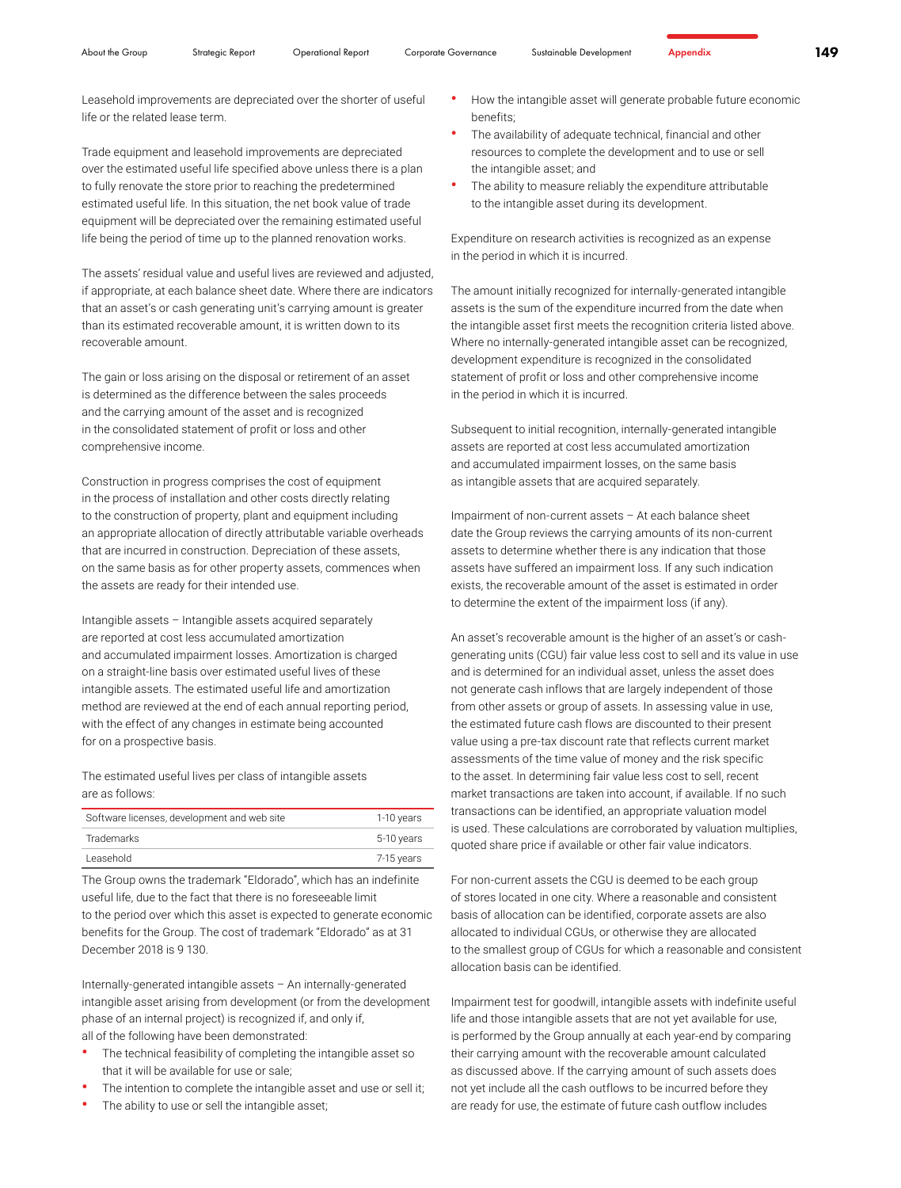Leasehold improvements are depreciated over the shorter of useful life or the related lease term.

Trade equipment and leasehold improvements are depreciated over the estimated useful life specified above unless there is a plan to fully renovate the store prior to reaching the predetermined estimated useful life. In this situation, the net book value of trade equipment will be depreciated over the remaining estimated useful life being the period of time up to the planned renovation works.

The assets' residual value and useful lives are reviewed and adjusted, if appropriate, at each balance sheet date. Where there are indicators that an asset's or cash generating unit's carrying amount is greater than its estimated recoverable amount, it is written down to its recoverable amount.

The gain or loss arising on the disposal or retirement of an asset is determined as the difference between the sales proceeds and the carrying amount of the asset and is recognized in the consolidated statement of profit or loss and other comprehensive income.

Construction in progress comprises the cost of equipment in the process of installation and other costs directly relating to the construction of property, plant and equipment including an appropriate allocation of directly attributable variable overheads that are incurred in construction. Depreciation of these assets, on the same basis as for other property assets, commences when the assets are ready for their intended use.

Intangible assets – Intangible assets acquired separately are reported at cost less accumulated amortization and accumulated impairment losses. Amortization is charged on a straight-line basis over estimated useful lives of these intangible assets. The estimated useful life and amortization method are reviewed at the end of each annual reporting period, with the effect of any changes in estimate being accounted for on a prospective basis.

The estimated useful lives per class of intangible assets are as follows:

| | |
|---|---|
| Software licenses, development and web site | 1-10 years |
| Trademarks | 5-10 years |
| Leasehold | 7-15 years |

The Group owns the trademark "Eldorado", which has an indefinite useful life, due to the fact that there is no foreseeable limit to the period over which this asset is expected to generate economic benefits for the Group. The cost of trademark "Eldorado" as at 31 December 2018 is 9 130.

Internally-generated intangible assets – An internally-generated intangible asset arising from development (or from the development phase of an internal project) is recognized if, and only if, all of the following have been demonstrated:

- The technical feasibility of completing the intangible asset so that it will be available for use or sale;
- The intention to complete the intangible asset and use or sell it;
- The ability to use or sell the intangible asset;
- How the intangible asset will generate probable future economic benefits;
- The availability of adequate technical, financial and other resources to complete the development and to use or sell the intangible asset; and
- The ability to measure reliably the expenditure attributable to the intangible asset during its development.

Expenditure on research activities is recognized as an expense in the period in which it is incurred.

The amount initially recognized for internally-generated intangible assets is the sum of the expenditure incurred from the date when the intangible asset first meets the recognition criteria listed above. Where no internally-generated intangible asset can be recognized, development expenditure is recognized in the consolidated statement of profit or loss and other comprehensive income in the period in which it is incurred.

Subsequent to initial recognition, internally-generated intangible assets are reported at cost less accumulated amortization and accumulated impairment losses, on the same basis as intangible assets that are acquired separately.

Impairment of non-current assets – At each balance sheet date the Group reviews the carrying amounts of its non-current assets to determine whether there is any indication that those assets have suffered an impairment loss. If any such indication exists, the recoverable amount of the asset is estimated in order to determine the extent of the impairment loss (if any).

An asset's recoverable amount is the higher of an asset's or cash-generating units (CGU) fair value less cost to sell and its value in use and is determined for an individual asset, unless the asset does not generate cash inflows that are largely independent of those from other assets or group of assets. In assessing value in use, the estimated future cash flows are discounted to their present value using a pre-tax discount rate that reflects current market assessments of the time value of money and the risk specific to the asset. In determining fair value less cost to sell, recent market transactions are taken into account, if available. If no such transactions can be identified, an appropriate valuation model is used. These calculations are corroborated by valuation multiplies, quoted share price if available or other fair value indicators.

For non-current assets the CGU is deemed to be each group of stores located in one city. Where a reasonable and consistent basis of allocation can be identified, corporate assets are also allocated to individual CGUs, or otherwise they are allocated to the smallest group of CGUs for which a reasonable and consistent allocation basis can be identified.

Impairment test for goodwill, intangible assets with indefinite useful life and those intangible assets that are not yet available for use, is performed by the Group annually at each year-end by comparing their carrying amount with the recoverable amount calculated as discussed above. If the carrying amount of such assets does not yet include all the cash outflows to be incurred before they are ready for use, the estimate of future cash outflow includes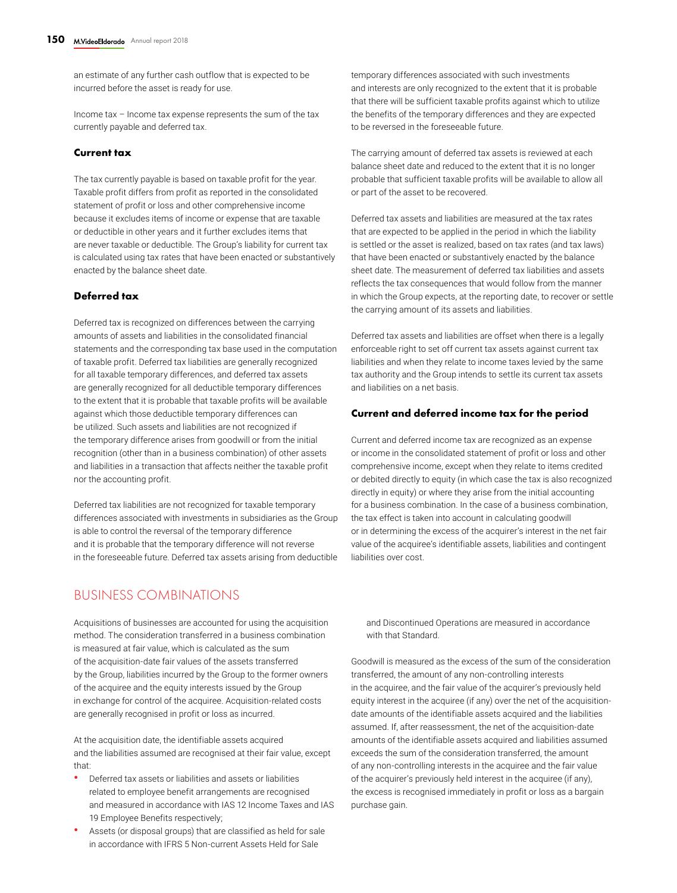an estimate of any further cash outflow that is expected to be incurred before the asset is ready for use.

Income tax – Income tax expense represents the sum of the tax currently payable and deferred tax.

### Current tax

The tax currently payable is based on taxable profit for the year. Taxable profit differs from profit as reported in the consolidated statement of profit or loss and other comprehensive income because it excludes items of income or expense that are taxable or deductible in other years and it further excludes items that are never taxable or deductible. The Group's liability for current tax is calculated using tax rates that have been enacted or substantively enacted by the balance sheet date.

### Deferred tax

Deferred tax is recognized on differences between the carrying amounts of assets and liabilities in the consolidated financial statements and the corresponding tax base used in the computation of taxable profit. Deferred tax liabilities are generally recognized for all taxable temporary differences, and deferred tax assets are generally recognized for all deductible temporary differences to the extent that it is probable that taxable profits will be available against which those deductible temporary differences can be utilized. Such assets and liabilities are not recognized if the temporary difference arises from goodwill or from the initial recognition (other than in a business combination) of other assets and liabilities in a transaction that affects neither the taxable profit nor the accounting profit.

Deferred tax liabilities are not recognized for taxable temporary differences associated with investments in subsidiaries as the Group is able to control the reversal of the temporary difference and it is probable that the temporary difference will not reverse in the foreseeable future. Deferred tax assets arising from deductible temporary differences associated with such investments and interests are only recognized to the extent that it is probable that there will be sufficient taxable profits against which to utilize the benefits of the temporary differences and they are expected to be reversed in the foreseeable future.

The carrying amount of deferred tax assets is reviewed at each balance sheet date and reduced to the extent that it is no longer probable that sufficient taxable profits will be available to allow all or part of the asset to be recovered.

Deferred tax assets and liabilities are measured at the tax rates that are expected to be applied in the period in which the liability is settled or the asset is realized, based on tax rates (and tax laws) that have been enacted or substantively enacted by the balance sheet date. The measurement of deferred tax liabilities and assets reflects the tax consequences that would follow from the manner in which the Group expects, at the reporting date, to recover or settle the carrying amount of its assets and liabilities.

Deferred tax assets and liabilities are offset when there is a legally enforceable right to set off current tax assets against current tax liabilities and when they relate to income taxes levied by the same tax authority and the Group intends to settle its current tax assets and liabilities on a net basis.

### Current and deferred income tax for the period

Current and deferred income tax are recognized as an expense or income in the consolidated statement of profit or loss and other comprehensive income, except when they relate to items credited or debited directly to equity (in which case the tax is also recognized directly in equity) or where they arise from the initial accounting for a business combination. In the case of a business combination, the tax effect is taken into account in calculating goodwill or in determining the excess of the acquirer's interest in the net fair value of the acquiree's identifiable assets, liabilities and contingent liabilities over cost.

## BUSINESS COMBINATIONS

Acquisitions of businesses are accounted for using the acquisition method. The consideration transferred in a business combination is measured at fair value, which is calculated as the sum of the acquisition-date fair values of the assets transferred by the Group, liabilities incurred by the Group to the former owners of the acquiree and the equity interests issued by the Group in exchange for control of the acquiree. Acquisition-related costs are generally recognised in profit or loss as incurred.

At the acquisition date, the identifiable assets acquired and the liabilities assumed are recognised at their fair value, except that:

- Deferred tax assets or liabilities and assets or liabilities related to employee benefit arrangements are recognised and measured in accordance with IAS 12 Income Taxes and IAS 19 Employee Benefits respectively;
- Assets (or disposal groups) that are classified as held for sale in accordance with IFRS 5 Non-current Assets Held for Sale and Discontinued Operations are measured in accordance with that Standard.

Goodwill is measured as the excess of the sum of the consideration transferred, the amount of any non-controlling interests in the acquiree, and the fair value of the acquirer's previously held equity interest in the acquiree (if any) over the net of the acquisition-date amounts of the identifiable assets acquired and the liabilities assumed. If, after reassessment, the net of the acquisition-date amounts of the identifiable assets acquired and liabilities assumed exceeds the sum of the consideration transferred, the amount of any non-controlling interests in the acquiree and the fair value of the acquirer's previously held interest in the acquiree (if any), the excess is recognised immediately in profit or loss as a bargain purchase gain.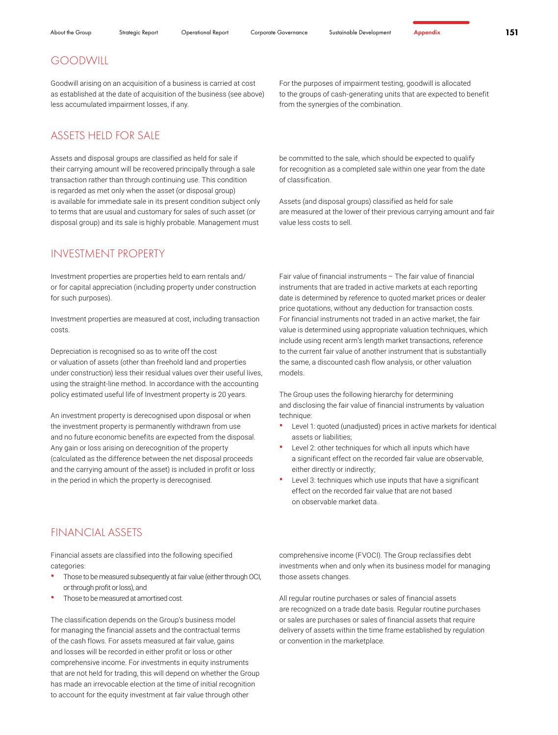## GOODWILL

Goodwill arising on an acquisition of a business is carried at cost as established at the date of acquisition of the business (see above) less accumulated impairment losses, if any.

For the purposes of impairment testing, goodwill is allocated to the groups of cash-generating units that are expected to benefit from the synergies of the combination.

## ASSETS HELD FOR SALE

Assets and disposal groups are classified as held for sale if their carrying amount will be recovered principally through a sale transaction rather than through continuing use. This condition is regarded as met only when the asset (or disposal group) is available for immediate sale in its present condition subject only to terms that are usual and customary for sales of such asset (or disposal group) and its sale is highly probable. Management must be committed to the sale, which should be expected to qualify for recognition as a completed sale within one year from the date of classification.

Assets (and disposal groups) classified as held for sale are measured at the lower of their previous carrying amount and fair value less costs to sell.

## INVESTMENT PROPERTY

Investment properties are properties held to earn rentals and/or for capital appreciation (including property under construction for such purposes).

Investment properties are measured at cost, including transaction costs.

Depreciation is recognised so as to write off the cost or valuation of assets (other than freehold land and properties under construction) less their residual values over their useful lives, using the straight-line method. In accordance with the accounting policy estimated useful life of Investment property is 20 years.

An investment property is derecognised upon disposal or when the investment property is permanently withdrawn from use and no future economic benefits are expected from the disposal. Any gain or loss arising on derecognition of the property (calculated as the difference between the net disposal proceeds and the carrying amount of the asset) is included in profit or loss in the period in which the property is derecognised.

Fair value of financial instruments – The fair value of financial instruments that are traded in active markets at each reporting date is determined by reference to quoted market prices or dealer price quotations, without any deduction for transaction costs. For financial instruments not traded in an active market, the fair value is determined using appropriate valuation techniques, which include using recent arm's length market transactions, reference to the current fair value of another instrument that is substantially the same, a discounted cash flow analysis, or other valuation models.

The Group uses the following hierarchy for determining and disclosing the fair value of financial instruments by valuation technique:

- Level 1: quoted (unadjusted) prices in active markets for identical assets or liabilities;
- Level 2: other techniques for which all inputs which have a significant effect on the recorded fair value are observable, either directly or indirectly;
- Level 3: techniques which use inputs that have a significant effect on the recorded fair value that are not based on observable market data.

## FINANCIAL ASSETS

Financial assets are classified into the following specified categories:

- Those to be measured subsequently at fair value (either through OCI, or through profit or loss), and
- Those to be measured at amortised cost.

The classification depends on the Group's business model for managing the financial assets and the contractual terms of the cash flows. For assets measured at fair value, gains and losses will be recorded in either profit or loss or other comprehensive income. For investments in equity instruments that are not held for trading, this will depend on whether the Group has made an irrevocable election at the time of initial recognition to account for the equity investment at fair value through other comprehensive income (FVOCI). The Group reclassifies debt investments when and only when its business model for managing those assets changes.

All regular routine purchases or sales of financial assets are recognized on a trade date basis. Regular routine purchases or sales are purchases or sales of financial assets that require delivery of assets within the time frame established by regulation or convention in the marketplace.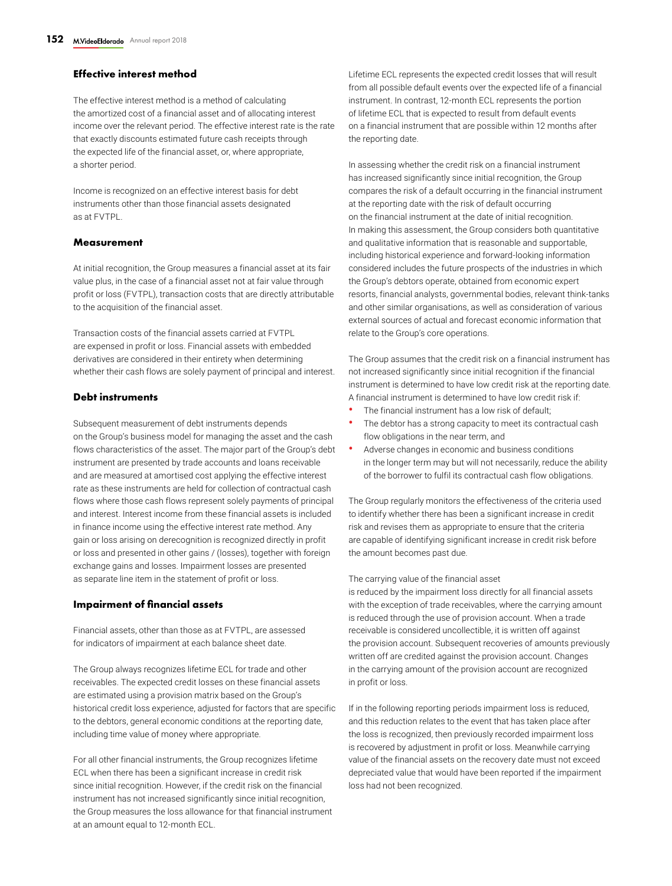### Effective interest method

The effective interest method is a method of calculating the amortized cost of a financial asset and of allocating interest income over the relevant period. The effective interest rate is the rate that exactly discounts estimated future cash receipts through the expected life of the financial asset, or, where appropriate, a shorter period.

Income is recognized on an effective interest basis for debt instruments other than those financial assets designated as at FVTPL.

### Measurement

At initial recognition, the Group measures a financial asset at its fair value plus, in the case of a financial asset not at fair value through profit or loss (FVTPL), transaction costs that are directly attributable to the acquisition of the financial asset.

Transaction costs of the financial assets carried at FVTPL are expensed in profit or loss. Financial assets with embedded derivatives are considered in their entirety when determining whether their cash flows are solely payment of principal and interest.

### Debt instruments

Subsequent measurement of debt instruments depends on the Group's business model for managing the asset and the cash flows characteristics of the asset. The major part of the Group's debt instrument are presented by trade accounts and loans receivable and are measured at amortised cost applying the effective interest rate as these instruments are held for collection of contractual cash flows where those cash flows represent solely payments of principal and interest. Interest income from these financial assets is included in finance income using the effective interest rate method. Any gain or loss arising on derecognition is recognized directly in profit or loss and presented in other gains / (losses), together with foreign exchange gains and losses. Impairment losses are presented as separate line item in the statement of profit or loss.

### Impairment of financial assets

Financial assets, other than those as at FVTPL, are assessed for indicators of impairment at each balance sheet date.

The Group always recognizes lifetime ECL for trade and other receivables. The expected credit losses on these financial assets are estimated using a provision matrix based on the Group's historical credit loss experience, adjusted for factors that are specific to the debtors, general economic conditions at the reporting date, including time value of money where appropriate.

For all other financial instruments, the Group recognizes lifetime ECL when there has been a significant increase in credit risk since initial recognition. However, if the credit risk on the financial instrument has not increased significantly since initial recognition, the Group measures the loss allowance for that financial instrument at an amount equal to 12-month ECL.

Lifetime ECL represents the expected credit losses that will result from all possible default events over the expected life of a financial instrument. In contrast, 12-month ECL represents the portion of lifetime ECL that is expected to result from default events on a financial instrument that are possible within 12 months after the reporting date.

In assessing whether the credit risk on a financial instrument has increased significantly since initial recognition, the Group compares the risk of a default occurring in the financial instrument at the reporting date with the risk of default occurring on the financial instrument at the date of initial recognition. In making this assessment, the Group considers both quantitative and qualitative information that is reasonable and supportable, including historical experience and forward-looking information considered includes the future prospects of the industries in which the Group's debtors operate, obtained from economic expert resorts, financial analysts, governmental bodies, relevant think-tanks and other similar organisations, as well as consideration of various external sources of actual and forecast economic information that relate to the Group's core operations.

The Group assumes that the credit risk on a financial instrument has not increased significantly since initial recognition if the financial instrument is determined to have low credit risk at the reporting date. A financial instrument is determined to have low credit risk if:

- The financial instrument has a low risk of default;
- The debtor has a strong capacity to meet its contractual cash flow obligations in the near term, and
- Adverse changes in economic and business conditions in the longer term may but will not necessarily, reduce the ability of the borrower to fulfil its contractual cash flow obligations.

The Group regularly monitors the effectiveness of the criteria used to identify whether there has been a significant increase in credit risk and revises them as appropriate to ensure that the criteria are capable of identifying significant increase in credit risk before the amount becomes past due.

The carrying value of the financial asset is reduced by the impairment loss directly for all financial assets with the exception of trade receivables, where the carrying amount is reduced through the use of provision account. When a trade receivable is considered uncollectible, it is written off against the provision account. Subsequent recoveries of amounts previously written off are credited against the provision account. Changes in the carrying amount of the provision account are recognized in profit or loss.

If in the following reporting periods impairment loss is reduced, and this reduction relates to the event that has taken place after the loss is recognized, then previously recorded impairment loss is recovered by adjustment in profit or loss. Meanwhile carrying value of the financial assets on the recovery date must not exceed depreciated value that would have been reported if the impairment loss had not been recognized.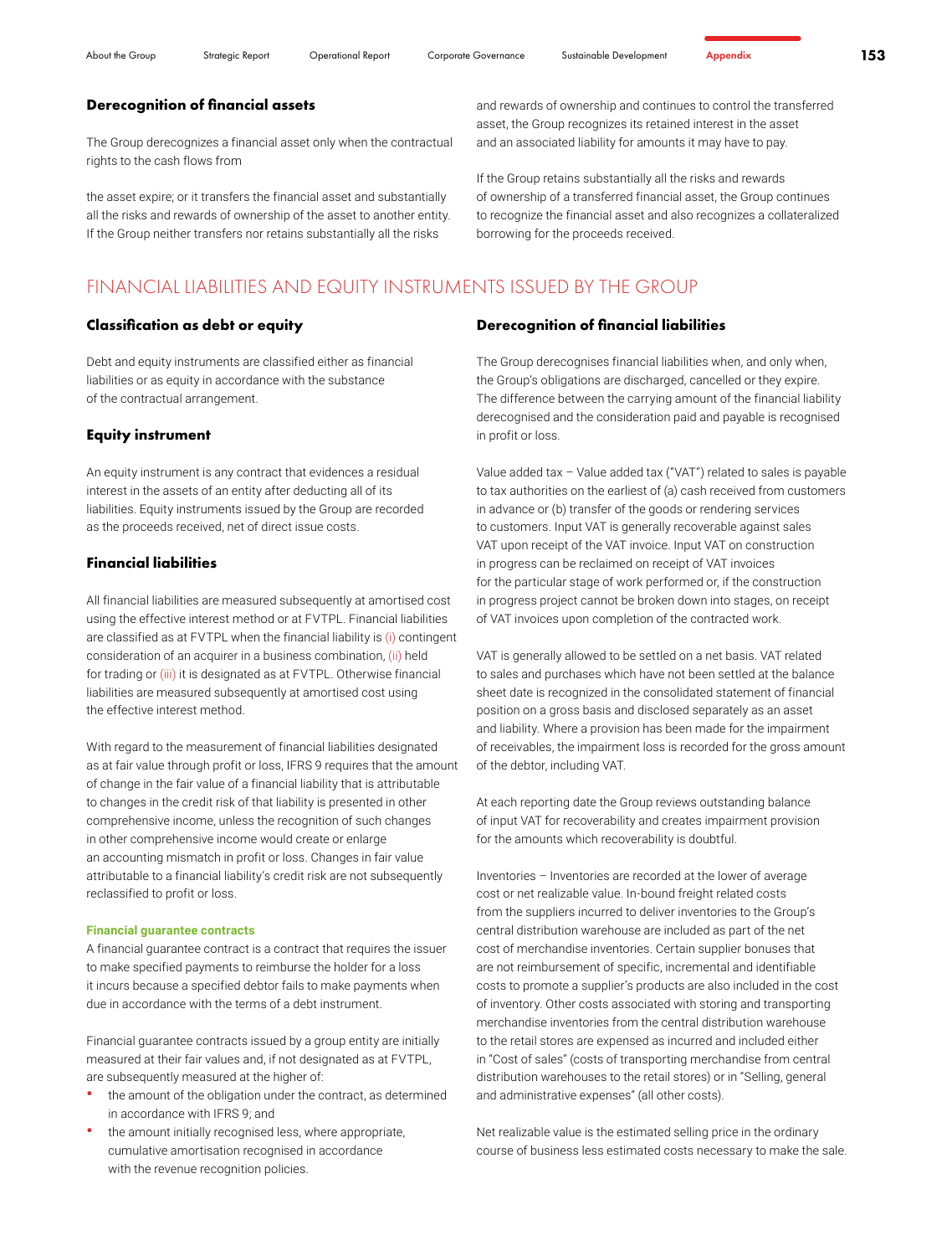### Derecognition of financial assets

The Group derecognizes a financial asset only when the contractual rights to the cash flows from

the asset expire; or it transfers the financial asset and substantially all the risks and rewards of ownership of the asset to another entity. If the Group neither transfers nor retains substantially all the risks and rewards of ownership and continues to control the transferred asset, the Group recognizes its retained interest in the asset and an associated liability for amounts it may have to pay.

If the Group retains substantially all the risks and rewards of ownership of a transferred financial asset, the Group continues to recognize the financial asset and also recognizes a collateralized borrowing for the proceeds received.

## FINANCIAL LIABILITIES AND EQUITY INSTRUMENTS ISSUED BY THE GROUP

### Classification as debt or equity

Debt and equity instruments are classified either as financial liabilities or as equity in accordance with the substance of the contractual arrangement.

### Equity instrument

An equity instrument is any contract that evidences a residual interest in the assets of an entity after deducting all of its liabilities. Equity instruments issued by the Group are recorded as the proceeds received, net of direct issue costs.

### Financial liabilities

All financial liabilities are measured subsequently at amortised cost using the effective interest method or at FVTPL. Financial liabilities are classified as at FVTPL when the financial liability is (i) contingent consideration of an acquirer in a business combination, (ii) held for trading or (iii) it is designated as at FVTPL. Otherwise financial liabilities are measured subsequently at amortised cost using the effective interest method.

With regard to the measurement of financial liabilities designated as at fair value through profit or loss, IFRS 9 requires that the amount of change in the fair value of a financial liability that is attributable to changes in the credit risk of that liability is presented in other comprehensive income, unless the recognition of such changes in other comprehensive income would create or enlarge an accounting mismatch in profit or loss. Changes in fair value attributable to a financial liability's credit risk are not subsequently reclassified to profit or loss.

#### Financial guarantee contracts

A financial guarantee contract is a contract that requires the issuer to make specified payments to reimburse the holder for a loss it incurs because a specified debtor fails to make payments when due in accordance with the terms of a debt instrument.

Financial guarantee contracts issued by a group entity are initially measured at their fair values and, if not designated as at FVTPL, are subsequently measured at the higher of:

- the amount of the obligation under the contract, as determined in accordance with IFRS 9; and
- the amount initially recognised less, where appropriate, cumulative amortisation recognised in accordance with the revenue recognition policies.

### Derecognition of financial liabilities

The Group derecognises financial liabilities when, and only when, the Group's obligations are discharged, cancelled or they expire. The difference between the carrying amount of the financial liability derecognised and the consideration paid and payable is recognised in profit or loss.

Value added tax – Value added tax ("VAT") related to sales is payable to tax authorities on the earliest of (a) cash received from customers in advance or (b) transfer of the goods or rendering services to customers. Input VAT is generally recoverable against sales VAT upon receipt of the VAT invoice. Input VAT on construction in progress can be reclaimed on receipt of VAT invoices for the particular stage of work performed or, if the construction in progress project cannot be broken down into stages, on receipt of VAT invoices upon completion of the contracted work.

VAT is generally allowed to be settled on a net basis. VAT related to sales and purchases which have not been settled at the balance sheet date is recognized in the consolidated statement of financial position on a gross basis and disclosed separately as an asset and liability. Where a provision has been made for the impairment of receivables, the impairment loss is recorded for the gross amount of the debtor, including VAT.

At each reporting date the Group reviews outstanding balance of input VAT for recoverability and creates impairment provision for the amounts which recoverability is doubtful.

Inventories – Inventories are recorded at the lower of average cost or net realizable value. In-bound freight related costs from the suppliers incurred to deliver inventories to the Group's central distribution warehouse are included as part of the net cost of merchandise inventories. Certain supplier bonuses that are not reimbursement of specific, incremental and identifiable costs to promote a supplier's products are also included in the cost of inventory. Other costs associated with storing and transporting merchandise inventories from the central distribution warehouse to the retail stores are expensed as incurred and included either in "Cost of sales" (costs of transporting merchandise from central distribution warehouses to the retail stores) or in "Selling, general and administrative expenses" (all other costs).

Net realizable value is the estimated selling price in the ordinary course of business less estimated costs necessary to make the sale.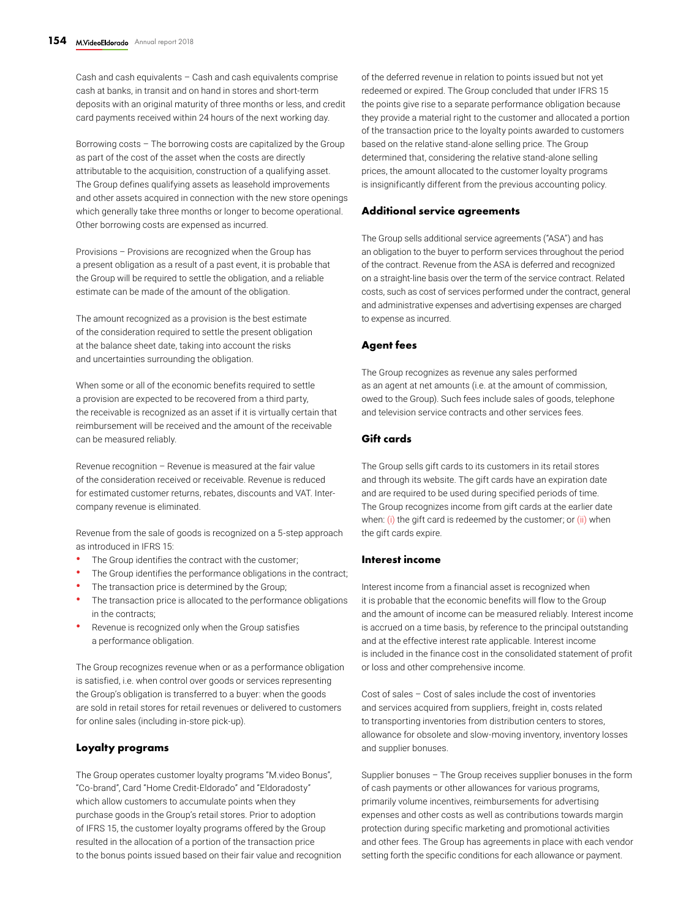Cash and cash equivalents – Cash and cash equivalents comprise cash at banks, in transit and on hand in stores and short-term deposits with an original maturity of three months or less, and credit card payments received within 24 hours of the next working day.

Borrowing costs – The borrowing costs are capitalized by the Group as part of the cost of the asset when the costs are directly attributable to the acquisition, construction of a qualifying asset. The Group defines qualifying assets as leasehold improvements and other assets acquired in connection with the new store openings which generally take three months or longer to become operational. Other borrowing costs are expensed as incurred.

Provisions – Provisions are recognized when the Group has a present obligation as a result of a past event, it is probable that the Group will be required to settle the obligation, and a reliable estimate can be made of the amount of the obligation.

The amount recognized as a provision is the best estimate of the consideration required to settle the present obligation at the balance sheet date, taking into account the risks and uncertainties surrounding the obligation.

When some or all of the economic benefits required to settle a provision are expected to be recovered from a third party, the receivable is recognized as an asset if it is virtually certain that reimbursement will be received and the amount of the receivable can be measured reliably.

Revenue recognition – Revenue is measured at the fair value of the consideration received or receivable. Revenue is reduced for estimated customer returns, rebates, discounts and VAT. Inter-company revenue is eliminated.

Revenue from the sale of goods is recognized on a 5-step approach as introduced in IFRS 15:

- The Group identifies the contract with the customer;
- The Group identifies the performance obligations in the contract;
- The transaction price is determined by the Group;
- The transaction price is allocated to the performance obligations in the contracts;
- Revenue is recognized only when the Group satisfies a performance obligation.

The Group recognizes revenue when or as a performance obligation is satisfied, i.e. when control over goods or services representing the Group's obligation is transferred to a buyer: when the goods are sold in retail stores for retail revenues or delivered to customers for online sales (including in-store pick-up).

### Loyalty programs

The Group operates customer loyalty programs "M.video Bonus", "Co-brand", Card "Home Credit-Eldorado" and "Eldoradosty" which allow customers to accumulate points when they purchase goods in the Group's retail stores. Prior to adoption of IFRS 15, the customer loyalty programs offered by the Group resulted in the allocation of a portion of the transaction price to the bonus points issued based on their fair value and recognition of the deferred revenue in relation to points issued but not yet redeemed or expired. The Group concluded that under IFRS 15 the points give rise to a separate performance obligation because they provide a material right to the customer and allocated a portion of the transaction price to the loyalty points awarded to customers based on the relative stand-alone selling price. The Group determined that, considering the relative stand-alone selling prices, the amount allocated to the customer loyalty programs is insignificantly different from the previous accounting policy.

### Additional service agreements

The Group sells additional service agreements ("ASA") and has an obligation to the buyer to perform services throughout the period of the contract. Revenue from the ASA is deferred and recognized on a straight-line basis over the term of the service contract. Related costs, such as cost of services performed under the contract, general and administrative expenses and advertising expenses are charged to expense as incurred.

### Agent fees

The Group recognizes as revenue any sales performed as an agent at net amounts (i.e. at the amount of commission, owed to the Group). Such fees include sales of goods, telephone and television service contracts and other services fees.

### Gift cards

The Group sells gift cards to its customers in its retail stores and through its website. The gift cards have an expiration date and are required to be used during specified periods of time. The Group recognizes income from gift cards at the earlier date when: (i) the gift card is redeemed by the customer; or (ii) when the gift cards expire.

### Interest income

Interest income from a financial asset is recognized when it is probable that the economic benefits will flow to the Group and the amount of income can be measured reliably. Interest income is accrued on a time basis, by reference to the principal outstanding and at the effective interest rate applicable. Interest income is included in the finance cost in the consolidated statement of profit or loss and other comprehensive income.

Cost of sales – Cost of sales include the cost of inventories and services acquired from suppliers, freight in, costs related to transporting inventories from distribution centers to stores, allowance for obsolete and slow-moving inventory, inventory losses and supplier bonuses.

Supplier bonuses – The Group receives supplier bonuses in the form of cash payments or other allowances for various programs, primarily volume incentives, reimbursements for advertising expenses and other costs as well as contributions towards margin protection during specific marketing and promotional activities and other fees. The Group has agreements in place with each vendor setting forth the specific conditions for each allowance or payment.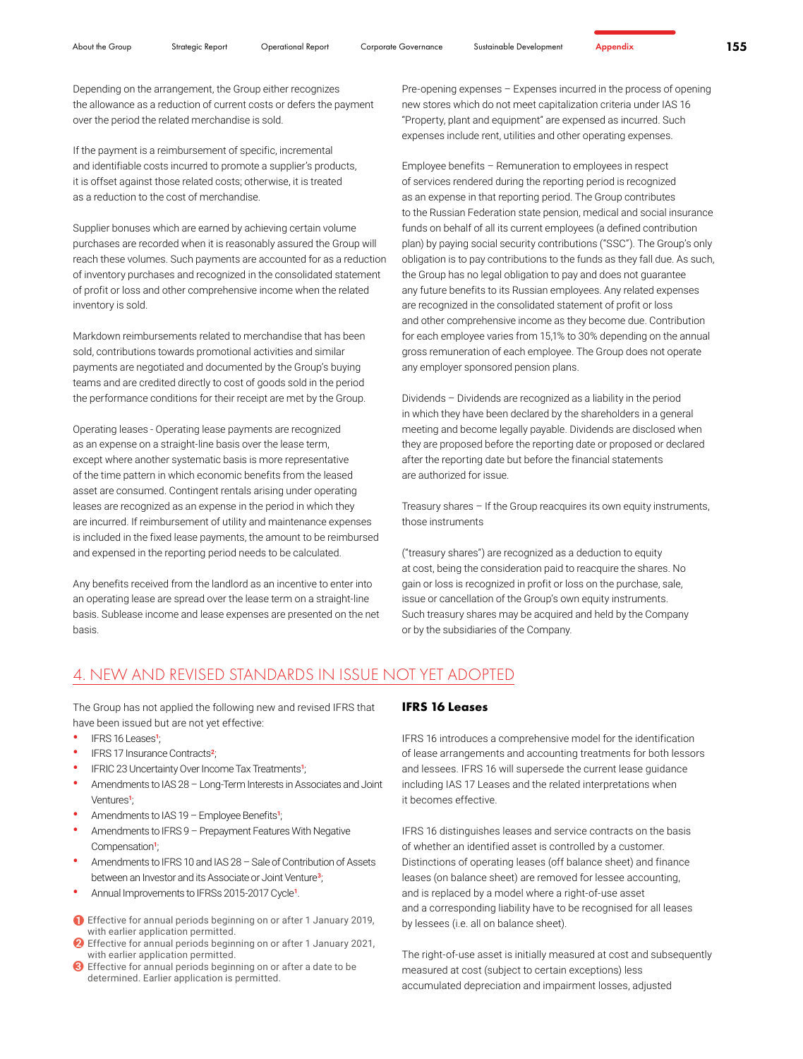Depending on the arrangement, the Group either recognizes the allowance as a reduction of current costs or defers the payment over the period the related merchandise is sold.

If the payment is a reimbursement of specific, incremental and identifiable costs incurred to promote a supplier's products, it is offset against those related costs; otherwise, it is treated as a reduction to the cost of merchandise.

Supplier bonuses which are earned by achieving certain volume purchases are recorded when it is reasonably assured the Group will reach these volumes. Such payments are accounted for as a reduction of inventory purchases and recognized in the consolidated statement of profit or loss and other comprehensive income when the related inventory is sold.

Markdown reimbursements related to merchandise that has been sold, contributions towards promotional activities and similar payments are negotiated and documented by the Group's buying teams and are credited directly to cost of goods sold in the period the performance conditions for their receipt are met by the Group.

Operating leases - Operating lease payments are recognized as an expense on a straight-line basis over the lease term, except where another systematic basis is more representative of the time pattern in which economic benefits from the leased asset are consumed. Contingent rentals arising under operating leases are recognized as an expense in the period in which they are incurred. If reimbursement of utility and maintenance expenses is included in the fixed lease payments, the amount to be reimbursed and expensed in the reporting period needs to be calculated.

Any benefits received from the landlord as an incentive to enter into an operating lease are spread over the lease term on a straight-line basis. Sublease income and lease expenses are presented on the net basis.

Pre-opening expenses – Expenses incurred in the process of opening new stores which do not meet capitalization criteria under IAS 16 "Property, plant and equipment" are expensed as incurred. Such expenses include rent, utilities and other operating expenses.

Employee benefits – Remuneration to employees in respect of services rendered during the reporting period is recognized as an expense in that reporting period. The Group contributes to the Russian Federation state pension, medical and social insurance funds on behalf of all its current employees (a defined contribution plan) by paying social security contributions ("SSC"). The Group's only obligation is to pay contributions to the funds as they fall due. As such, the Group has no legal obligation to pay and does not guarantee any future benefits to its Russian employees. Any related expenses are recognized in the consolidated statement of profit or loss and other comprehensive income as they become due. Contribution for each employee varies from 15,1% to 30% depending on the annual gross remuneration of each employee. The Group does not operate any employer sponsored pension plans.

Dividends – Dividends are recognized as a liability in the period in which they have been declared by the shareholders in a general meeting and become legally payable. Dividends are disclosed when they are proposed before the reporting date or proposed or declared after the reporting date but before the financial statements are authorized for issue.

Treasury shares – If the Group reacquires its own equity instruments, those instruments

("treasury shares") are recognized as a deduction to equity at cost, being the consideration paid to reacquire the shares. No gain or loss is recognized in profit or loss on the purchase, sale, issue or cancellation of the Group's own equity instruments. Such treasury shares may be acquired and held by the Company or by the subsidiaries of the Company.

## 4. NEW AND REVISED STANDARDS IN ISSUE NOT YET ADOPTED

The Group has not applied the following new and revised IFRS that have been issued but are not yet effective:

- IFRS 16 Leases[1];
- IFRS 17 Insurance Contracts[2];
- IFRIC 23 Uncertainty Over Income Tax Treatments[1];
- Amendments to IAS 28 – Long-Term Interests in Associates and Joint Ventures[1];
- Amendments to IAS 19 – Employee Benefits[1];
- Amendments to IFRS 9 – Prepayment Features With Negative Compensation[1];
- Amendments to IFRS 10 and IAS 28 – Sale of Contribution of Assets between an Investor and its Associate or Joint Venture[3];
- Annual Improvements to IFRSs 2015-2017 Cycle[1].

[1] Effective for annual periods beginning on or after 1 January 2019, with earlier application permitted.
[2] Effective for annual periods beginning on or after 1 January 2021, with earlier application permitted.
[3] Effective for annual periods beginning on or after a date to be determined. Earlier application is permitted.

### IFRS 16 Leases

IFRS 16 introduces a comprehensive model for the identification of lease arrangements and accounting treatments for both lessors and lessees. IFRS 16 will supersede the current lease guidance including IAS 17 Leases and the related interpretations when it becomes effective.

IFRS 16 distinguishes leases and service contracts on the basis of whether an identified asset is controlled by a customer. Distinctions of operating leases (off balance sheet) and finance leases (on balance sheet) are removed for lessee accounting, and is replaced by a model where a right-of-use asset and a corresponding liability have to be recognised for all leases by lessees (i.e. all on balance sheet).

The right-of-use asset is initially measured at cost and subsequently measured at cost (subject to certain exceptions) less accumulated depreciation and impairment losses, adjusted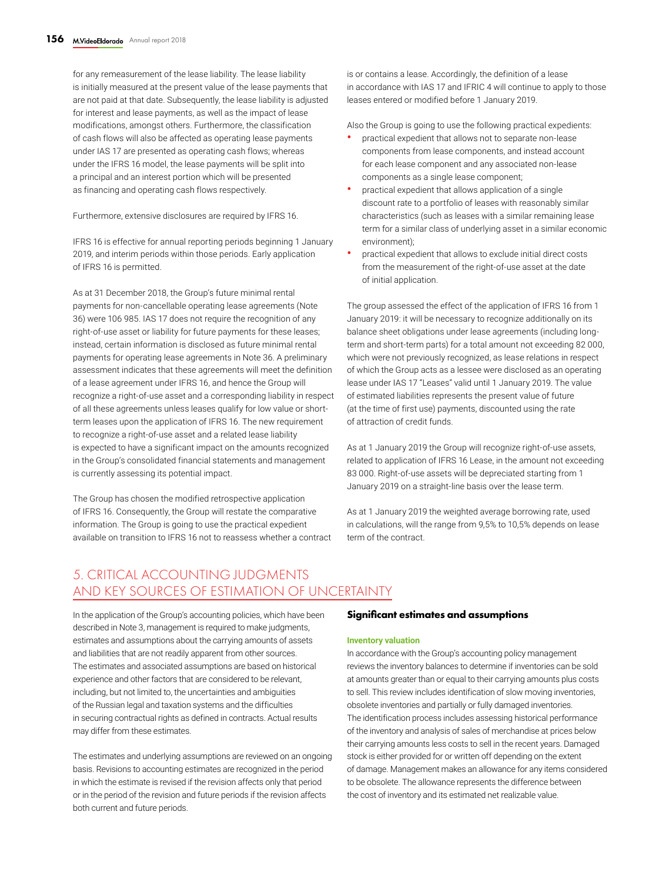for any remeasurement of the lease liability. The lease liability is initially measured at the present value of the lease payments that are not paid at that date. Subsequently, the lease liability is adjusted for interest and lease payments, as well as the impact of lease modifications, amongst others. Furthermore, the classification of cash flows will also be affected as operating lease payments under IAS 17 are presented as operating cash flows; whereas under the IFRS 16 model, the lease payments will be split into a principal and an interest portion which will be presented as financing and operating cash flows respectively.

Furthermore, extensive disclosures are required by IFRS 16.

IFRS 16 is effective for annual reporting periods beginning 1 January 2019, and interim periods within those periods. Early application of IFRS 16 is permitted.

As at 31 December 2018, the Group's future minimal rental payments for non-cancellable operating lease agreements (Note 36) were 106 985. IAS 17 does not require the recognition of any right-of-use asset or liability for future payments for these leases; instead, certain information is disclosed as future minimal rental payments for operating lease agreements in Note 36. A preliminary assessment indicates that these agreements will meet the definition of a lease agreement under IFRS 16, and hence the Group will recognize a right-of-use asset and a corresponding liability in respect of all these agreements unless leases qualify for low value or short-term leases upon the application of IFRS 16. The new requirement to recognize a right-of-use asset and a related lease liability is expected to have a significant impact on the amounts recognized in the Group's consolidated financial statements and management is currently assessing its potential impact.

The Group has chosen the modified retrospective application of IFRS 16. Consequently, the Group will restate the comparative information. The Group is going to use the practical expedient available on transition to IFRS 16 not to reassess whether a contract is or contains a lease. Accordingly, the definition of a lease in accordance with IAS 17 and IFRIC 4 will continue to apply to those leases entered or modified before 1 January 2019.

Also the Group is going to use the following practical expedients:

- practical expedient that allows not to separate non-lease components from lease components, and instead account for each lease component and any associated non-lease components as a single lease component;
- practical expedient that allows application of a single discount rate to a portfolio of leases with reasonably similar characteristics (such as leases with a similar remaining lease term for a similar class of underlying asset in a similar economic environment);
- practical expedient that allows to exclude initial direct costs from the measurement of the right-of-use asset at the date of initial application.

The group assessed the effect of the application of IFRS 16 from 1 January 2019: it will be necessary to recognize additionally on its balance sheet obligations under lease agreements (including long-term and short-term parts) for a total amount not exceeding 82 000, which were not previously recognized, as lease relations in respect of which the Group acts as a lessee were disclosed as an operating lease under IAS 17 "Leases" valid until 1 January 2019. The value of estimated liabilities represents the present value of future (at the time of first use) payments, discounted using the rate of attraction of credit funds.

As at 1 January 2019 the Group will recognize right-of-use assets, related to application of IFRS 16 Lease, in the amount not exceeding 83 000. Right-of-use assets will be depreciated starting from 1 January 2019 on a straight-line basis over the lease term.

As at 1 January 2019 the weighted average borrowing rate, used in calculations, will the range from 9,5% to 10,5% depends on lease term of the contract.

## 5. CRITICAL ACCOUNTING JUDGMENTS AND KEY SOURCES OF ESTIMATION OF UNCERTAINTY

In the application of the Group's accounting policies, which have been described in Note 3, management is required to make judgments, estimates and assumptions about the carrying amounts of assets and liabilities that are not readily apparent from other sources. The estimates and associated assumptions are based on historical experience and other factors that are considered to be relevant, including, but not limited to, the uncertainties and ambiguities of the Russian legal and taxation systems and the difficulties in securing contractual rights as defined in contracts. Actual results may differ from these estimates.

The estimates and underlying assumptions are reviewed on an ongoing basis. Revisions to accounting estimates are recognized in the period in which the estimate is revised if the revision affects only that period or in the period of the revision and future periods if the revision affects both current and future periods.

### Significant estimates and assumptions

#### Inventory valuation

In accordance with the Group's accounting policy management reviews the inventory balances to determine if inventories can be sold at amounts greater than or equal to their carrying amounts plus costs to sell. This review includes identification of slow moving inventories, obsolete inventories and partially or fully damaged inventories. The identification process includes assessing historical performance of the inventory and analysis of sales of merchandise at prices below their carrying amounts less costs to sell in the recent years. Damaged stock is either provided for or written off depending on the extent of damage. Management makes an allowance for any items considered to be obsolete. The allowance represents the difference between the cost of inventory and its estimated net realizable value.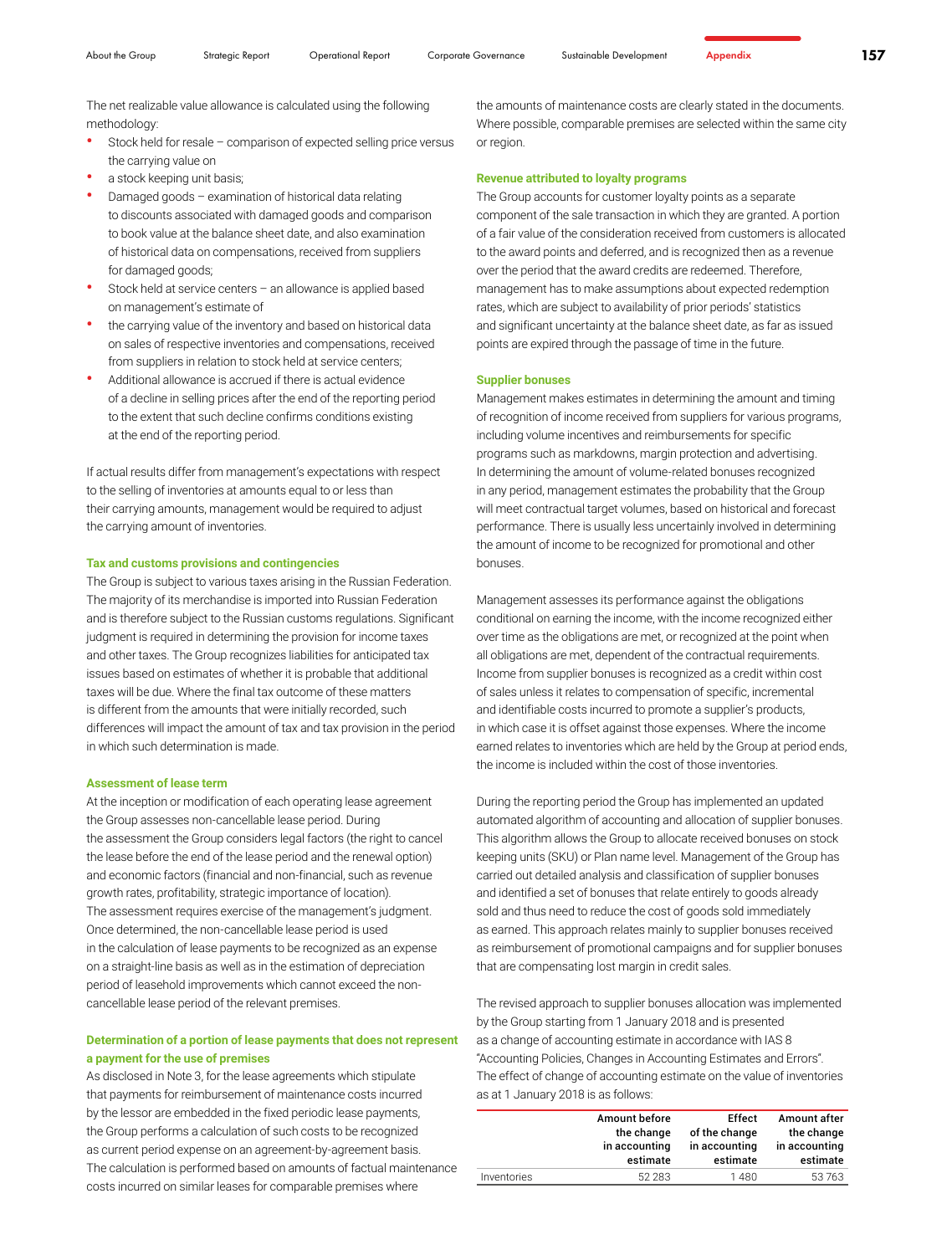The net realizable value allowance is calculated using the following methodology:

- Stock held for resale – comparison of expected selling price versus the carrying value on
- a stock keeping unit basis;
- Damaged goods – examination of historical data relating to discounts associated with damaged goods and comparison to book value at the balance sheet date, and also examination of historical data on compensations, received from suppliers for damaged goods;
- Stock held at service centers – an allowance is applied based on management's estimate of
- the carrying value of the inventory and based on historical data on sales of respective inventories and compensations, received from suppliers in relation to stock held at service centers;
- Additional allowance is accrued if there is actual evidence of a decline in selling prices after the end of the reporting period to the extent that such decline confirms conditions existing at the end of the reporting period.

If actual results differ from management's expectations with respect to the selling of inventories at amounts equal to or less than their carrying amounts, management would be required to adjust the carrying amount of inventories.

### Tax and customs provisions and contingencies

The Group is subject to various taxes arising in the Russian Federation. The majority of its merchandise is imported into Russian Federation and is therefore subject to the Russian customs regulations. Significant judgment is required in determining the provision for income taxes and other taxes. The Group recognizes liabilities for anticipated tax issues based on estimates of whether it is probable that additional taxes will be due. Where the final tax outcome of these matters is different from the amounts that were initially recorded, such differences will impact the amount of tax and tax provision in the period in which such determination is made.

### Assessment of lease term

At the inception or modification of each operating lease agreement the Group assesses non-cancellable lease period. During the assessment the Group considers legal factors (the right to cancel the lease before the end of the lease period and the renewal option) and economic factors (financial and non-financial, such as revenue growth rates, profitability, strategic importance of location). The assessment requires exercise of the management's judgment. Once determined, the non-cancellable lease period is used in the calculation of lease payments to be recognized as an expense on a straight-line basis as well as in the estimation of depreciation period of leasehold improvements which cannot exceed the non-cancellable lease period of the relevant premises.

### Determination of a portion of lease payments that does not represent a payment for the use of premises

As disclosed in Note 3, for the lease agreements which stipulate that payments for reimbursement of maintenance costs incurred by the lessor are embedded in the fixed periodic lease payments, the Group performs a calculation of such costs to be recognized as current period expense on an agreement-by-agreement basis. The calculation is performed based on amounts of factual maintenance costs incurred on similar leases for comparable premises where the amounts of maintenance costs are clearly stated in the documents. Where possible, comparable premises are selected within the same city or region.

### Revenue attributed to loyalty programs

The Group accounts for customer loyalty points as a separate component of the sale transaction in which they are granted. A portion of a fair value of the consideration received from customers is allocated to the award points and deferred, and is recognized then as a revenue over the period that the award credits are redeemed. Therefore, management has to make assumptions about expected redemption rates, which are subject to availability of prior periods' statistics and significant uncertainty at the balance sheet date, as far as issued points are expired through the passage of time in the future.

### Supplier bonuses

Management makes estimates in determining the amount and timing of recognition of income received from suppliers for various programs, including volume incentives and reimbursements for specific programs such as markdowns, margin protection and advertising. In determining the amount of volume-related bonuses recognized in any period, management estimates the probability that the Group will meet contractual target volumes, based on historical and forecast performance. There is usually less uncertainly involved in determining the amount of income to be recognized for promotional and other bonuses.

Management assesses its performance against the obligations conditional on earning the income, with the income recognized either over time as the obligations are met, or recognized at the point when all obligations are met, dependent of the contractual requirements. Income from supplier bonuses is recognized as a credit within cost of sales unless it relates to compensation of specific, incremental and identifiable costs incurred to promote a supplier's products, in which case it is offset against those expenses. Where the income earned relates to inventories which are held by the Group at period ends, the income is included within the cost of those inventories.

During the reporting period the Group has implemented an updated automated algorithm of accounting and allocation of supplier bonuses. This algorithm allows the Group to allocate received bonuses on stock keeping units (SKU) or Plan name level. Management of the Group has carried out detailed analysis and classification of supplier bonuses and identified a set of bonuses that relate entirely to goods already sold and thus need to reduce the cost of goods sold immediately as earned. This approach relates mainly to supplier bonuses received as reimbursement of promotional campaigns and for supplier bonuses that are compensating lost margin in credit sales.

The revised approach to supplier bonuses allocation was implemented by the Group starting from 1 January 2018 and is presented as a change of accounting estimate in accordance with IAS 8 "Accounting Policies, Changes in Accounting Estimates and Errors". The effect of change of accounting estimate on the value of inventories as at 1 January 2018 is as follows:

| | Amount before the change in accounting estimate | Effect of the change in accounting estimate | Amount after the change in accounting estimate |
|---|---|---|---|
| Inventories | 52 283 | 1 480 | 53 763 |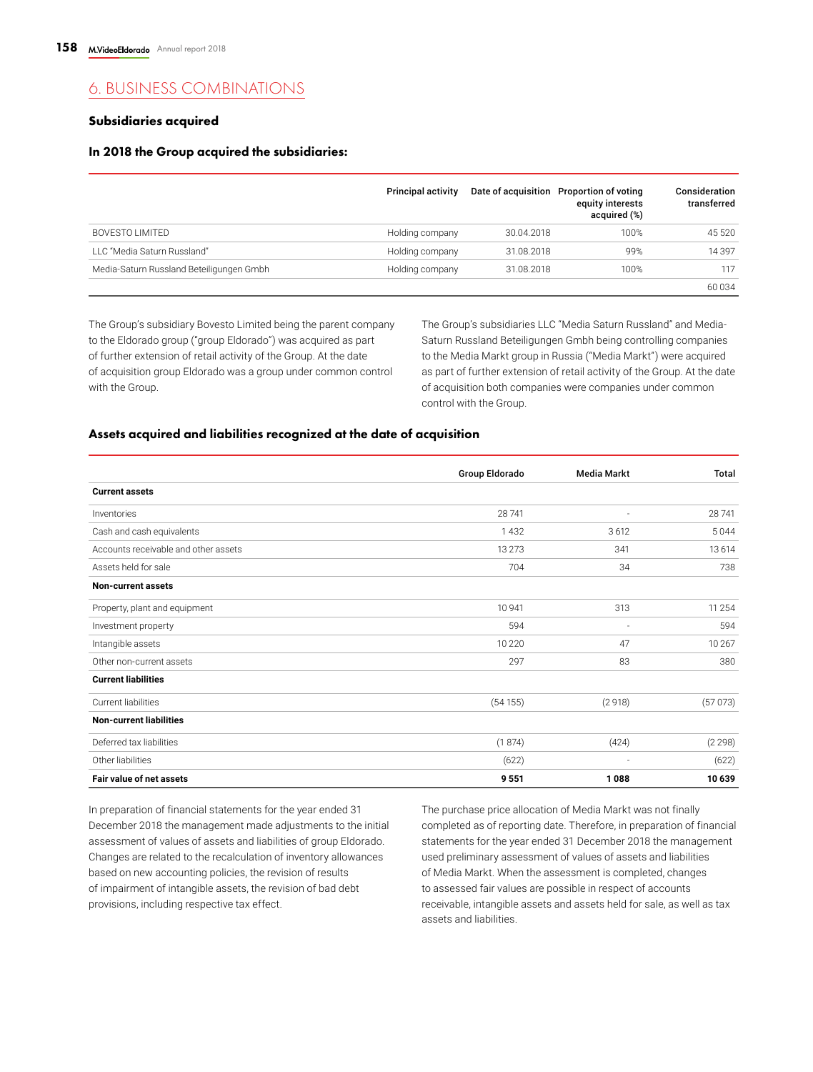## 6. BUSINESS COMBINATIONS

### Subsidiaries acquired

#### In 2018 the Group acquired the subsidiaries:

| | Principal activity | Date of acquisition | Proportion of voting equity interests acquired (%) | Consideration transferred |
|---|---|---|---|---|
| BOVESTO LIMITED | Holding company | 30.04.2018 | 100% | 45 520 |
| LLC "Media Saturn Russland" | Holding company | 31.08.2018 | 99% | 14 397 |
| Media-Saturn Russland Beteiligungen Gmbh | Holding company | 31.08.2018 | 100% | 117 |
| | | | | 60 034 |

The Group's subsidiary Bovesto Limited being the parent company to the Eldorado group ("group Eldorado") was acquired as part of further extension of retail activity of the Group. At the date of acquisition group Eldorado was a group under common control with the Group.

The Group's subsidiaries LLC "Media Saturn Russland" and Media-Saturn Russland Beteiligungen Gmbh being controlling companies to the Media Markt group in Russia ("Media Markt") were acquired as part of further extension of retail activity of the Group. At the date of acquisition both companies were companies under common control with the Group.

#### Assets acquired and liabilities recognized at the date of acquisition

| | Group Eldorado | Media Markt | Total |
|---|---|---|---|
| **Current assets** | | | |
| Inventories | 28 741 | - | 28 741 |
| Cash and cash equivalents | 1 432 | 3 612 | 5 044 |
| Accounts receivable and other assets | 13 273 | 341 | 13 614 |
| Assets held for sale | 704 | 34 | 738 |
| **Non-current assets** | | | |
| Property, plant and equipment | 10 941 | 313 | 11 254 |
| Investment property | 594 | - | 594 |
| Intangible assets | 10 220 | 47 | 10 267 |
| Other non-current assets | 297 | 83 | 380 |
| **Current liabilities** | | | |
| Current liabilities | (54 155) | (2 918) | (57 073) |
| **Non-current liabilities** | | | |
| Deferred tax liabilities | (1 874) | (424) | (2 298) |
| Other liabilities | (622) | - | (622) |
| **Fair value of net assets** | **9 551** | **1 088** | **10 639** |

In preparation of financial statements for the year ended 31 December 2018 the management made adjustments to the initial assessment of values of assets and liabilities of group Eldorado. Changes are related to the recalculation of inventory allowances based on new accounting policies, the revision of results of impairment of intangible assets, the revision of bad debt provisions, including respective tax effect.

The purchase price allocation of Media Markt was not finally completed as of reporting date. Therefore, in preparation of financial statements for the year ended 31 December 2018 the management used preliminary assessment of values of assets and liabilities of Media Markt. When the assessment is completed, changes to assessed fair values are possible in respect of accounts receivable, intangible assets and assets held for sale, as well as tax assets and liabilities.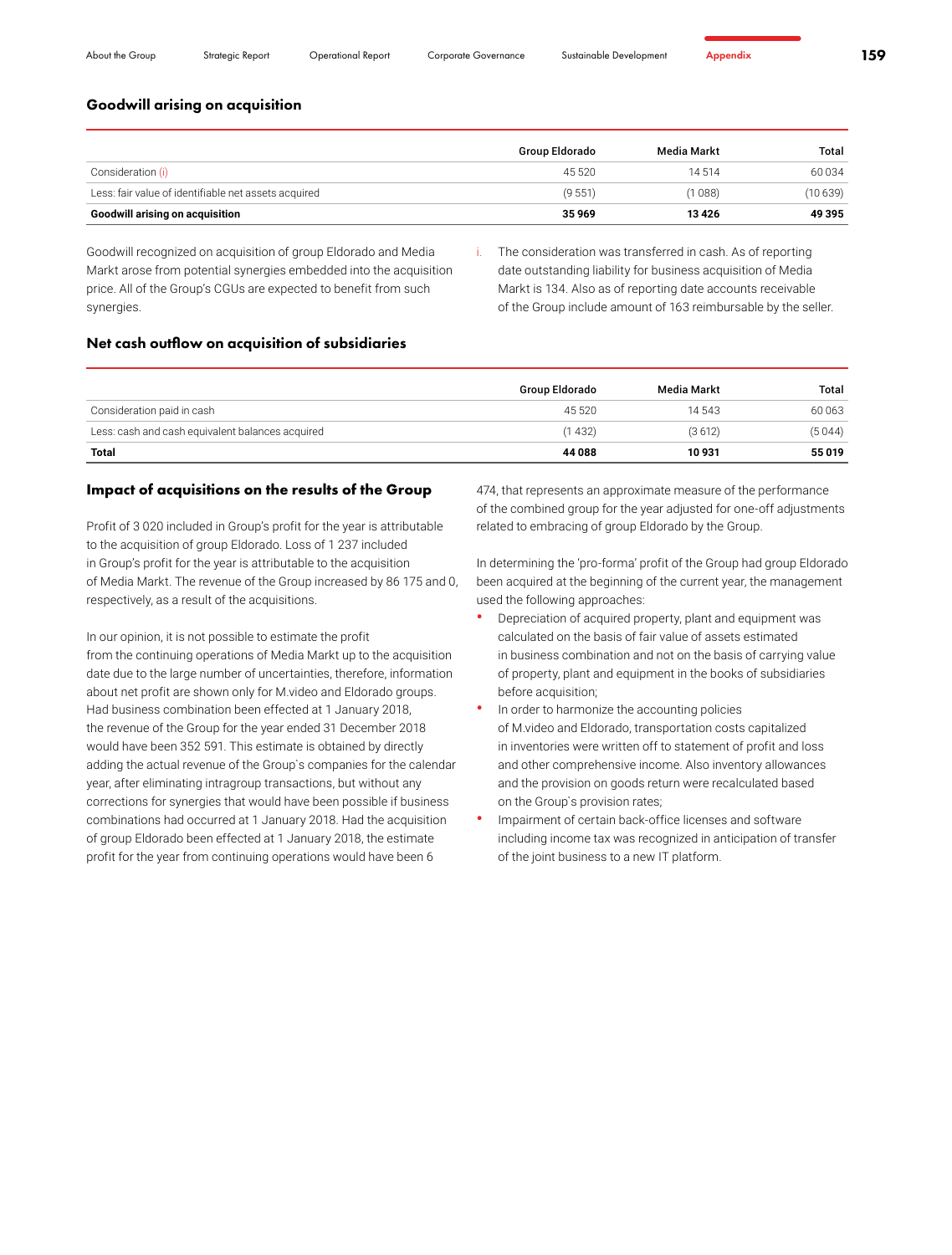### Goodwill arising on acquisition

| | Group Eldorado | Media Markt | Total |
|---|---|---|---|
| Consideration (i) | 45 520 | 14 514 | 60 034 |
| Less: fair value of identifiable net assets acquired | (9 551) | (1 088) | (10 639) |
| **Goodwill arising on acquisition** | **35 969** | **13 426** | **49 395** |

Goodwill recognized on acquisition of group Eldorado and Media Markt arose from potential synergies embedded into the acquisition price. All of the Group's CGUs are expected to benefit from such synergies.

i. The consideration was transferred in cash. As of reporting date outstanding liability for business acquisition of Media Markt is 134. Also as of reporting date accounts receivable of the Group include amount of 163 reimbursable by the seller.

### Net cash outflow on acquisition of subsidiaries

| | Group Eldorado | Media Markt | Total |
|---|---|---|---|
| Consideration paid in cash | 45 520 | 14 543 | 60 063 |
| Less: cash and cash equivalent balances acquired | (1 432) | (3 612) | (5 044) |
| **Total** | **44 088** | **10 931** | **55 019** |

### Impact of acquisitions on the results of the Group

Profit of 3 020 included in Group's profit for the year is attributable to the acquisition of group Eldorado. Loss of 1 237 included in Group's profit for the year is attributable to the acquisition of Media Markt. The revenue of the Group increased by 86 175 and 0, respectively, as a result of the acquisitions.

In our opinion, it is not possible to estimate the profit from the continuing operations of Media Markt up to the acquisition date due to the large number of uncertainties, therefore, information about net profit are shown only for M.video and Eldorado groups. Had business combination been effected at 1 January 2018, the revenue of the Group for the year ended 31 December 2018 would have been 352 591. This estimate is obtained by directly adding the actual revenue of the Group`s companies for the calendar year, after eliminating intragroup transactions, but without any corrections for synergies that would have been possible if business combinations had occurred at 1 January 2018. Had the acquisition of group Eldorado been effected at 1 January 2018, the estimate profit for the year from continuing operations would have been 6 474, that represents an approximate measure of the performance of the combined group for the year adjusted for one-off adjustments related to embracing of group Eldorado by the Group.

In determining the 'pro-forma' profit of the Group had group Eldorado been acquired at the beginning of the current year, the management used the following approaches:

- Depreciation of acquired property, plant and equipment was calculated on the basis of fair value of assets estimated in business combination and not on the basis of carrying value of property, plant and equipment in the books of subsidiaries before acquisition;
- In order to harmonize the accounting policies of M.video and Eldorado, transportation costs capitalized in inventories were written off to statement of profit and loss and other comprehensive income. Also inventory allowances and the provision on goods return were recalculated based on the Group`s provision rates;
- Impairment of certain back-office licenses and software including income tax was recognized in anticipation of transfer of the joint business to a new IT platform.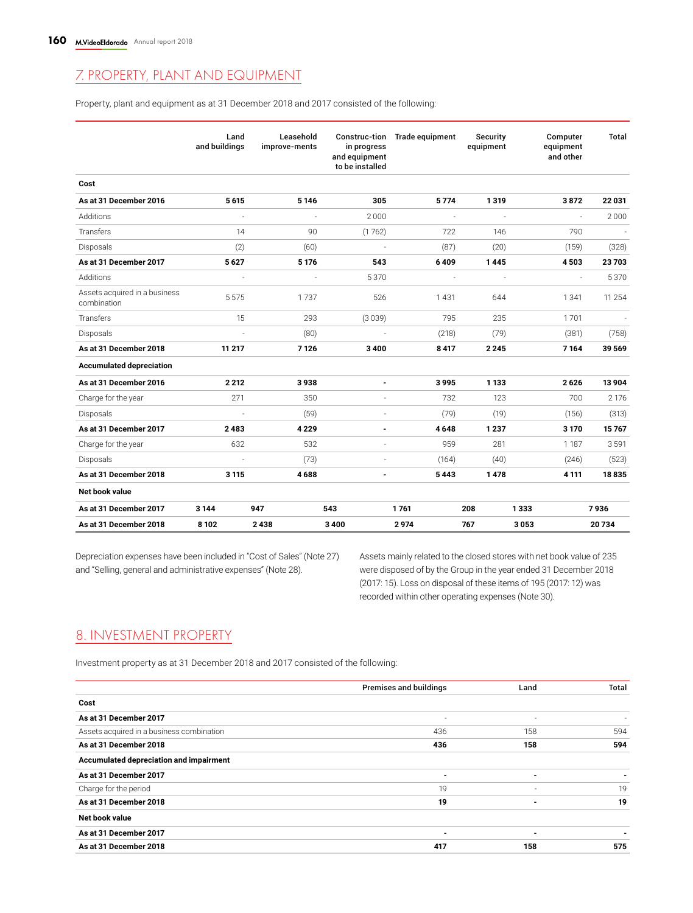## 7. PROPERTY, PLANT AND EQUIPMENT

Property, plant and equipment as at 31 December 2018 and 2017 consisted of the following:

| | Land and buildings | Leasehold improve-ments | Construc-tion in progress and equipment to be installed | Trade equipment | Security equipment | Computer equipment and other | Total |
|---|---|---|---|---|---|---|---|
| **Cost** | | | | | | | |
| **As at 31 December 2016** | **5 615** | **5 146** | **305** | **5 774** | **1 319** | **3 872** | **22 031** |
| Additions | - | - | 2 000 | - | - | - | 2 000 |
| Transfers | 14 | 90 | (1 762) | 722 | 146 | 790 | - |
| Disposals | (2) | (60) | - | (87) | (20) | (159) | (328) |
| **As at 31 December 2017** | **5 627** | **5 176** | **543** | **6 409** | **1 445** | **4 503** | **23 703** |
| Additions | - | - | 5 370 | - | - | - | 5 370 |
| Assets acquired in a business combination | 5 575 | 1 737 | 526 | 1 431 | 644 | 1 341 | 11 254 |
| Transfers | 15 | 293 | (3 039) | 795 | 235 | 1 701 | - |
| Disposals | - | (80) | - | (218) | (79) | (381) | (758) |
| **As at 31 December 2018** | **11 217** | **7 126** | **3 400** | **8 417** | **2 245** | **7 164** | **39 569** |
| **Accumulated depreciation** | | | | | | | |
| **As at 31 December 2016** | **2 212** | **3 938** | **-** | **3 995** | **1 133** | **2 626** | **13 904** |
| Charge for the year | 271 | 350 | - | 732 | 123 | 700 | 2 176 |
| Disposals | - | (59) | - | (79) | (19) | (156) | (313) |
| **As at 31 December 2017** | **2 483** | **4 229** | **-** | **4 648** | **1 237** | **3 170** | **15 767** |
| Charge for the year | 632 | 532 | - | 959 | 281 | 1 187 | 3 591 |
| Disposals | - | (73) | - | (164) | (40) | (246) | (523) |
| **As at 31 December 2018** | **3 115** | **4 688** | **-** | **5 443** | **1 478** | **4 111** | **18 835** |
| **Net book value** | | | | | | | |
| **As at 31 December 2017** | **3 144** | **947** | **543** | **1 761** | **208** | **1 333** | **7 936** |
| **As at 31 December 2018** | **8 102** | **2 438** | **3 400** | **2 974** | **767** | **3 053** | **20 734** |

Depreciation expenses have been included in "Cost of Sales" (Note 27) and "Selling, general and administrative expenses" (Note 28).

Assets mainly related to the closed stores with net book value of 235 were disposed of by the Group in the year ended 31 December 2018 (2017: 15). Loss on disposal of these items of 195 (2017: 12) was recorded within other operating expenses (Note 30).

## 8. INVESTMENT PROPERTY

Investment property as at 31 December 2018 and 2017 consisted of the following:

| | Premises and buildings | Land | Total |
|---|---|---|---|
| **Cost** | | | |
| **As at 31 December 2017** | - | - | - |
| Assets acquired in a business combination | 436 | 158 | 594 |
| **As at 31 December 2018** | **436** | **158** | **594** |
| **Accumulated depreciation and impairment** | | | |
| **As at 31 December 2017** | **-** | **-** | **-** |
| Charge for the period | 19 | - | 19 |
| **As at 31 December 2018** | **19** | **-** | **19** |
| **Net book value** | | | |
| **As at 31 December 2017** | **-** | **-** | **-** |
| **As at 31 December 2018** | **417** | **158** | **575** |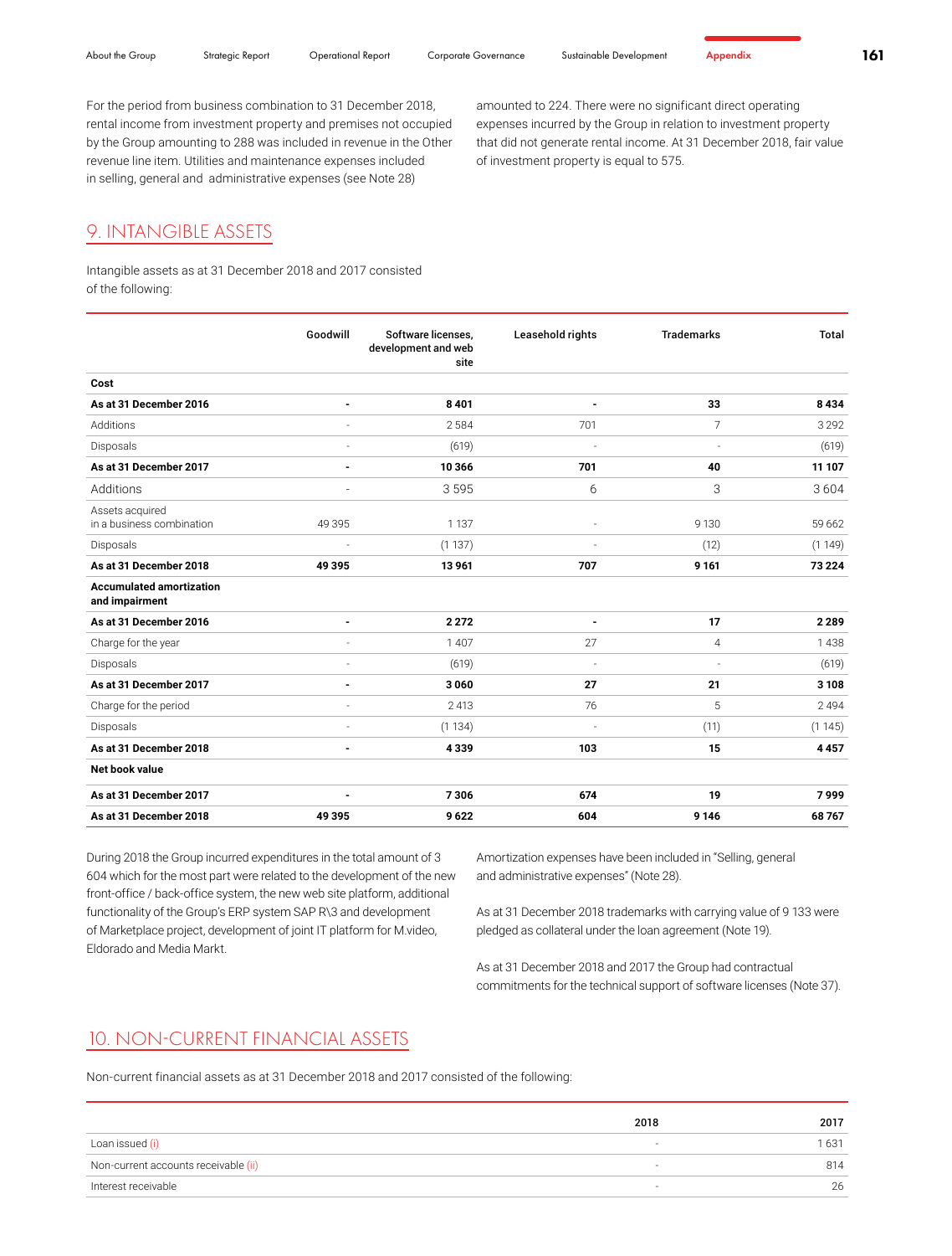For the period from business combination to 31 December 2018, rental income from investment property and premises not occupied by the Group amounting to 288 was included in revenue in the Other revenue line item. Utilities and maintenance expenses included in selling, general and administrative expenses (see Note 28) amounted to 224. There were no significant direct operating expenses incurred by the Group in relation to investment property that did not generate rental income. At 31 December 2018, fair value of investment property is equal to 575.

## 9. INTANGIBLE ASSETS

Intangible assets as at 31 December 2018 and 2017 consisted of the following:

| | Goodwill | Software licenses, development and web site | Leasehold rights | Trademarks | Total |
|---|---|---|---|---|---|
| **Cost** | | | | | |
| **As at 31 December 2016** | **-** | **8 401** | **-** | **33** | **8 434** |
| Additions | - | 2 584 | 701 | 7 | 3 292 |
| Disposals | - | (619) | - | - | (619) |
| **As at 31 December 2017** | **-** | **10 366** | **701** | **40** | **11 107** |
| Additions | - | 3 595 | 6 | 3 | 3 604 |
| Assets acquired in a business combination | 49 395 | 1 137 | - | 9 130 | 59 662 |
| Disposals | - | (1 137) | - | (12) | (1 149) |
| **As at 31 December 2018** | **49 395** | **13 961** | **707** | **9 161** | **73 224** |
| **Accumulated amortization and impairment** | | | | | |
| **As at 31 December 2016** | **-** | **2 272** | **-** | **17** | **2 289** |
| Charge for the year | - | 1 407 | 27 | 4 | 1 438 |
| Disposals | - | (619) | - | - | (619) |
| **As at 31 December 2017** | **-** | **3 060** | **27** | **21** | **3 108** |
| Charge for the period | - | 2 413 | 76 | 5 | 2 494 |
| Disposals | - | (1 134) | - | (11) | (1 145) |
| **As at 31 December 2018** | **-** | **4 339** | **103** | **15** | **4 457** |
| **Net book value** | | | | | |
| **As at 31 December 2017** | **-** | **7 306** | **674** | **19** | **7 999** |
| **As at 31 December 2018** | **49 395** | **9 622** | **604** | **9 146** | **68 767** |

During 2018 the Group incurred expenditures in the total amount of 3 604 which for the most part were related to the development of the new front-office / back-office system, the new web site platform, additional functionality of the Group's ERP system SAP R\3 and development of Marketplace project, development of joint IT platform for M.video, Eldorado and Media Markt.

Amortization expenses have been included in "Selling, general and administrative expenses" (Note 28).

As at 31 December 2018 trademarks with carrying value of 9 133 were pledged as collateral under the loan agreement (Note 19).

As at 31 December 2018 and 2017 the Group had contractual commitments for the technical support of software licenses (Note 37).

## 10. NON-CURRENT FINANCIAL ASSETS

Non-current financial assets as at 31 December 2018 and 2017 consisted of the following:

| | 2018 | 2017 |
|---|---|---|
| Loan issued (i) | - | 1 631 |
| Non-current accounts receivable (ii) | - | 814 |
| Interest receivable | - | 26 |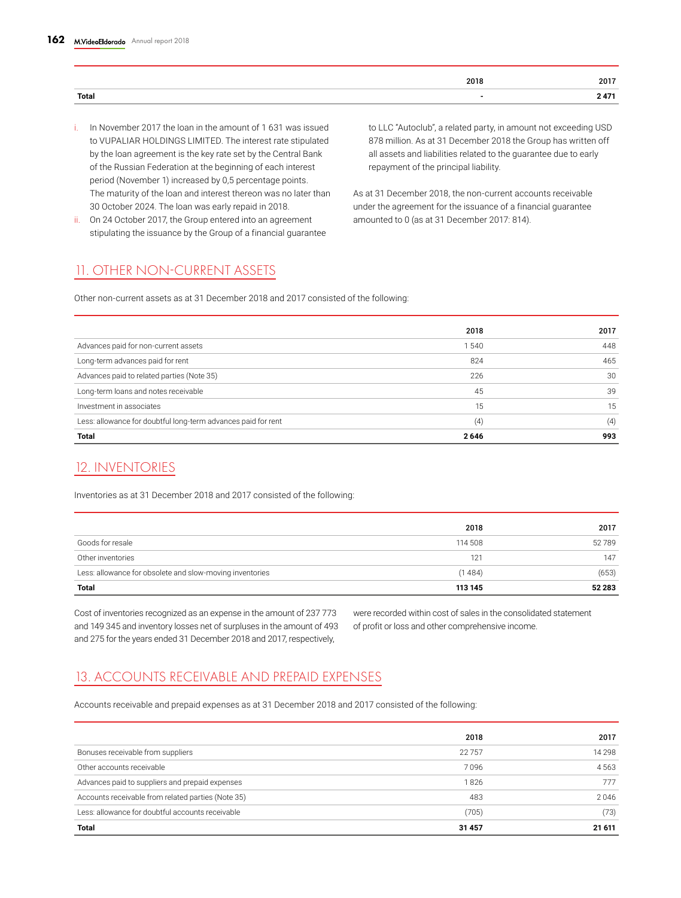| | 2018 | 2017 |
|---|---|---|
| **Total** | **-** | **2 471** |

i. In November 2017 the loan in the amount of 1 631 was issued to VUPALIAR HOLDINGS LIMITED. The interest rate stipulated by the loan agreement is the key rate set by the Central Bank of the Russian Federation at the beginning of each interest period (November 1) increased by 0,5 percentage points. The maturity of the loan and interest thereon was no later than 30 October 2024. The loan was early repaid in 2018.

ii. On 24 October 2017, the Group entered into an agreement stipulating the issuance by the Group of a financial guarantee to LLC "Autoclub", a related party, in amount not exceeding USD 878 million. As at 31 December 2018 the Group has written off all assets and liabilities related to the guarantee due to early repayment of the principal liability.

As at 31 December 2018, the non-current accounts receivable under the agreement for the issuance of a financial guarantee amounted to 0 (as at 31 December 2017: 814).

## 11. OTHER NON-CURRENT ASSETS

Other non-current assets as at 31 December 2018 and 2017 consisted of the following:

| | 2018 | 2017 |
|---|---|---|
| Advances paid for non-current assets | 1 540 | 448 |
| Long-term advances paid for rent | 824 | 465 |
| Advances paid to related parties (Note 35) | 226 | 30 |
| Long-term loans and notes receivable | 45 | 39 |
| Investment in associates | 15 | 15 |
| Less: allowance for doubtful long-term advances paid for rent | (4) | (4) |
| **Total** | **2 646** | **993** |

## 12. INVENTORIES

Inventories as at 31 December 2018 and 2017 consisted of the following:

| | 2018 | 2017 |
|---|---|---|
| Goods for resale | 114 508 | 52 789 |
| Other inventories | 121 | 147 |
| Less: allowance for obsolete and slow-moving inventories | (1 484) | (653) |
| **Total** | **113 145** | **52 283** |

Cost of inventories recognized as an expense in the amount of 237 773 and 149 345 and inventory losses net of surpluses in the amount of 493 and 275 for the years ended 31 December 2018 and 2017, respectively, were recorded within cost of sales in the consolidated statement of profit or loss and other comprehensive income.

## 13. ACCOUNTS RECEIVABLE AND PREPAID EXPENSES

Accounts receivable and prepaid expenses as at 31 December 2018 and 2017 consisted of the following:

| | 2018 | 2017 |
|---|---|---|
| Bonuses receivable from suppliers | 22 757 | 14 298 |
| Other accounts receivable | 7 096 | 4 563 |
| Advances paid to suppliers and prepaid expenses | 1 826 | 777 |
| Accounts receivable from related parties (Note 35) | 483 | 2 046 |
| Less: allowance for doubtful accounts receivable | (705) | (73) |
| **Total** | **31 457** | **21 611** |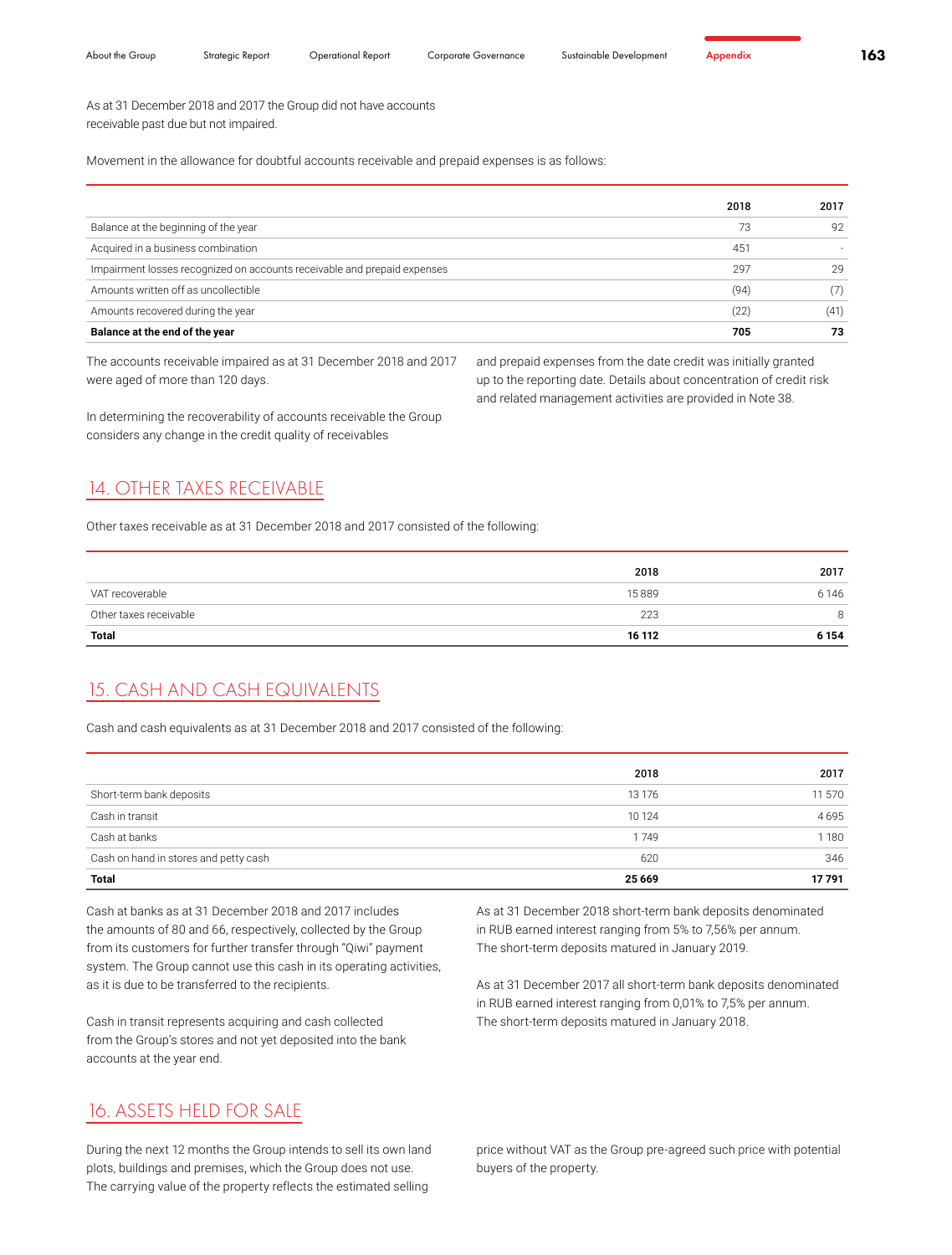As at 31 December 2018 and 2017 the Group did not have accounts receivable past due but not impaired.

Movement in the allowance for doubtful accounts receivable and prepaid expenses is as follows:

| | 2018 | 2017 |
|---|---|---|
| Balance at the beginning of the year | 73 | 92 |
| Acquired in a business combination | 451 | - |
| Impairment losses recognized on accounts receivable and prepaid expenses | 297 | 29 |
| Amounts written off as uncollectible | (94) | (7) |
| Amounts recovered during the year | (22) | (41) |
| **Balance at the end of the year** | **705** | **73** |

The accounts receivable impaired as at 31 December 2018 and 2017 were aged of more than 120 days.

In determining the recoverability of accounts receivable the Group considers any change in the credit quality of receivables and prepaid expenses from the date credit was initially granted up to the reporting date. Details about concentration of credit risk and related management activities are provided in Note 38.

## 14. OTHER TAXES RECEIVABLE

Other taxes receivable as at 31 December 2018 and 2017 consisted of the following:

| | 2018 | 2017 |
|---|---|---|
| VAT recoverable | 15 889 | 6 146 |
| Other taxes receivable | 223 | 8 |
| **Total** | **16 112** | **6 154** |

## 15. CASH AND CASH EQUIVALENTS

Cash and cash equivalents as at 31 December 2018 and 2017 consisted of the following:

| | 2018 | 2017 |
|---|---|---|
| Short-term bank deposits | 13 176 | 11 570 |
| Cash in transit | 10 124 | 4 695 |
| Cash at banks | 1 749 | 1 180 |
| Cash on hand in stores and petty cash | 620 | 346 |
| **Total** | **25 669** | **17 791** |

Cash at banks as at 31 December 2018 and 2017 includes the amounts of 80 and 66, respectively, collected by the Group from its customers for further transfer through "Qiwi" payment system. The Group cannot use this cash in its operating activities, as it is due to be transferred to the recipients.

Cash in transit represents acquiring and cash collected from the Group's stores and not yet deposited into the bank accounts at the year end.

As at 31 December 2018 short-term bank deposits denominated in RUB earned interest ranging from 5% to 7,56% per annum. The short-term deposits matured in January 2019.

As at 31 December 2017 all short-term bank deposits denominated in RUB earned interest ranging from 0,01% to 7,5% per annum. The short-term deposits matured in January 2018.

## 16. ASSETS HELD FOR SALE

During the next 12 months the Group intends to sell its own land plots, buildings and premises, which the Group does not use. The carrying value of the property reflects the estimated selling price without VAT as the Group pre-agreed such price with potential buyers of the property.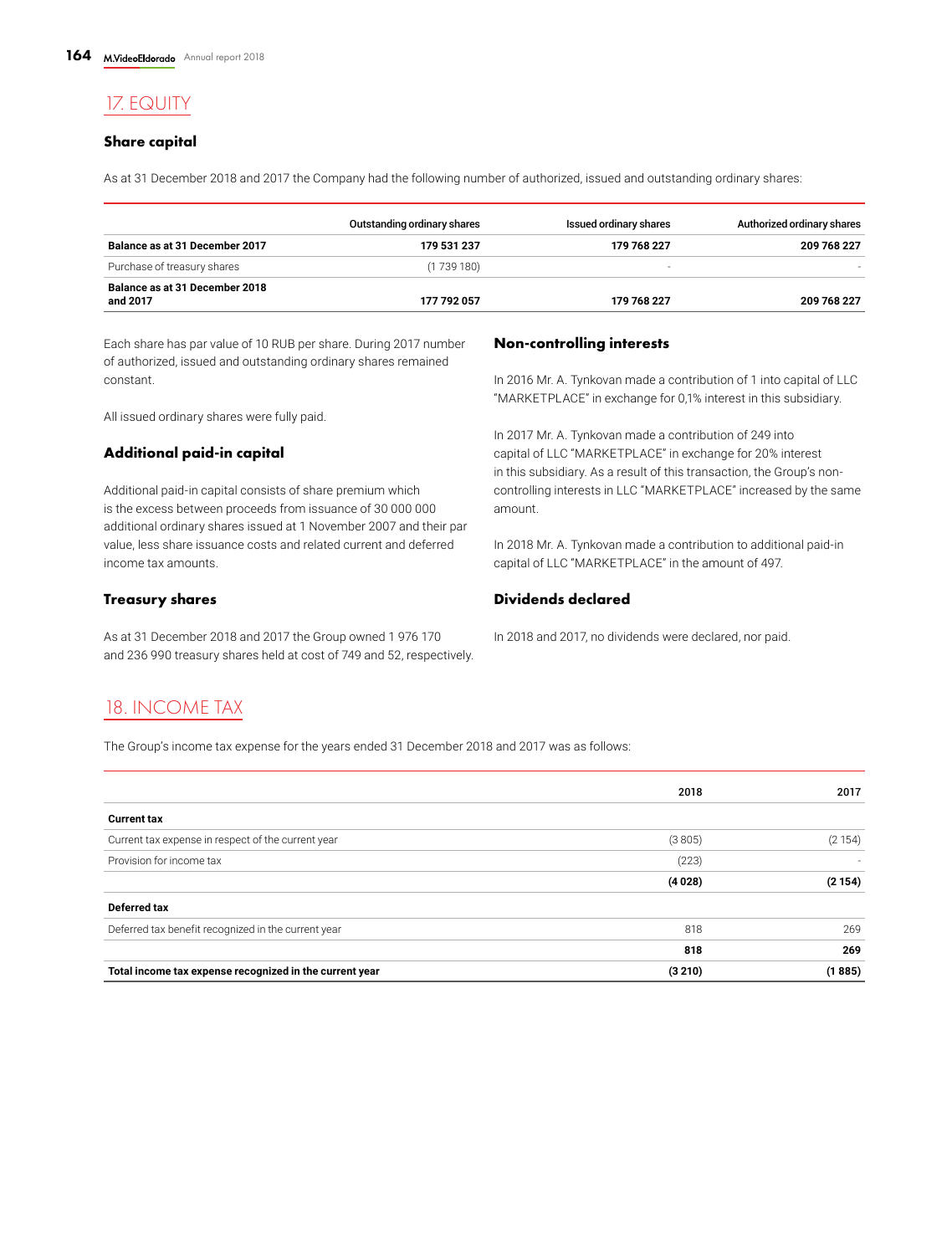## 17. EQUITY

### Share capital

As at 31 December 2018 and 2017 the Company had the following number of authorized, issued and outstanding ordinary shares:

| | Outstanding ordinary shares | Issued ordinary shares | Authorized ordinary shares |
|---|---|---|---|
| **Balance as at 31 December 2017** | **179 531 237** | **179 768 227** | **209 768 227** |
| Purchase of treasury shares | (1 739 180) | - | - |
| **Balance as at 31 December 2018 and 2017** | **177 792 057** | **179 768 227** | **209 768 227** |

Each share has par value of 10 RUB per share. During 2017 number of authorized, issued and outstanding ordinary shares remained constant.

All issued ordinary shares were fully paid.

### Additional paid-in capital

Additional paid-in capital consists of share premium which is the excess between proceeds from issuance of 30 000 000 additional ordinary shares issued at 1 November 2007 and their par value, less share issuance costs and related current and deferred income tax amounts.

### Treasury shares

As at 31 December 2018 and 2017 the Group owned 1 976 170 and 236 990 treasury shares held at cost of 749 and 52, respectively.

### Non-controlling interests

In 2016 Mr. A. Tynkovan made a contribution of 1 into capital of LLC "MARKETPLACE" in exchange for 0,1% interest in this subsidiary.

In 2017 Mr. A. Tynkovan made a contribution of 249 into capital of LLC "MARKETPLACE" in exchange for 20% interest in this subsidiary. As a result of this transaction, the Group's non-controlling interests in LLC "MARKETPLACE" increased by the same amount.

In 2018 Mr. A. Tynkovan made a contribution to additional paid-in capital of LLC "MARKETPLACE" in the amount of 497.

### Dividends declared

In 2018 and 2017, no dividends were declared, nor paid.

## 18. INCOME TAX

The Group's income tax expense for the years ended 31 December 2018 and 2017 was as follows:

| | 2018 | 2017 |
|---|---|---|
| **Current tax** | | |
| Current tax expense in respect of the current year | (3 805) | (2 154) |
| Provision for income tax | (223) | - |
| | **(4 028)** | **(2 154)** |
| **Deferred tax** | | |
| Deferred tax benefit recognized in the current year | 818 | 269 |
| | **818** | **269** |
| **Total income tax expense recognized in the current year** | **(3 210)** | **(1 885)** |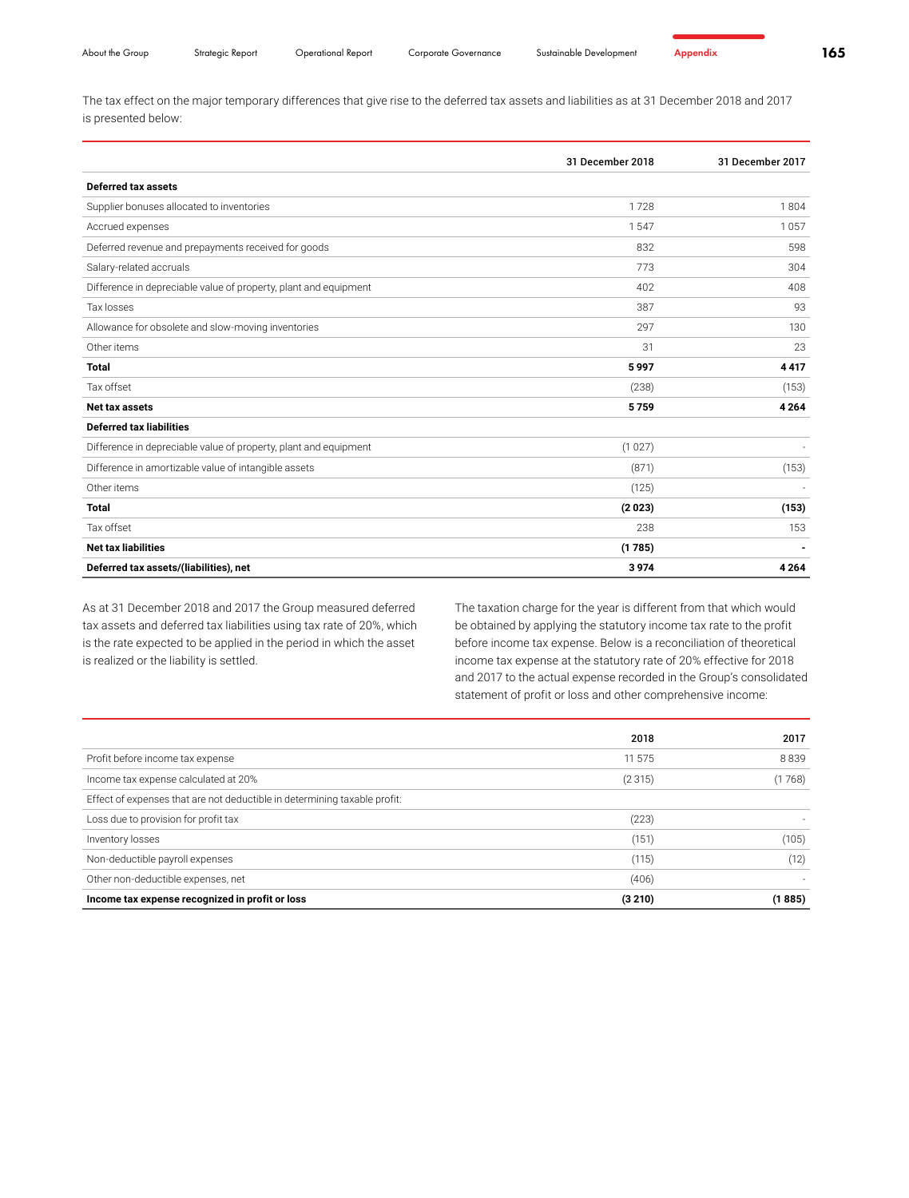The tax effect on the major temporary differences that give rise to the deferred tax assets and liabilities as at 31 December 2018 and 2017 is presented below:

| | 31 December 2018 | 31 December 2017 |
|---|---|---|
| **Deferred tax assets** | | |
| Supplier bonuses allocated to inventories | 1 728 | 1 804 |
| Accrued expenses | 1 547 | 1 057 |
| Deferred revenue and prepayments received for goods | 832 | 598 |
| Salary-related accruals | 773 | 304 |
| Difference in depreciable value of property, plant and equipment | 402 | 408 |
| Tax losses | 387 | 93 |
| Allowance for obsolete and slow-moving inventories | 297 | 130 |
| Other items | 31 | 23 |
| **Total** | **5 997** | **4 417** |
| Tax offset | (238) | (153) |
| **Net tax assets** | **5 759** | **4 264** |
| **Deferred tax liabilities** | | |
| Difference in depreciable value of property, plant and equipment | (1 027) | - |
| Difference in amortizable value of intangible assets | (871) | (153) |
| Other items | (125) | - |
| **Total** | **(2 023)** | **(153)** |
| Tax offset | 238 | 153 |
| **Net tax liabilities** | **(1 785)** | **-** |
| **Deferred tax assets/(liabilities), net** | **3 974** | **4 264** |

As at 31 December 2018 and 2017 the Group measured deferred tax assets and deferred tax liabilities using tax rate of 20%, which is the rate expected to be applied in the period in which the asset is realized or the liability is settled.

The taxation charge for the year is different from that which would be obtained by applying the statutory income tax rate to the profit before income tax expense. Below is a reconciliation of theoretical income tax expense at the statutory rate of 20% effective for 2018 and 2017 to the actual expense recorded in the Group's consolidated statement of profit or loss and other comprehensive income:

| | 2018 | 2017 |
|---|---|---|
| Profit before income tax expense | 11 575 | 8 839 |
| Income tax expense calculated at 20% | (2 315) | (1 768) |
| Effect of expenses that are not deductible in determining taxable profit: | | |
| Loss due to provision for profit tax | (223) | - |
| Inventory losses | (151) | (105) |
| Non-deductible payroll expenses | (115) | (12) |
| Other non-deductible expenses, net | (406) | - |
| **Income tax expense recognized in profit or loss** | **(3 210)** | **(1 885)** |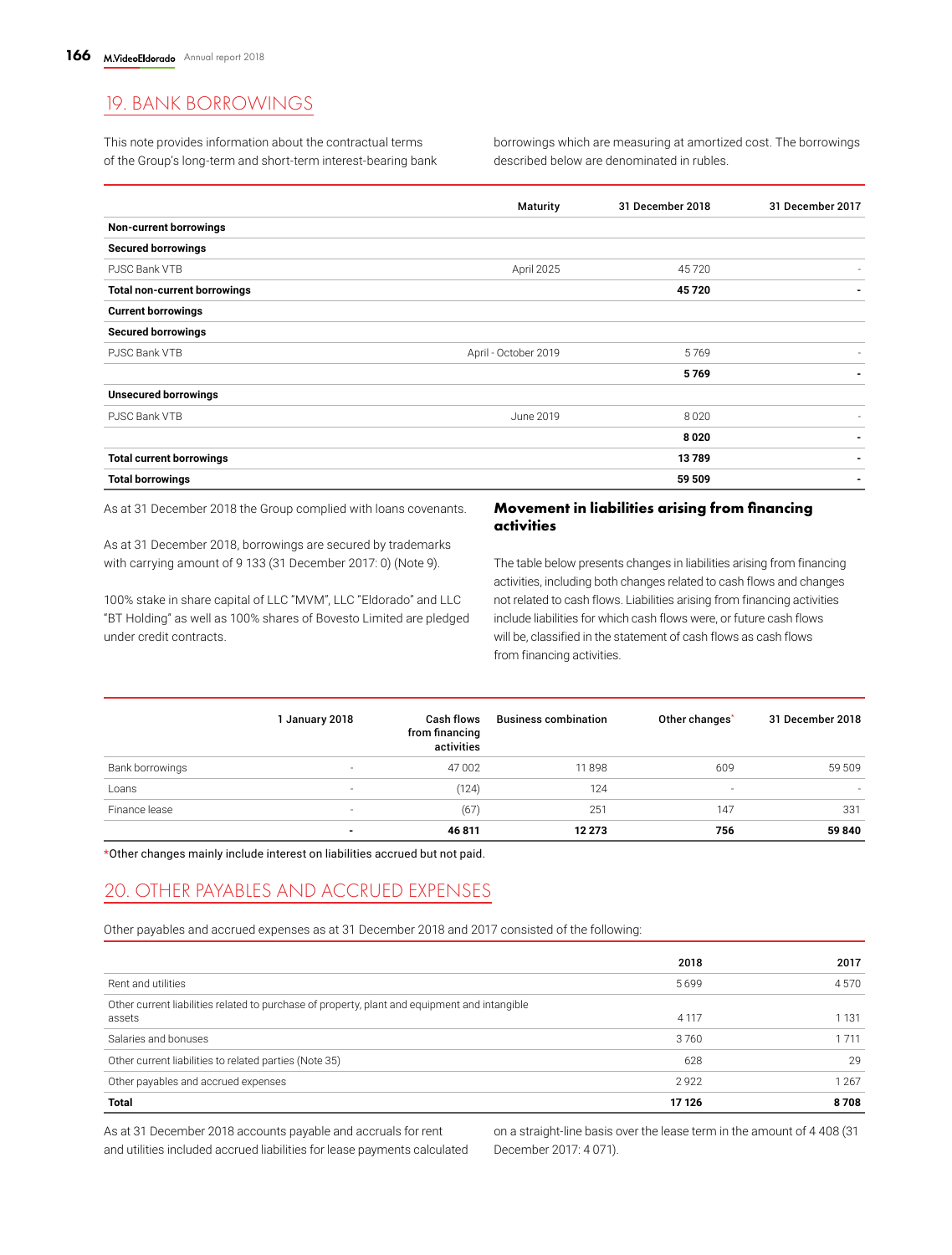## 19. BANK BORROWINGS

This note provides information about the contractual terms of the Group's long-term and short-term interest-bearing bank borrowings which are measuring at amortized cost. The borrowings described below are denominated in rubles.

| | Maturity | 31 December 2018 | 31 December 2017 |
|---|---|---|---|
| **Non-current borrowings** | | | |
| **Secured borrowings** | | | |
| PJSC Bank VTB | April 2025 | 45 720 | - |
| **Total non-current borrowings** | | **45 720** | **-** |
| **Current borrowings** | | | |
| **Secured borrowings** | | | |
| PJSC Bank VTB | April - October 2019 | 5 769 | - |
| | | **5 769** | **-** |
| **Unsecured borrowings** | | | |
| PJSC Bank VTB | June 2019 | 8 020 | - |
| | | **8 020** | **-** |
| **Total current borrowings** | | **13 789** | **-** |
| **Total borrowings** | | **59 509** | **-** |

As at 31 December 2018 the Group complied with loans covenants.

As at 31 December 2018, borrowings are secured by trademarks with carrying amount of 9 133 (31 December 2017: 0) (Note 9).

100% stake in share capital of LLC "MVM", LLC "Eldorado" and LLC "BT Holding" as well as 100% shares of Bovesto Limited are pledged under credit contracts.

### Movement in liabilities arising from financing activities

The table below presents changes in liabilities arising from financing activities, including both changes related to cash flows and changes not related to cash flows. Liabilities arising from financing activities include liabilities for which cash flows were, or future cash flows will be, classified in the statement of cash flows as cash flows from financing activities.

| | 1 January 2018 | Cash flows from financing activities | Business combination | Other changes* | 31 December 2018 |
|---|---|---|---|---|---|
| Bank borrowings | - | 47 002 | 11 898 | 609 | 59 509 |
| Loans | - | (124) | 124 | - | - |
| Finance lease | - | (67) | 251 | 147 | 331 |
| | **-** | **46 811** | **12 273** | **756** | **59 840** |

*Other changes mainly include interest on liabilities accrued but not paid.

## 20. OTHER PAYABLES AND ACCRUED EXPENSES

Other payables and accrued expenses as at 31 December 2018 and 2017 consisted of the following:

| | 2018 | 2017 |
|---|---|---|
| Rent and utilities | 5 699 | 4 570 |
| Other current liabilities related to purchase of property, plant and equipment and intangible assets | 4 117 | 1 131 |
| Salaries and bonuses | 3 760 | 1 711 |
| Other current liabilities to related parties (Note 35) | 628 | 29 |
| Other payables and accrued expenses | 2 922 | 1 267 |
| **Total** | **17 126** | **8 708** |

As at 31 December 2018 accounts payable and accruals for rent and utilities included accrued liabilities for lease payments calculated on a straight-line basis over the lease term in the amount of 4 408 (31 December 2017: 4 071).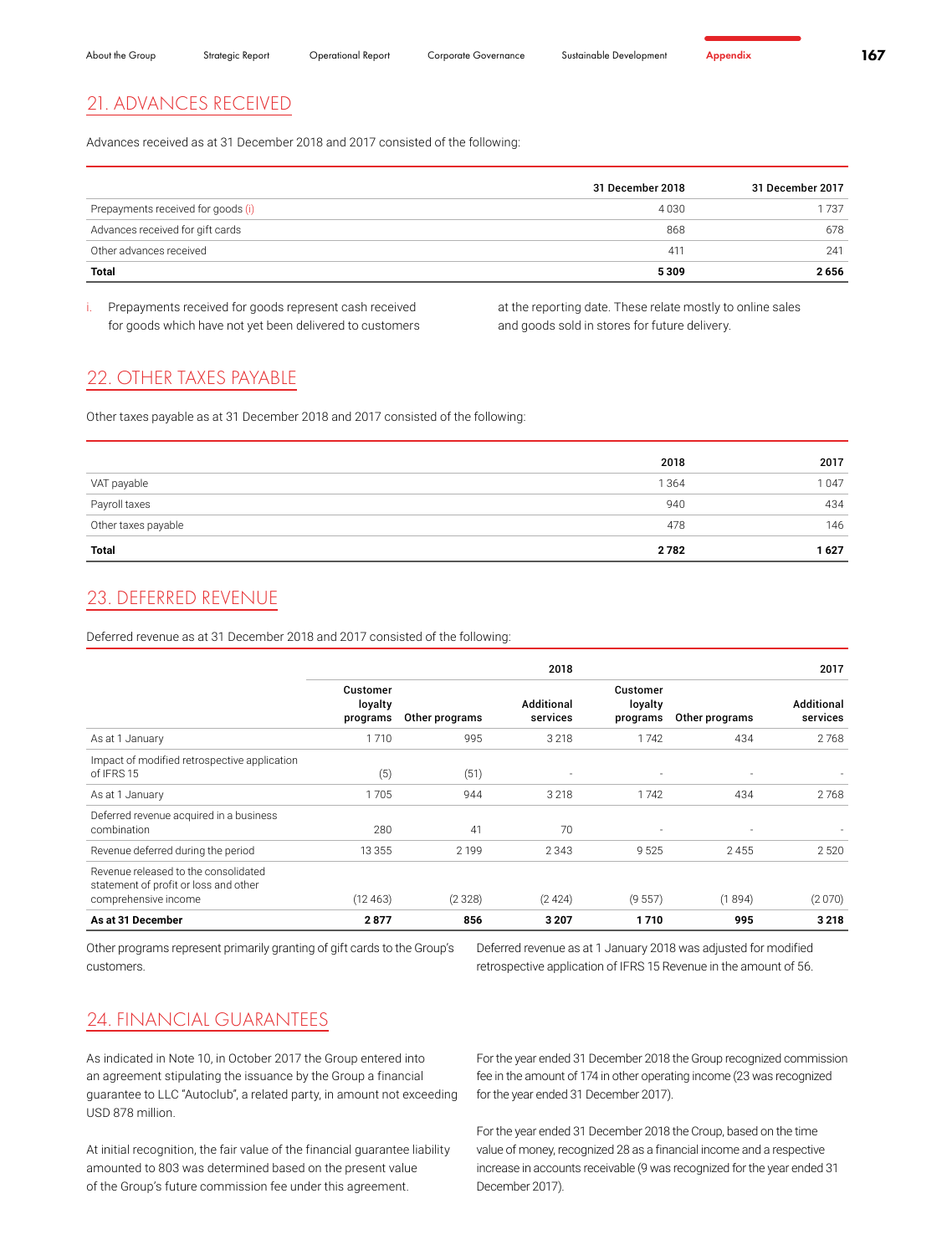## 21. ADVANCES RECEIVED

Advances received as at 31 December 2018 and 2017 consisted of the following:

| | 31 December 2018 | 31 December 2017 |
|---|---|---|
| Prepayments received for goods (i) | 4 030 | 1 737 |
| Advances received for gift cards | 868 | 678 |
| Other advances received | 411 | 241 |
| **Total** | **5 309** | **2 656** |

i. Prepayments received for goods represent cash received for goods which have not yet been delivered to customers at the reporting date. These relate mostly to online sales and goods sold in stores for future delivery.

## 22. OTHER TAXES PAYABLE

Other taxes payable as at 31 December 2018 and 2017 consisted of the following:

| | 2018 | 2017 |
|---|---|---|
| VAT payable | 1 364 | 1 047 |
| Payroll taxes | 940 | 434 |
| Other taxes payable | 478 | 146 |
| **Total** | **2 782** | **1 627** |

## 23. DEFERRED REVENUE

Deferred revenue as at 31 December 2018 and 2017 consisted of the following:

| | 2018 | | | 2017 | | |
|---|---|---|---|---|---|---|
| | Customer loyalty programs | Other programs | Additional services | Customer loyalty programs | Other programs | Additional services |
| As at 1 January | 1 710 | 995 | 3 218 | 1 742 | 434 | 2 768 |
| Impact of modified retrospective application of IFRS 15 | (5) | (51) | - | - | - | - |
| As at 1 January | 1 705 | 944 | 3 218 | 1 742 | 434 | 2 768 |
| Deferred revenue acquired in a business combination | 280 | 41 | 70 | - | - | - |
| Revenue deferred during the period | 13 355 | 2 199 | 2 343 | 9 525 | 2 455 | 2 520 |
| Revenue released to the consolidated statement of profit or loss and other comprehensive income | (12 463) | (2 328) | (2 424) | (9 557) | (1 894) | (2 070) |
| **As at 31 December** | **2 877** | **856** | **3 207** | **1 710** | **995** | **3 218** |

Other programs represent primarily granting of gift cards to the Group's customers.

Deferred revenue as at 1 January 2018 was adjusted for modified retrospective application of IFRS 15 Revenue in the amount of 56.

## 24. FINANCIAL GUARANTEES

As indicated in Note 10, in October 2017 the Group entered into an agreement stipulating the issuance by the Group a financial guarantee to LLC "Autoclub", a related party, in amount not exceeding USD 878 million.

At initial recognition, the fair value of the financial guarantee liability amounted to 803 was determined based on the present value of the Group's future commission fee under this agreement.

For the year ended 31 December 2018 the Group recognized commission fee in the amount of 174 in other operating income (23 was recognized for the year ended 31 December 2017).

For the year ended 31 December 2018 the Croup, based on the time value of money, recognized 28 as a financial income and a respective increase in accounts receivable (9 was recognized for the year ended 31 December 2017).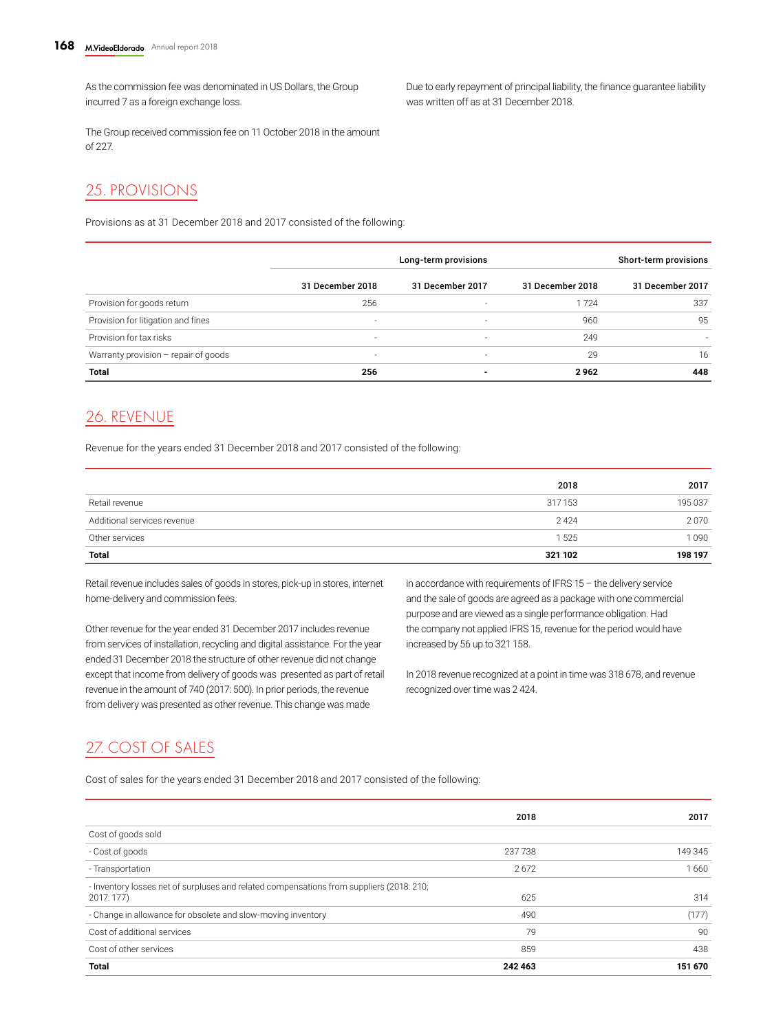As the commission fee was denominated in US Dollars, the Group incurred 7 as a foreign exchange loss.

The Group received commission fee on 11 October 2018 in the amount of 227.

Due to early repayment of principal liability, the finance guarantee liability was written off as at 31 December 2018.

## 25. PROVISIONS

Provisions as at 31 December 2018 and 2017 consisted of the following:

| | Long-term provisions | | Short-term provisions | |
|---|---|---|---|---|
| | 31 December 2018 | 31 December 2017 | 31 December 2018 | 31 December 2017 |
| Provision for goods return | 256 | - | 1 724 | 337 |
| Provision for litigation and fines | - | - | 960 | 95 |
| Provision for tax risks | - | - | 249 | - |
| Warranty provision – repair of goods | - | - | 29 | 16 |
| **Total** | **256** | **-** | **2 962** | **448** |

## 26. REVENUE

Revenue for the years ended 31 December 2018 and 2017 consisted of the following:

| | 2018 | 2017 |
|---|---|---|
| Retail revenue | 317 153 | 195 037 |
| Additional services revenue | 2 424 | 2 070 |
| Other services | 1 525 | 1 090 |
| **Total** | **321 102** | **198 197** |

Retail revenue includes sales of goods in stores, pick-up in stores, internet home-delivery and commission fees.

Other revenue for the year ended 31 December 2017 includes revenue from services of installation, recycling and digital assistance. For the year ended 31 December 2018 the structure of other revenue did not change except that income from delivery of goods was presented as part of retail revenue in the amount of 740 (2017: 500). In prior periods, the revenue from delivery was presented as other revenue. This change was made in accordance with requirements of IFRS 15 – the delivery service and the sale of goods are agreed as a package with one commercial purpose and are viewed as a single performance obligation. Had the company not applied IFRS 15, revenue for the period would have increased by 56 up to 321 158.

In 2018 revenue recognized at a point in time was 318 678, and revenue recognized over time was 2 424.

## 27. COST OF SALES

Cost of sales for the years ended 31 December 2018 and 2017 consisted of the following:

| | 2018 | 2017 |
|---|---|---|
| Cost of goods sold | | |
| - Cost of goods | 237 738 | 149 345 |
| - Transportation | 2 672 | 1 660 |
| - Inventory losses net of surpluses and related compensations from suppliers (2018: 210; 2017: 177) | 625 | 314 |
| - Change in allowance for obsolete and slow-moving inventory | 490 | (177) |
| Cost of additional services | 79 | 90 |
| Cost of other services | 859 | 438 |
| **Total** | **242 463** | **151 670** |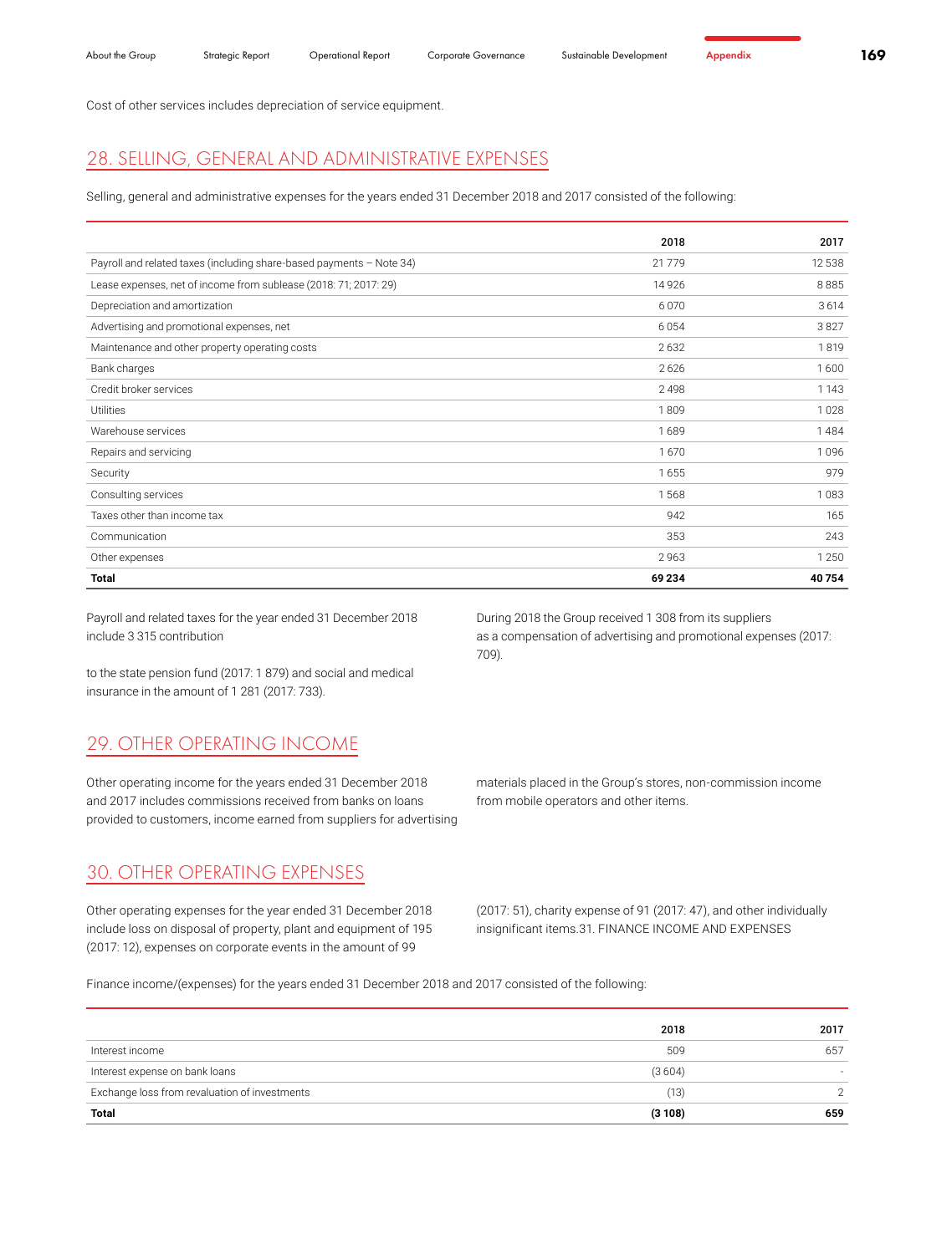Cost of other services includes depreciation of service equipment.

## 28. SELLING, GENERAL AND ADMINISTRATIVE EXPENSES

Selling, general and administrative expenses for the years ended 31 December 2018 and 2017 consisted of the following:

| | 2018 | 2017 |
|---|---|---|
| Payroll and related taxes (including share-based payments – Note 34) | 21 779 | 12 538 |
| Lease expenses, net of income from sublease (2018: 71; 2017: 29) | 14 926 | 8 885 |
| Depreciation and amortization | 6 070 | 3 614 |
| Advertising and promotional expenses, net | 6 054 | 3 827 |
| Maintenance and other property operating costs | 2 632 | 1 819 |
| Bank charges | 2 626 | 1 600 |
| Credit broker services | 2 498 | 1 143 |
| Utilities | 1 809 | 1 028 |
| Warehouse services | 1 689 | 1 484 |
| Repairs and servicing | 1 670 | 1 096 |
| Security | 1 655 | 979 |
| Consulting services | 1 568 | 1 083 |
| Taxes other than income tax | 942 | 165 |
| Communication | 353 | 243 |
| Other expenses | 2 963 | 1 250 |
| **Total** | **69 234** | **40 754** |

Payroll and related taxes for the year ended 31 December 2018 include 3 315 contribution

to the state pension fund (2017: 1 879) and social and medical insurance in the amount of 1 281 (2017: 733).

During 2018 the Group received 1 308 from its suppliers as a compensation of advertising and promotional expenses (2017: 709).

## 29. OTHER OPERATING INCOME

Other operating income for the years ended 31 December 2018 and 2017 includes commissions received from banks on loans provided to customers, income earned from suppliers for advertising materials placed in the Group's stores, non-commission income from mobile operators and other items.

## 30. OTHER OPERATING EXPENSES

Other operating expenses for the year ended 31 December 2018 include loss on disposal of property, plant and equipment of 195 (2017: 12), expenses on corporate events in the amount of 99 (2017: 51), charity expense of 91 (2017: 47), and other individually insignificant items.

## 31. FINANCE INCOME AND EXPENSES

Finance income/(expenses) for the years ended 31 December 2018 and 2017 consisted of the following:

| | 2018 | 2017 |
|---|---|---|
| Interest income | 509 | 657 |
| Interest expense on bank loans | (3 604) | - |
| Exchange loss from revaluation of investments | (13) | 2 |
| **Total** | **(3 108)** | **659** |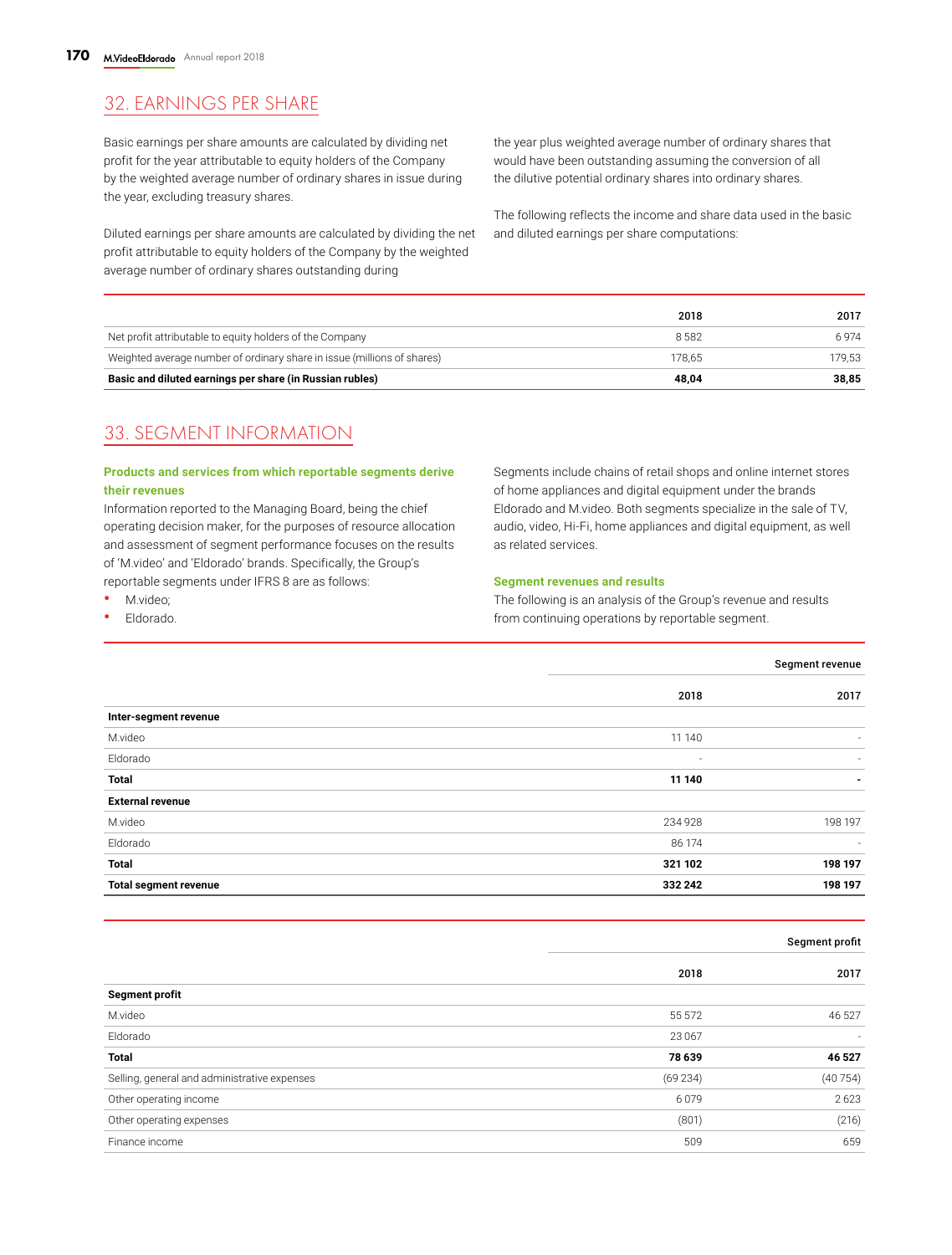## 32. EARNINGS PER SHARE

Basic earnings per share amounts are calculated by dividing net profit for the year attributable to equity holders of the Company by the weighted average number of ordinary shares in issue during the year, excluding treasury shares.

Diluted earnings per share amounts are calculated by dividing the net profit attributable to equity holders of the Company by the weighted average number of ordinary shares outstanding during the year plus weighted average number of ordinary shares that would have been outstanding assuming the conversion of all the dilutive potential ordinary shares into ordinary shares.

The following reflects the income and share data used in the basic and diluted earnings per share computations:

| | 2018 | 2017 |
|---|---|---|
| Net profit attributable to equity holders of the Company | 8 582 | 6 974 |
| Weighted average number of ordinary share in issue (millions of shares) | 178,65 | 179,53 |
| **Basic and diluted earnings per share (in Russian rubles)** | **48,04** | **38,85** |

## 33. SEGMENT INFORMATION

**Products and services from which reportable segments derive their revenues**

Information reported to the Managing Board, being the chief operating decision maker, for the purposes of resource allocation and assessment of segment performance focuses on the results of 'M.video' and 'Eldorado' brands. Specifically, the Group's reportable segments under IFRS 8 are as follows:

- M.video;
- Eldorado.

Segments include chains of retail shops and online internet stores of home appliances and digital equipment under the brands Eldorado and M.video. Both segments specialize in the sale of TV, audio, video, Hi-Fi, home appliances and digital equipment, as well as related services.

**Segment revenues and results**

The following is an analysis of the Group's revenue and results from continuing operations by reportable segment.

| | Segment revenue | |
|---|---|---|
| | 2018 | 2017 |
| **Inter-segment revenue** | | |
| M.video | 11 140 | - |
| Eldorado | - | - |
| **Total** | **11 140** | **-** |
| **External revenue** | | |
| M.video | 234 928 | 198 197 |
| Eldorado | 86 174 | - |
| **Total** | **321 102** | **198 197** |
| **Total segment revenue** | **332 242** | **198 197** |

| | Segment profit | |
|---|---|---|
| | 2018 | 2017 |
| **Segment profit** | | |
| M.video | 55 572 | 46 527 |
| Eldorado | 23 067 | - |
| **Total** | **78 639** | **46 527** |
| Selling, general and administrative expenses | (69 234) | (40 754) |
| Other operating income | 6 079 | 2 623 |
| Other operating expenses | (801) | (216) |
| Finance income | 509 | 659 |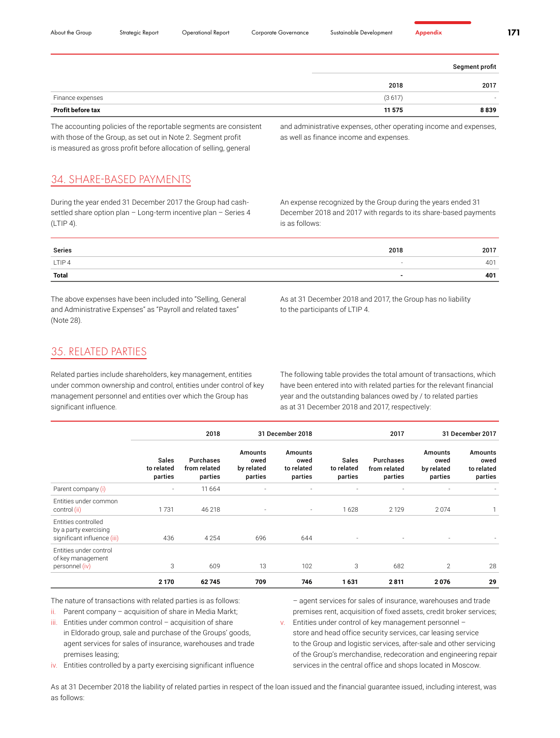| | Segment profit | |
|---|---|---|
| | 2018 | 2017 |
| Finance expenses | (3 617) | - |
| **Profit before tax** | **11 575** | **8 839** |

The accounting policies of the reportable segments are consistent with those of the Group, as set out in Note 2. Segment profit is measured as gross profit before allocation of selling, general and administrative expenses, other operating income and expenses, as well as finance income and expenses.

## 34. SHARE-BASED PAYMENTS

During the year ended 31 December 2017 the Group had cash-settled share option plan – Long-term incentive plan – Series 4 (LTIP 4).

An expense recognized by the Group during the years ended 31 December 2018 and 2017 with regards to its share-based payments is as follows:

| Series | 2018 | 2017 |
|---|---|---|
| LTIP 4 | - | 401 |
| **Total** | **-** | **401** |

The above expenses have been included into "Selling, General and Administrative Expenses" as "Payroll and related taxes" (Note 28).

As at 31 December 2018 and 2017, the Group has no liability to the participants of LTIP 4.

## 35. RELATED PARTIES

Related parties include shareholders, key management, entities under common ownership and control, entities under control of key management personnel and entities over which the Group has significant influence.

The following table provides the total amount of transactions, which have been entered into with related parties for the relevant financial year and the outstanding balances owed by / to related parties as at 31 December 2018 and 2017, respectively:

| | 2018 | | 31 December 2018 | | 2017 | | 31 December 2017 | |
|---|---|---|---|---|---|---|---|---|
| | Sales to related parties | Purchases from related parties | Amounts owed by related parties | Amounts owed to related parties | Sales to related parties | Purchases from related parties | Amounts owed by related parties | Amounts owed to related parties |
| Parent company (i) | - | 11 664 | - | - | - | - | - | - |
| Entities under common control (ii) | 1 731 | 46 218 | - | - | 1 628 | 2 129 | 2 074 | 1 |
| Entities controlled by a party exercising significant influence (iii) | 436 | 4 254 | 696 | 644 | - | - | - | - |
| Entities under control of key management personnel (iv) | 3 | 609 | 13 | 102 | 3 | 682 | 2 | 28 |
| | **2 170** | **62 745** | **709** | **746** | **1 631** | **2 811** | **2 076** | **29** |

The nature of transactions with related parties is as follows:

ii. Parent company – acquisition of share in Media Markt;

iii. Entities under common control – acquisition of share in Eldorado group, sale and purchase of the Groups' goods, agent services for sales of insurance, warehouses and trade premises leasing;

iv. Entities controlled by a party exercising significant influence – agent services for sales of insurance, warehouses and trade premises rent, acquisition of fixed assets, credit broker services;

v. Entities under control of key management personnel – store and head office security services, car leasing service to the Group and logistic services, after-sale and other servicing of the Group's merchandise, redecoration and engineering repair services in the central office and shops located in Moscow.

As at 31 December 2018 the liability of related parties in respect of the loan issued and the financial guarantee issued, including interest, was as follows: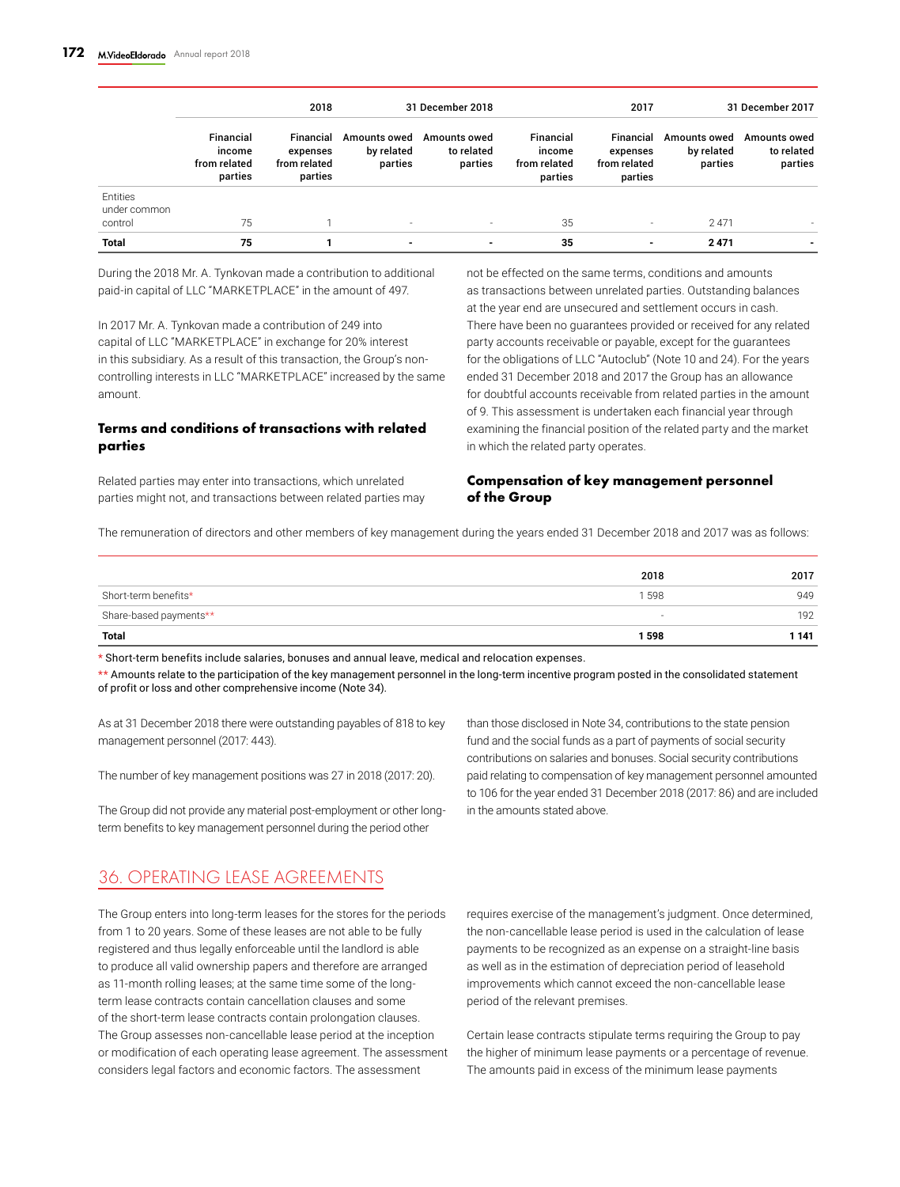| | 2018 | | 31 December 2018 | | 2017 | | 31 December 2017 | |
|---|---|---|---|---|---|---|---|---|
| | Financial income from related parties | Financial expenses from related parties | Amounts owed by related parties | Amounts owed to related parties | Financial income from related parties | Financial expenses from related parties | Amounts owed by related parties | Amounts owed to related parties |
| Entities under common control | 75 | 1 | - | - | 35 | - | 2 471 | - |
| **Total** | **75** | **1** | **-** | **-** | **35** | **-** | **2 471** | **-** |

During the 2018 Mr. A. Tynkovan made a contribution to additional paid-in capital of LLC "MARKETPLACE" in the amount of 497.

In 2017 Mr. A. Tynkovan made a contribution of 249 into capital of LLC "MARKETPLACE" in exchange for 20% interest in this subsidiary. As a result of this transaction, the Group's non-controlling interests in LLC "MARKETPLACE" increased by the same amount.

### Terms and conditions of transactions with related parties

Related parties may enter into transactions, which unrelated parties might not, and transactions between related parties may not be effected on the same terms, conditions and amounts as transactions between unrelated parties. Outstanding balances at the year end are unsecured and settlement occurs in cash. There have been no guarantees provided or received for any related party accounts receivable or payable, except for the guarantees for the obligations of LLC "Autoclub" (Note 10 and 24). For the years ended 31 December 2018 and 2017 the Group has an allowance for doubtful accounts receivable from related parties in the amount of 9. This assessment is undertaken each financial year through examining the financial position of the related party and the market in which the related party operates.

### Compensation of key management personnel of the Group

The remuneration of directors and other members of key management during the years ended 31 December 2018 and 2017 was as follows:

| | 2018 | 2017 |
|---|---|---|
| Short-term benefits* | 1 598 | 949 |
| Share-based payments** | - | 192 |
| **Total** | **1 598** | **1 141** |

\* Short-term benefits include salaries, bonuses and annual leave, medical and relocation expenses.

\*\* Amounts relate to the participation of the key management personnel in the long-term incentive program posted in the consolidated statement of profit or loss and other comprehensive income (Note 34).

As at 31 December 2018 there were outstanding payables of 818 to key management personnel (2017: 443).

The number of key management positions was 27 in 2018 (2017: 20).

The Group did not provide any material post-employment or other long-term benefits to key management personnel during the period other than those disclosed in Note 34, contributions to the state pension fund and the social funds as a part of payments of social security contributions on salaries and bonuses. Social security contributions paid relating to compensation of key management personnel amounted to 106 for the year ended 31 December 2018 (2017: 86) and are included in the amounts stated above.

## 36. OPERATING LEASE AGREEMENTS

The Group enters into long-term leases for the stores for the periods from 1 to 20 years. Some of these leases are not able to be fully registered and thus legally enforceable until the landlord is able to produce all valid ownership papers and therefore are arranged as 11-month rolling leases; at the same time some of the long-term lease contracts contain cancellation clauses and some of the short-term lease contracts contain prolongation clauses. The Group assesses non-cancellable lease period at the inception or modification of each operating lease agreement. The assessment considers legal factors and economic factors. The assessment requires exercise of the management's judgment. Once determined, the non-cancellable lease period is used in the calculation of lease payments to be recognized as an expense on a straight-line basis as well as in the estimation of depreciation period of leasehold improvements which cannot exceed the non-cancellable lease period of the relevant premises.

Certain lease contracts stipulate terms requiring the Group to pay the higher of minimum lease payments or a percentage of revenue. The amounts paid in excess of the minimum lease payments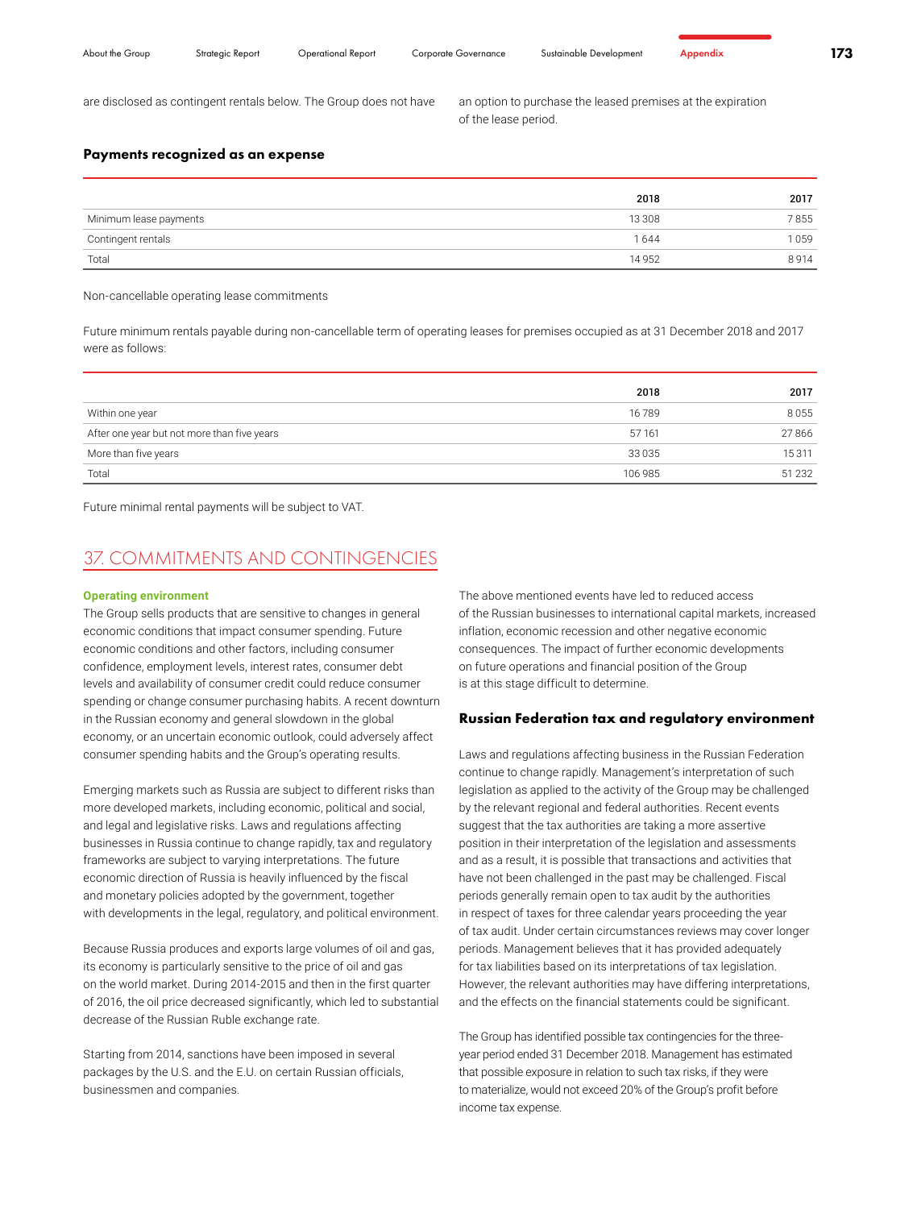are disclosed as contingent rentals below. The Group does not have an option to purchase the leased premises at the expiration of the lease period.

### Payments recognized as an expense

| | 2018 | 2017 |
|---|---|---|
| Minimum lease payments | 13 308 | 7 855 |
| Contingent rentals | 1 644 | 1 059 |
| Total | 14 952 | 8 914 |

Non-cancellable operating lease commitments

Future minimum rentals payable during non-cancellable term of operating leases for premises occupied as at 31 December 2018 and 2017 were as follows:

| | 2018 | 2017 |
|---|---|---|
| Within one year | 16 789 | 8 055 |
| After one year but not more than five years | 57 161 | 27 866 |
| More than five years | 33 035 | 15 311 |
| Total | 106 985 | 51 232 |

Future minimal rental payments will be subject to VAT.

## 37. COMMITMENTS AND CONTINGENCIES

**Operating environment**

The Group sells products that are sensitive to changes in general economic conditions that impact consumer spending. Future economic conditions and other factors, including consumer confidence, employment levels, interest rates, consumer debt levels and availability of consumer credit could reduce consumer spending or change consumer purchasing habits. A recent downturn in the Russian economy and general slowdown in the global economy, or an uncertain economic outlook, could adversely affect consumer spending habits and the Group's operating results.

Emerging markets such as Russia are subject to different risks than more developed markets, including economic, political and social, and legal and legislative risks. Laws and regulations affecting businesses in Russia continue to change rapidly, tax and regulatory frameworks are subject to varying interpretations. The future economic direction of Russia is heavily influenced by the fiscal and monetary policies adopted by the government, together with developments in the legal, regulatory, and political environment.

Because Russia produces and exports large volumes of oil and gas, its economy is particularly sensitive to the price of oil and gas on the world market. During 2014-2015 and then in the first quarter of 2016, the oil price decreased significantly, which led to substantial decrease of the Russian Ruble exchange rate.

Starting from 2014, sanctions have been imposed in several packages by the U.S. and the E.U. on certain Russian officials, businessmen and companies.

The above mentioned events have led to reduced access of the Russian businesses to international capital markets, increased inflation, economic recession and other negative economic consequences. The impact of further economic developments on future operations and financial position of the Group is at this stage difficult to determine.

### Russian Federation tax and regulatory environment

Laws and regulations affecting business in the Russian Federation continue to change rapidly. Management's interpretation of such legislation as applied to the activity of the Group may be challenged by the relevant regional and federal authorities. Recent events suggest that the tax authorities are taking a more assertive position in their interpretation of the legislation and assessments and as a result, it is possible that transactions and activities that have not been challenged in the past may be challenged. Fiscal periods generally remain open to tax audit by the authorities in respect of taxes for three calendar years proceeding the year of tax audit. Under certain circumstances reviews may cover longer periods. Management believes that it has provided adequately for tax liabilities based on its interpretations of tax legislation. However, the relevant authorities may have differing interpretations, and the effects on the financial statements could be significant.

The Group has identified possible tax contingencies for the three-year period ended 31 December 2018. Management has estimated that possible exposure in relation to such tax risks, if they were to materialize, would not exceed 20% of the Group's profit before income tax expense.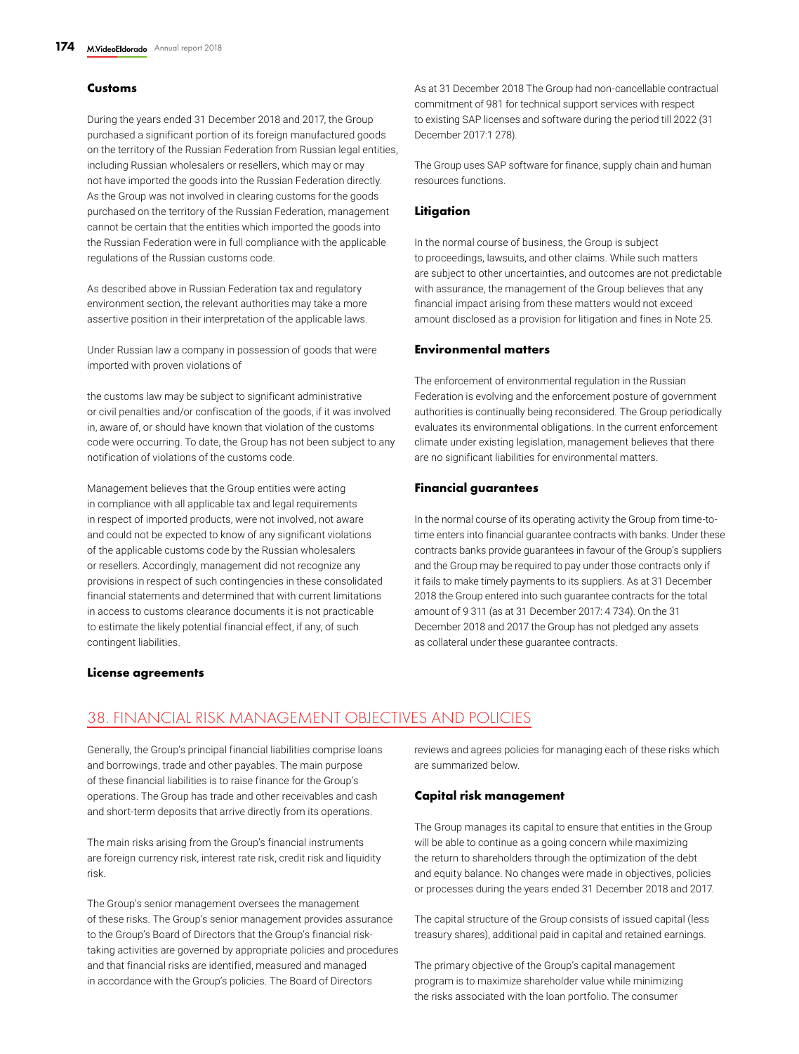### Customs

During the years ended 31 December 2018 and 2017, the Group purchased a significant portion of its foreign manufactured goods on the territory of the Russian Federation from Russian legal entities, including Russian wholesalers or resellers, which may or may not have imported the goods into the Russian Federation directly. As the Group was not involved in clearing customs for the goods purchased on the territory of the Russian Federation, management cannot be certain that the entities which imported the goods into the Russian Federation were in full compliance with the applicable regulations of the Russian customs code.

As described above in Russian Federation tax and regulatory environment section, the relevant authorities may take a more assertive position in their interpretation of the applicable laws.

Under Russian law a company in possession of goods that were imported with proven violations of

the customs law may be subject to significant administrative or civil penalties and/or confiscation of the goods, if it was involved in, aware of, or should have known that violation of the customs code were occurring. To date, the Group has not been subject to any notification of violations of the customs code.

Management believes that the Group entities were acting in compliance with all applicable tax and legal requirements in respect of imported products, were not involved, not aware and could not be expected to know of any significant violations of the applicable customs code by the Russian wholesalers or resellers. Accordingly, management did not recognize any provisions in respect of such contingencies in these consolidated financial statements and determined that with current limitations in access to customs clearance documents it is not practicable to estimate the likely potential financial effect, if any, of such contingent liabilities.

### License agreements

As at 31 December 2018 The Group had non-cancellable contractual commitment of 981 for technical support services with respect to existing SAP licenses and software during the period till 2022 (31 December 2017:1 278).

The Group uses SAP software for finance, supply chain and human resources functions.

### Litigation

In the normal course of business, the Group is subject to proceedings, lawsuits, and other claims. While such matters are subject to other uncertainties, and outcomes are not predictable with assurance, the management of the Group believes that any financial impact arising from these matters would not exceed amount disclosed as a provision for litigation and fines in Note 25.

### Environmental matters

The enforcement of environmental regulation in the Russian Federation is evolving and the enforcement posture of government authorities is continually being reconsidered. The Group periodically evaluates its environmental obligations. In the current enforcement climate under existing legislation, management believes that there are no significant liabilities for environmental matters.

### Financial guarantees

In the normal course of its operating activity the Group from time-to-time enters into financial guarantee contracts with banks. Under these contracts banks provide guarantees in favour of the Group's suppliers and the Group may be required to pay under those contracts only if it fails to make timely payments to its suppliers. As at 31 December 2018 the Group entered into such guarantee contracts for the total amount of 9 311 (as at 31 December 2017: 4 734). On the 31 December 2018 and 2017 the Group has not pledged any assets as collateral under these guarantee contracts.

## 38. FINANCIAL RISK MANAGEMENT OBJECTIVES AND POLICIES

Generally, the Group's principal financial liabilities comprise loans and borrowings, trade and other payables. The main purpose of these financial liabilities is to raise finance for the Group's operations. The Group has trade and other receivables and cash and short-term deposits that arrive directly from its operations.

The main risks arising from the Group's financial instruments are foreign currency risk, interest rate risk, credit risk and liquidity risk.

The Group's senior management oversees the management of these risks. The Group's senior management provides assurance to the Group's Board of Directors that the Group's financial risk-taking activities are governed by appropriate policies and procedures and that financial risks are identified, measured and managed in accordance with the Group's policies. The Board of Directors reviews and agrees policies for managing each of these risks which are summarized below.

### Capital risk management

The Group manages its capital to ensure that entities in the Group will be able to continue as a going concern while maximizing the return to shareholders through the optimization of the debt and equity balance. No changes were made in objectives, policies or processes during the years ended 31 December 2018 and 2017.

The capital structure of the Group consists of issued capital (less treasury shares), additional paid in capital and retained earnings.

The primary objective of the Group's capital management program is to maximize shareholder value while minimizing the risks associated with the loan portfolio. The consumer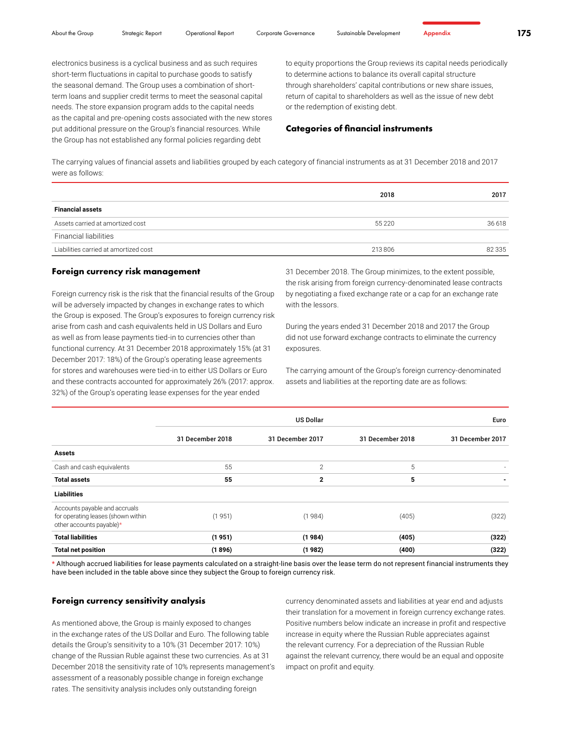electronics business is a cyclical business and as such requires short-term fluctuations in capital to purchase goods to satisfy the seasonal demand. The Group uses a combination of short-term loans and supplier credit terms to meet the seasonal capital needs. The store expansion program adds to the capital needs as the capital and pre-opening costs associated with the new stores put additional pressure on the Group's financial resources. While the Group has not established any formal policies regarding debt to equity proportions the Group reviews its capital needs periodically to determine actions to balance its overall capital structure through shareholders' capital contributions or new share issues, return of capital to shareholders as well as the issue of new debt or the redemption of existing debt.

## Categories of financial instruments

The carrying values of financial assets and liabilities grouped by each category of financial instruments as at 31 December 2018 and 2017 were as follows:

| | 2018 | 2017 |
|---|---|---|
| **Financial assets** | | |
| Assets carried at amortized cost | 55 220 | 36 618 |
| Financial liabilities | | |
| Liabilities carried at amortized cost | 213 806 | 82 335 |

## Foreign currency risk management

Foreign currency risk is the risk that the financial results of the Group will be adversely impacted by changes in exchange rates to which the Group is exposed. The Group's exposures to foreign currency risk arise from cash and cash equivalents held in US Dollars and Euro as well as from lease payments tied-in to currencies other than functional currency. At 31 December 2018 approximately 15% (at 31 December 2017: 18%) of the Group's operating lease agreements for stores and warehouses were tied-in to either US Dollars or Euro and these contracts accounted for approximately 26% (2017: approx. 32%) of the Group's operating lease expenses for the year ended 31 December 2018. The Group minimizes, to the extent possible, the risk arising from foreign currency-denominated lease contracts by negotiating a fixed exchange rate or a cap for an exchange rate with the lessors.

During the years ended 31 December 2018 and 2017 the Group did not use forward exchange contracts to eliminate the currency exposures.

The carrying amount of the Group's foreign currency-denominated assets and liabilities at the reporting date are as follows:

| | US Dollar | | Euro | |
|---|---|---|---|---|
| | 31 December 2018 | 31 December 2017 | 31 December 2018 | 31 December 2017 |
| **Assets** | | | | |
| Cash and cash equivalents | 55 | 2 | 5 | - |
| **Total assets** | **55** | **2** | **5** | **-** |
| **Liabilities** | | | | |
| Accounts payable and accruals for operating leases (shown within other accounts payable)* | (1 951) | (1 984) | (405) | (322) |
| **Total liabilities** | **(1 951)** | **(1 984)** | **(405)** | **(322)** |
| **Total net position** | **(1 896)** | **(1 982)** | **(400)** | **(322)** |

* Although accrued liabilities for lease payments calculated on a straight-line basis over the lease term do not represent financial instruments they have been included in the table above since they subject the Group to foreign currency risk.

## Foreign currency sensitivity analysis

As mentioned above, the Group is mainly exposed to changes in the exchange rates of the US Dollar and Euro. The following table details the Group's sensitivity to a 10% (31 December 2017: 10%) change of the Russian Ruble against these two currencies. As at 31 December 2018 the sensitivity rate of 10% represents management's assessment of a reasonably possible change in foreign exchange rates. The sensitivity analysis includes only outstanding foreign currency denominated assets and liabilities at year end and adjusts their translation for a movement in foreign currency exchange rates. Positive numbers below indicate an increase in profit and respective increase in equity where the Russian Ruble appreciates against the relevant currency. For a depreciation of the Russian Ruble against the relevant currency, there would be an equal and opposite impact on profit and equity.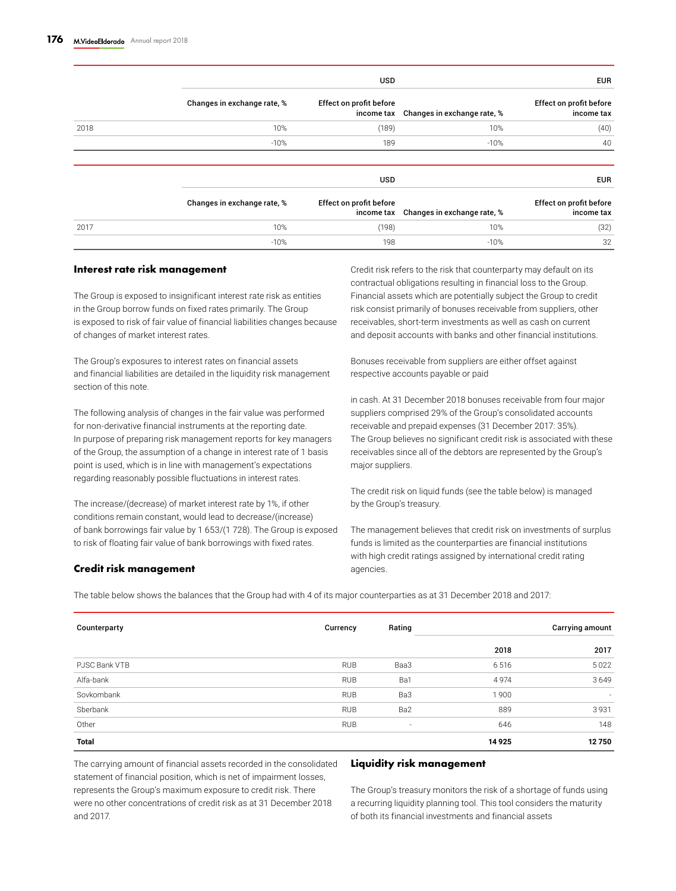| | USD | | EUR | |
|---|---|---|---|---|
| | Changes in exchange rate, % | Effect on profit before income tax | Changes in exchange rate, % | Effect on profit before income tax |
| 2018 | 10% | (189) | 10% | (40) |
| | -10% | 189 | -10% | 40 |

| | USD | | EUR | |
|---|---|---|---|---|
| | Changes in exchange rate, % | Effect on profit before income tax | Changes in exchange rate, % | Effect on profit before income tax |
| 2017 | 10% | (198) | 10% | (32) |
| | -10% | 198 | -10% | 32 |

## Interest rate risk management

The Group is exposed to insignificant interest rate risk as entities in the Group borrow funds on fixed rates primarily. The Group is exposed to risk of fair value of financial liabilities changes because of changes of market interest rates.

The Group's exposures to interest rates on financial assets and financial liabilities are detailed in the liquidity risk management section of this note.

The following analysis of changes in the fair value was performed for non-derivative financial instruments at the reporting date. In purpose of preparing risk management reports for key managers of the Group, the assumption of a change in interest rate of 1 basis point is used, which is in line with management's expectations regarding reasonably possible fluctuations in interest rates.

The increase/(decrease) of market interest rate by 1%, if other conditions remain constant, would lead to decrease/(increase) of bank borrowings fair value by 1 653/(1 728). The Group is exposed to risk of floating fair value of bank borrowings with fixed rates.

## Credit risk management

Credit risk refers to the risk that counterparty may default on its contractual obligations resulting in financial loss to the Group. Financial assets which are potentially subject the Group to credit risk consist primarily of bonuses receivable from suppliers, other receivables, short-term investments as well as cash on current and deposit accounts with banks and other financial institutions.

Bonuses receivable from suppliers are either offset against respective accounts payable or paid

in cash. At 31 December 2018 bonuses receivable from four major suppliers comprised 29% of the Group's consolidated accounts receivable and prepaid expenses (31 December 2017: 35%). The Group believes no significant credit risk is associated with these receivables since all of the debtors are represented by the Group's major suppliers.

The credit risk on liquid funds (see the table below) is managed by the Group's treasury.

The management believes that credit risk on investments of surplus funds is limited as the counterparties are financial institutions with high credit ratings assigned by international credit rating agencies.

The table below shows the balances that the Group had with 4 of its major counterparties as at 31 December 2018 and 2017:

| Counterparty | Currency | Rating | Carrying amount | |
|---|---|---|---|---|
| | | | 2018 | 2017 |
| PJSC Bank VTB | RUB | Baa3 | 6 516 | 5 022 |
| Alfa-bank | RUB | Ba1 | 4 974 | 3 649 |
| Sovkombank | RUB | Ba3 | 1 900 | - |
| Sberbank | RUB | Ba2 | 889 | 3 931 |
| Other | RUB | - | 646 | 148 |
| **Total** | | | **14 925** | **12 750** |

The carrying amount of financial assets recorded in the consolidated statement of financial position, which is net of impairment losses, represents the Group's maximum exposure to credit risk. There were no other concentrations of credit risk as at 31 December 2018 and 2017.

## Liquidity risk management

The Group's treasury monitors the risk of a shortage of funds using a recurring liquidity planning tool. This tool considers the maturity of both its financial investments and financial assets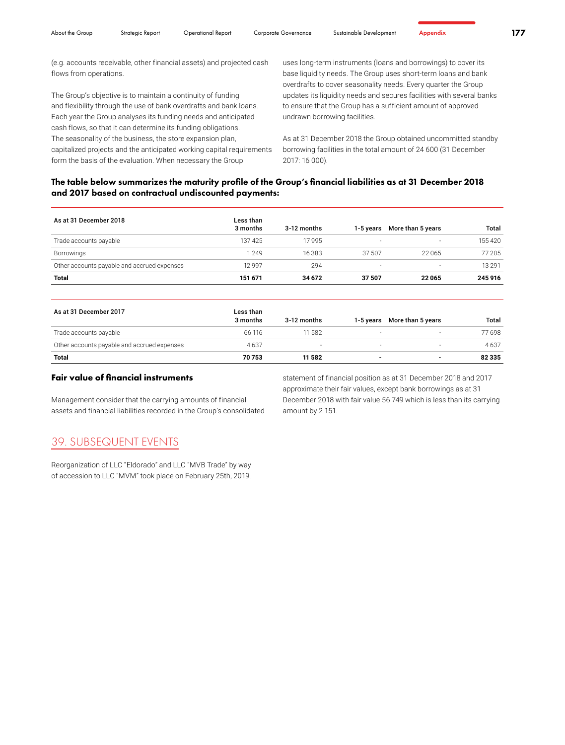(e.g. accounts receivable, other financial assets) and projected cash flows from operations.

The Group's objective is to maintain a continuity of funding and flexibility through the use of bank overdrafts and bank loans. Each year the Group analyses its funding needs and anticipated cash flows, so that it can determine its funding obligations. The seasonality of the business, the store expansion plan, capitalized projects and the anticipated working capital requirements form the basis of the evaluation. When necessary the Group uses long-term instruments (loans and borrowings) to cover its base liquidity needs. The Group uses short-term loans and bank overdrafts to cover seasonality needs. Every quarter the Group updates its liquidity needs and secures facilities with several banks to ensure that the Group has a sufficient amount of approved undrawn borrowing facilities.

As at 31 December 2018 the Group obtained uncommitted standby borrowing facilities in the total amount of 24 600 (31 December 2017: 16 000).

**The table below summarizes the maturity profile of the Group's financial liabilities as at 31 December 2018 and 2017 based on contractual undiscounted payments:**

| As at 31 December 2018 | Less than 3 months | 3-12 months | 1-5 years | More than 5 years | Total |
|---|---|---|---|---|---|
| Trade accounts payable | 137 425 | 17 995 | - | - | 155 420 |
| Borrowings | 1 249 | 16 383 | 37 507 | 22 065 | 77 205 |
| Other accounts payable and accrued expenses | 12 997 | 294 | - | - | 13 291 |
| **Total** | **151 671** | **34 672** | **37 507** | **22 065** | **245 916** |

| As at 31 December 2017 | Less than 3 months | 3-12 months | 1-5 years | More than 5 years | Total |
|---|---|---|---|---|---|
| Trade accounts payable | 66 116 | 11 582 | - | - | 77 698 |
| Other accounts payable and accrued expenses | 4 637 | - | - | - | 4 637 |
| **Total** | **70 753** | **11 582** | **-** | **-** | **82 335** |

### Fair value of financial instruments

Management consider that the carrying amounts of financial assets and financial liabilities recorded in the Group's consolidated statement of financial position as at 31 December 2018 and 2017 approximate their fair values, except bank borrowings as at 31 December 2018 with fair value 56 749 which is less than its carrying amount by 2 151.

## 39. SUBSEQUENT EVENTS

Reorganization of LLC "Eldorado" and LLC "MVB Trade" by way of accession to LLC "MVM" took place on February 25th, 2019.